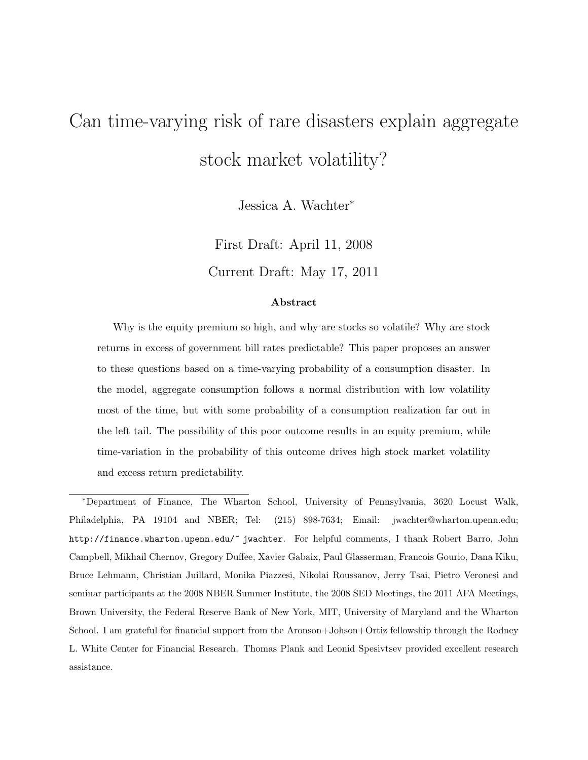# Can time-varying risk of rare disasters explain aggregate stock market volatility?

Jessica A. Wachter*

First Draft: April 11, 2008

Current Draft: May 17, 2011

### Abstract

Why is the equity premium so high, and why are stocks so volatile? Why are stock returns in excess of government bill rates predictable? This paper proposes an answer to these questions based on a time-varying probability of a consumption disaster. In the model, aggregate consumption follows a normal distribution with low volatility most of the time, but with some probability of a consumption realization far out in the left tail. The possibility of this poor outcome results in an equity premium, while time-variation in the probability of this outcome drives high stock market volatility and excess return predictability.

---

*Department of Finance, The Wharton School, University of Pennsylvania, 3620 Locust Walk, Philadelphia, PA 19104 and NBER; Tel: (215) 898-7634; Email: jwachter@wharton.upenn.edu; `http://finance.wharton.upenn.edu/~ jwachter`. For helpful comments, I thank Robert Barro, John Campbell, Mikhail Chernov, Gregory Duffee, Xavier Gabaix, Paul Glasserman, Francois Gourio, Dana Kiku, Bruce Lehmann, Christian Juillard, Monika Piazzesi, Nikolai Roussanov, Jerry Tsai, Pietro Veronesi and seminar participants at the 2008 NBER Summer Institute, the 2008 SED Meetings, the 2011 AFA Meetings, Brown University, the Federal Reserve Bank of New York, MIT, University of Maryland and the Wharton School. I am grateful for financial support from the Aronson+Johson+Ortiz fellowship through the Rodney L. White Center for Financial Research. Thomas Plank and Leonid Spesivtsev provided excellent research assistance.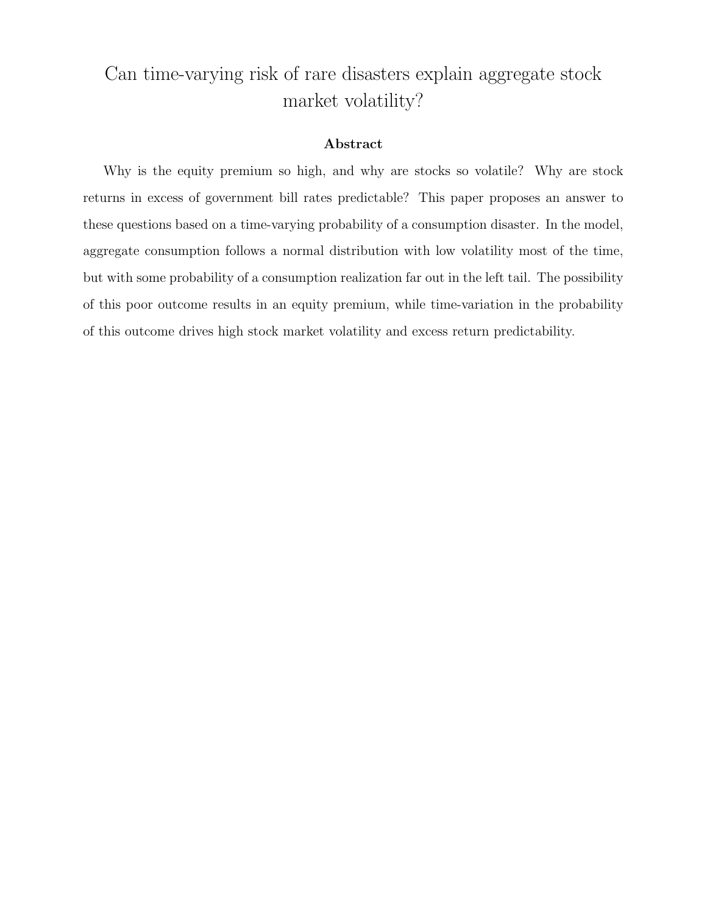# Can time-varying risk of rare disasters explain aggregate stock market volatility?

## Abstract

Why is the equity premium so high, and why are stocks so volatile? Why are stock returns in excess of government bill rates predictable? This paper proposes an answer to these questions based on a time-varying probability of a consumption disaster. In the model, aggregate consumption follows a normal distribution with low volatility most of the time, but with some probability of a consumption realization far out in the left tail. The possibility of this poor outcome results in an equity premium, while time-variation in the probability of this outcome drives high stock market volatility and excess return predictability.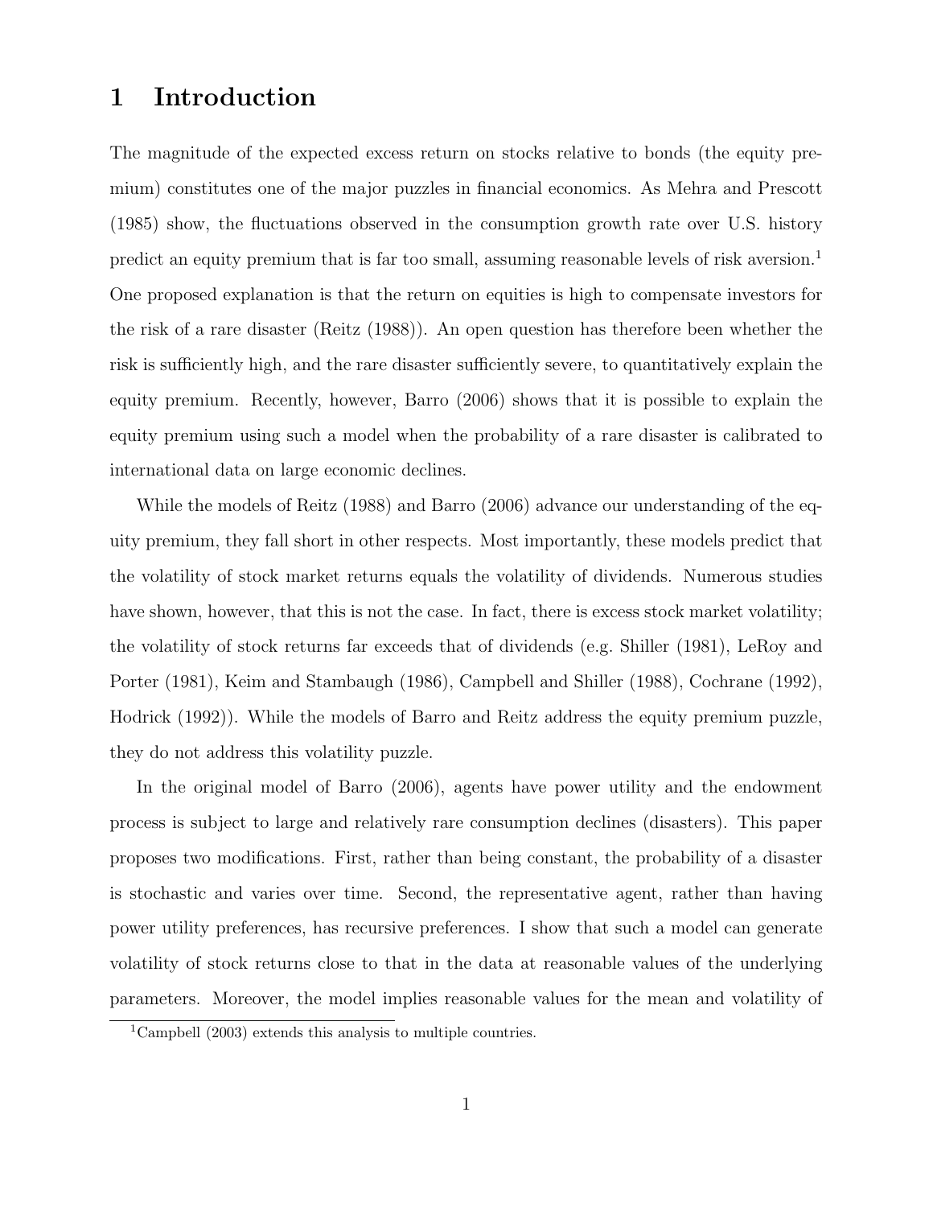# 1 Introduction

The magnitude of the expected excess return on stocks relative to bonds (the equity premium) constitutes one of the major puzzles in financial economics. As Mehra and Prescott (1985) show, the fluctuations observed in the consumption growth rate over U.S. history predict an equity premium that is far too small, assuming reasonable levels of risk aversion.[1] One proposed explanation is that the return on equities is high to compensate investors for the risk of a rare disaster (Reitz (1988)). An open question has therefore been whether the risk is sufficiently high, and the rare disaster sufficiently severe, to quantitatively explain the equity premium. Recently, however, Barro (2006) shows that it is possible to explain the equity premium using such a model when the probability of a rare disaster is calibrated to international data on large economic declines.

While the models of Reitz (1988) and Barro (2006) advance our understanding of the equity premium, they fall short in other respects. Most importantly, these models predict that the volatility of stock market returns equals the volatility of dividends. Numerous studies have shown, however, that this is not the case. In fact, there is excess stock market volatility; the volatility of stock returns far exceeds that of dividends (e.g. Shiller (1981), LeRoy and Porter (1981), Keim and Stambaugh (1986), Campbell and Shiller (1988), Cochrane (1992), Hodrick (1992)). While the models of Barro and Reitz address the equity premium puzzle, they do not address this volatility puzzle.

In the original model of Barro (2006), agents have power utility and the endowment process is subject to large and relatively rare consumption declines (disasters). This paper proposes two modifications. First, rather than being constant, the probability of a disaster is stochastic and varies over time. Second, the representative agent, rather than having power utility preferences, has recursive preferences. I show that such a model can generate volatility of stock returns close to that in the data at reasonable values of the underlying parameters. Moreover, the model implies reasonable values for the mean and volatility of

[1] Campbell (2003) extends this analysis to multiple countries.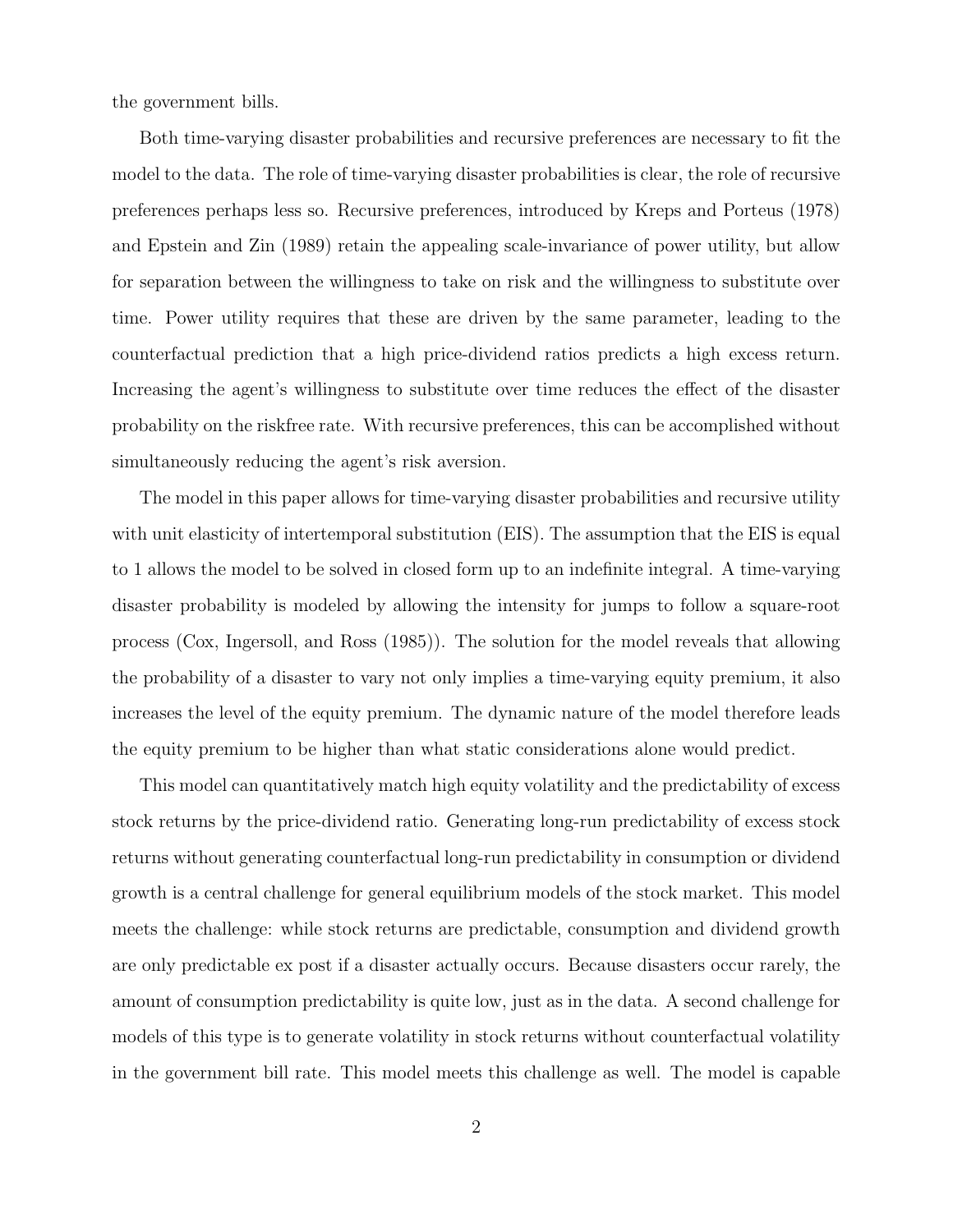the government bills.

Both time-varying disaster probabilities and recursive preferences are necessary to fit the model to the data. The role of time-varying disaster probabilities is clear, the role of recursive preferences perhaps less so. Recursive preferences, introduced by Kreps and Porteus (1978) and Epstein and Zin (1989) retain the appealing scale-invariance of power utility, but allow for separation between the willingness to take on risk and the willingness to substitute over time. Power utility requires that these are driven by the same parameter, leading to the counterfactual prediction that a high price-dividend ratios predicts a high excess return. Increasing the agent's willingness to substitute over time reduces the effect of the disaster probability on the riskfree rate. With recursive preferences, this can be accomplished without simultaneously reducing the agent's risk aversion.

The model in this paper allows for time-varying disaster probabilities and recursive utility with unit elasticity of intertemporal substitution (EIS). The assumption that the EIS is equal to 1 allows the model to be solved in closed form up to an indefinite integral. A time-varying disaster probability is modeled by allowing the intensity for jumps to follow a square-root process (Cox, Ingersoll, and Ross (1985)). The solution for the model reveals that allowing the probability of a disaster to vary not only implies a time-varying equity premium, it also increases the level of the equity premium. The dynamic nature of the model therefore leads the equity premium to be higher than what static considerations alone would predict.

This model can quantitatively match high equity volatility and the predictability of excess stock returns by the price-dividend ratio. Generating long-run predictability of excess stock returns without generating counterfactual long-run predictability in consumption or dividend growth is a central challenge for general equilibrium models of the stock market. This model meets the challenge: while stock returns are predictable, consumption and dividend growth are only predictable ex post if a disaster actually occurs. Because disasters occur rarely, the amount of consumption predictability is quite low, just as in the data. A second challenge for models of this type is to generate volatility in stock returns without counterfactual volatility in the government bill rate. This model meets this challenge as well. The model is capable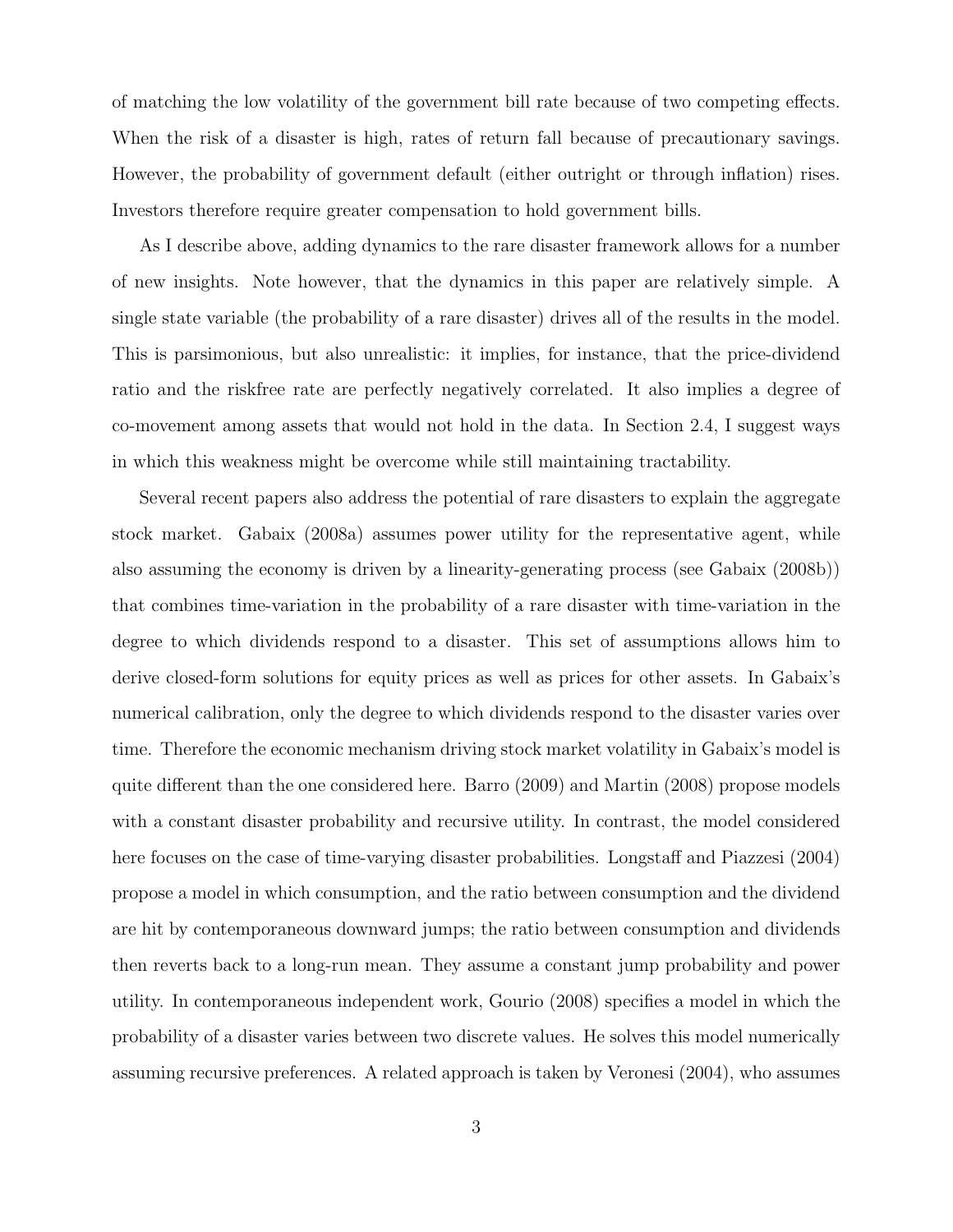of matching the low volatility of the government bill rate because of two competing effects. When the risk of a disaster is high, rates of return fall because of precautionary savings. However, the probability of government default (either outright or through inflation) rises. Investors therefore require greater compensation to hold government bills.

As I describe above, adding dynamics to the rare disaster framework allows for a number of new insights. Note however, that the dynamics in this paper are relatively simple. A single state variable (the probability of a rare disaster) drives all of the results in the model. This is parsimonious, but also unrealistic: it implies, for instance, that the price-dividend ratio and the riskfree rate are perfectly negatively correlated. It also implies a degree of co-movement among assets that would not hold in the data. In Section 2.4, I suggest ways in which this weakness might be overcome while still maintaining tractability.

Several recent papers also address the potential of rare disasters to explain the aggregate stock market. Gabaix (2008a) assumes power utility for the representative agent, while also assuming the economy is driven by a linearity-generating process (see Gabaix (2008b)) that combines time-variation in the probability of a rare disaster with time-variation in the degree to which dividends respond to a disaster. This set of assumptions allows him to derive closed-form solutions for equity prices as well as prices for other assets. In Gabaix's numerical calibration, only the degree to which dividends respond to the disaster varies over time. Therefore the economic mechanism driving stock market volatility in Gabaix's model is quite different than the one considered here. Barro (2009) and Martin (2008) propose models with a constant disaster probability and recursive utility. In contrast, the model considered here focuses on the case of time-varying disaster probabilities. Longstaff and Piazzesi (2004) propose a model in which consumption, and the ratio between consumption and the dividend are hit by contemporaneous downward jumps; the ratio between consumption and dividends then reverts back to a long-run mean. They assume a constant jump probability and power utility. In contemporaneous independent work, Gourio (2008) specifies a model in which the probability of a disaster varies between two discrete values. He solves this model numerically assuming recursive preferences. A related approach is taken by Veronesi (2004), who assumes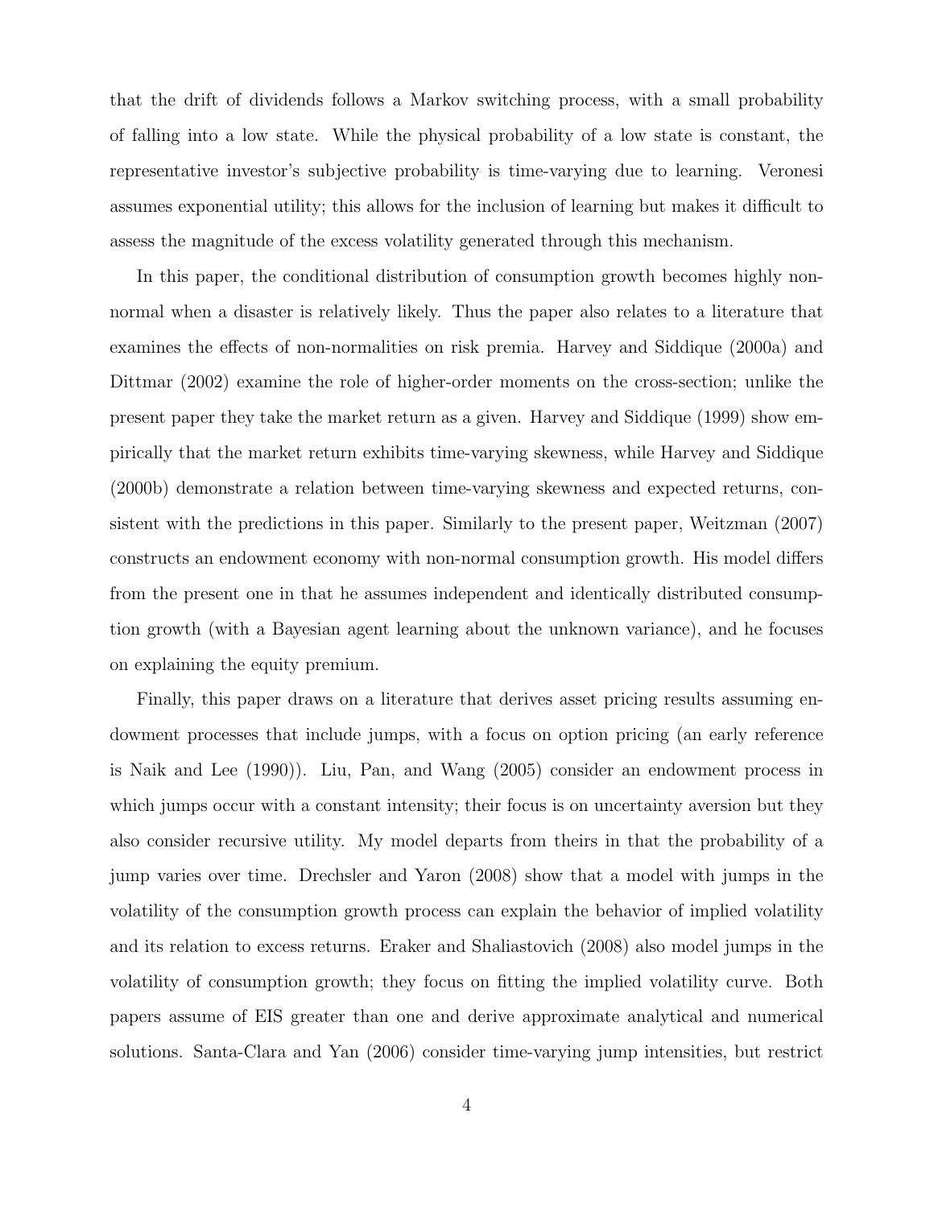that the drift of dividends follows a Markov switching process, with a small probability of falling into a low state. While the physical probability of a low state is constant, the representative investor's subjective probability is time-varying due to learning. Veronesi assumes exponential utility; this allows for the inclusion of learning but makes it difficult to assess the magnitude of the excess volatility generated through this mechanism.

In this paper, the conditional distribution of consumption growth becomes highly non-normal when a disaster is relatively likely. Thus the paper also relates to a literature that examines the effects of non-normalities on risk premia. Harvey and Siddique (2000a) and Dittmar (2002) examine the role of higher-order moments on the cross-section; unlike the present paper they take the market return as a given. Harvey and Siddique (1999) show empirically that the market return exhibits time-varying skewness, while Harvey and Siddique (2000b) demonstrate a relation between time-varying skewness and expected returns, consistent with the predictions in this paper. Similarly to the present paper, Weitzman (2007) constructs an endowment economy with non-normal consumption growth. His model differs from the present one in that he assumes independent and identically distributed consumption growth (with a Bayesian agent learning about the unknown variance), and he focuses on explaining the equity premium.

Finally, this paper draws on a literature that derives asset pricing results assuming endowment processes that include jumps, with a focus on option pricing (an early reference is Naik and Lee (1990)). Liu, Pan, and Wang (2005) consider an endowment process in which jumps occur with a constant intensity; their focus is on uncertainty aversion but they also consider recursive utility. My model departs from theirs in that the probability of a jump varies over time. Drechsler and Yaron (2008) show that a model with jumps in the volatility of the consumption growth process can explain the behavior of implied volatility and its relation to excess returns. Eraker and Shaliastovich (2008) also model jumps in the volatility of consumption growth; they focus on fitting the implied volatility curve. Both papers assume of EIS greater than one and derive approximate analytical and numerical solutions. Santa-Clara and Yan (2006) consider time-varying jump intensities, but restrict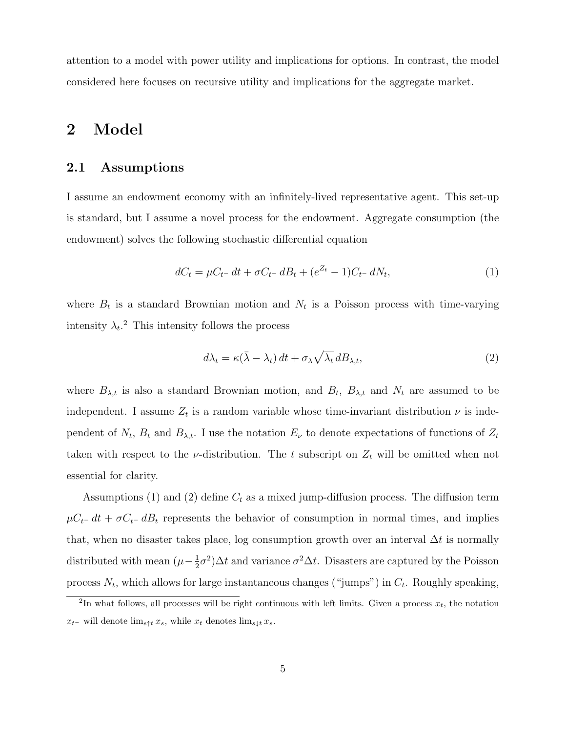attention to a model with power utility and implications for options. In contrast, the model considered here focuses on recursive utility and implications for the aggregate market.

# 2 Model

## 2.1 Assumptions

I assume an endowment economy with an infinitely-lived representative agent. This set-up is standard, but I assume a novel process for the endowment. Aggregate consumption (the endowment) solves the following stochastic differential equation

$$dC_t = \mu C_{t^-}\, dt + \sigma C_{t^-}\, dB_t + (e^{Z_t} - 1) C_{t^-}\, dN_t, \tag{1}$$

where $B_t$ is a standard Brownian motion and $N_t$ is a Poisson process with time-varying intensity $\lambda_t$.[2] This intensity follows the process

$$d\lambda_t = \kappa(\bar{\lambda} - \lambda_t)\, dt + \sigma_\lambda \sqrt{\lambda_t}\, dB_{\lambda,t}, \tag{2}$$

where $B_{\lambda,t}$ is also a standard Brownian motion, and $B_t$, $B_{\lambda,t}$ and $N_t$ are assumed to be independent. I assume $Z_t$ is a random variable whose time-invariant distribution $\nu$ is independent of $N_t$, $B_t$ and $B_{\lambda,t}$. I use the notation $E_\nu$ to denote expectations of functions of $Z_t$ taken with respect to the $\nu$-distribution. The $t$ subscript on $Z_t$ will be omitted when not essential for clarity.

Assumptions (1) and (2) define $C_t$ as a mixed jump-diffusion process. The diffusion term $\mu C_{t^-}\, dt + \sigma C_{t^-}\, dB_t$ represents the behavior of consumption in normal times, and implies that, when no disaster takes place, log consumption growth over an interval $\Delta t$ is normally distributed with mean $(\mu - \frac{1}{2}\sigma^2)\Delta t$ and variance $\sigma^2 \Delta t$. Disasters are captured by the Poisson process $N_t$, which allows for large instantaneous changes ("jumps") in $C_t$. Roughly speaking,

[2] In what follows, all processes will be right continuous with left limits. Given a process $x_t$, the notation $x_{t^-}$ will denote $\lim_{s \uparrow t} x_s$, while $x_t$ denotes $\lim_{s \downarrow t} x_s$.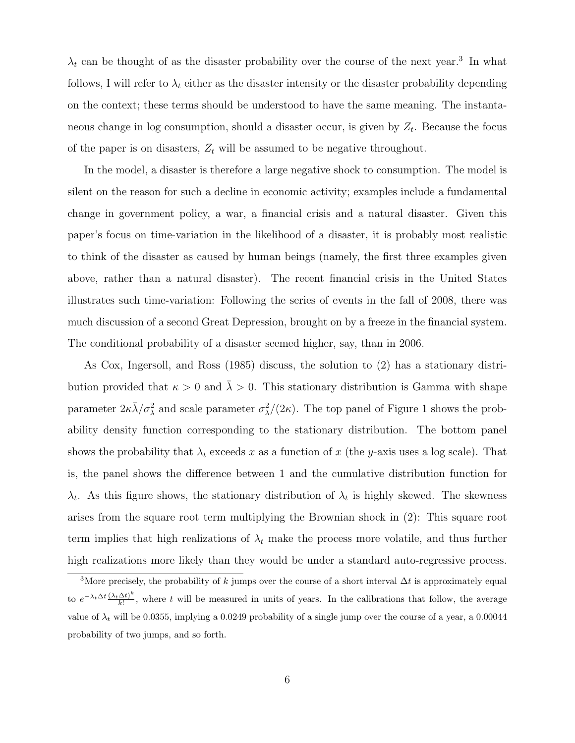$\lambda_t$ can be thought of as the disaster probability over the course of the next year.[3] In what follows, I will refer to $\lambda_t$ either as the disaster intensity or the disaster probability depending on the context; these terms should be understood to have the same meaning. The instantaneous change in log consumption, should a disaster occur, is given by $Z_t$. Because the focus of the paper is on disasters, $Z_t$ will be assumed to be negative throughout.

In the model, a disaster is therefore a large negative shock to consumption. The model is silent on the reason for such a decline in economic activity; examples include a fundamental change in government policy, a war, a financial crisis and a natural disaster. Given this paper's focus on time-variation in the likelihood of a disaster, it is probably most realistic to think of the disaster as caused by human beings (namely, the first three examples given above, rather than a natural disaster). The recent financial crisis in the United States illustrates such time-variation: Following the series of events in the fall of 2008, there was much discussion of a second Great Depression, brought on by a freeze in the financial system. The conditional probability of a disaster seemed higher, say, than in 2006.

As Cox, Ingersoll, and Ross (1985) discuss, the solution to (2) has a stationary distribution provided that $\kappa > 0$ and $\bar{\lambda} > 0$. This stationary distribution is Gamma with shape parameter $2\kappa\bar{\lambda}/\sigma_\lambda^2$ and scale parameter $\sigma_\lambda^2/(2\kappa)$. The top panel of Figure 1 shows the probability density function corresponding to the stationary distribution. The bottom panel shows the probability that $\lambda_t$ exceeds $x$ as a function of $x$ (the $y$-axis uses a log scale). That is, the panel shows the difference between 1 and the cumulative distribution function for $\lambda_t$. As this figure shows, the stationary distribution of $\lambda_t$ is highly skewed. The skewness arises from the square root term multiplying the Brownian shock in (2): This square root term implies that high realizations of $\lambda_t$ make the process more volatile, and thus further high realizations more likely than they would be under a standard auto-regressive process.

[3] More precisely, the probability of $k$ jumps over the course of a short interval $\Delta t$ is approximately equal to $e^{-\lambda_t \Delta t} \frac{(\lambda_t \Delta t)^k}{k!}$, where $t$ will be measured in units of years. In the calibrations that follow, the average value of $\lambda_t$ will be 0.0355, implying a 0.0249 probability of a single jump over the course of a year, a 0.00044 probability of two jumps, and so forth.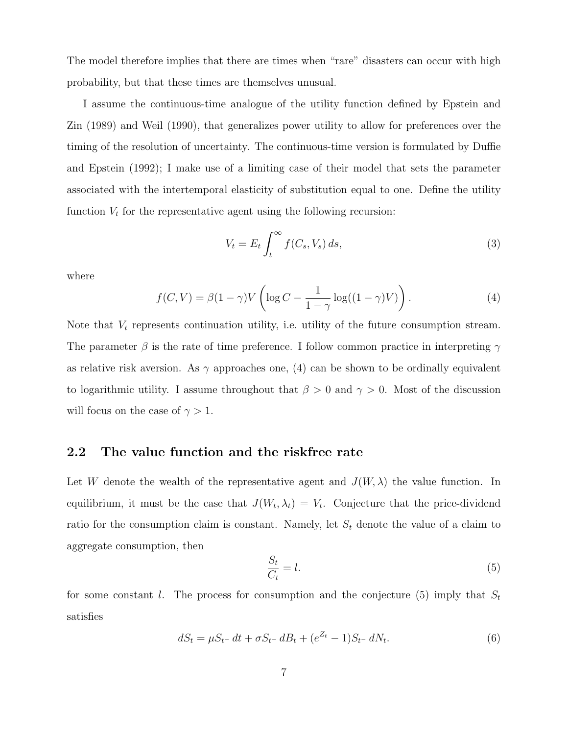The model therefore implies that there are times when "rare" disasters can occur with high probability, but that these times are themselves unusual.

I assume the continuous-time analogue of the utility function defined by Epstein and Zin (1989) and Weil (1990), that generalizes power utility to allow for preferences over the timing of the resolution of uncertainty. The continuous-time version is formulated by Duffie and Epstein (1992); I make use of a limiting case of their model that sets the parameter associated with the intertemporal elasticity of substitution equal to one. Define the utility function $V_t$ for the representative agent using the following recursion:

$$V_t = E_t \int_t^\infty f(C_s, V_s)\, ds, \tag{3}$$

where

$$f(C, V) = \beta(1-\gamma)V \left( \log C - \frac{1}{1-\gamma} \log((1-\gamma)V) \right). \tag{4}$$

Note that $V_t$ represents continuation utility, i.e. utility of the future consumption stream. The parameter $\beta$ is the rate of time preference. I follow common practice in interpreting $\gamma$ as relative risk aversion. As $\gamma$ approaches one, (4) can be shown to be ordinally equivalent to logarithmic utility. I assume throughout that $\beta > 0$ and $\gamma > 0$. Most of the discussion will focus on the case of $\gamma > 1$.

## 2.2 The value function and the riskfree rate

Let $W$ denote the wealth of the representative agent and $J(W, \lambda)$ the value function. In equilibrium, it must be the case that $J(W_t, \lambda_t) = V_t$. Conjecture that the price-dividend ratio for the consumption claim is constant. Namely, let $S_t$ denote the value of a claim to aggregate consumption, then

$$\frac{S_t}{C_t} = l. \tag{5}$$

for some constant $l$. The process for consumption and the conjecture (5) imply that $S_t$ satisfies

$$dS_t = \mu S_{t^-}\, dt + \sigma S_{t^-}\, dB_t + (e^{Z_t} - 1) S_{t^-}\, dN_t. \tag{6}$$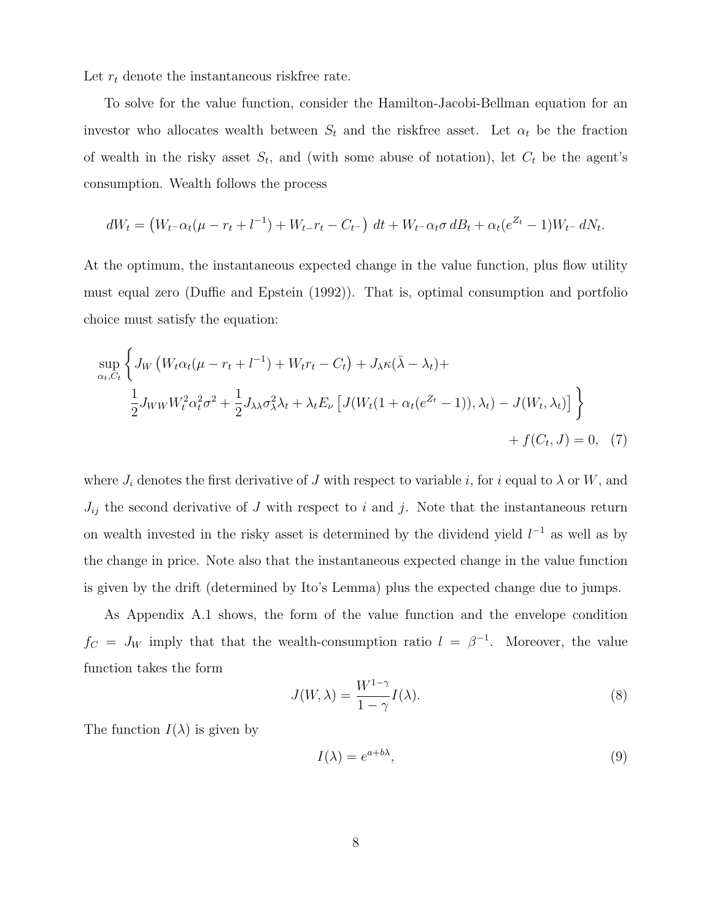Let $r_t$ denote the instantaneous riskfree rate.

To solve for the value function, consider the Hamilton-Jacobi-Bellman equation for an investor who allocates wealth between $S_t$ and the riskfree asset. Let $\alpha_t$ be the fraction of wealth in the risky asset $S_t$, and (with some abuse of notation), let $C_t$ be the agent's consumption. Wealth follows the process

$$dW_t = \left(W_{t^-}\alpha_t(\mu - r_t + l^{-1}) + W_{t^-}r_t - C_{t^-}\right)\,dt + W_{t^-}\alpha_t\sigma\,dB_t + \alpha_t(e^{Z_t} - 1)W_{t^-}\,dN_t.$$

At the optimum, the instantaneous expected change in the value function, plus flow utility must equal zero (Duffie and Epstein (1992)). That is, optimal consumption and portfolio choice must satisfy the equation:

$$\sup_{\alpha_t, C_t}\Bigg\{J_W\left(W_t\alpha_t(\mu - r_t + l^{-1}) + W_t r_t - C_t\right) + J_\lambda\kappa(\bar{\lambda} - \lambda_t) + \frac{1}{2}J_{WW}W_t^2\alpha_t^2\sigma^2 + \frac{1}{2}J_{\lambda\lambda}\sigma_\lambda^2\lambda_t + \lambda_t E_\nu\left[J(W_t(1 + \alpha_t(e^{Z_t} - 1)), \lambda_t) - J(W_t, \lambda_t)\right]\Bigg\} + f(C_t, J) = 0, \quad (7)$$

where $J_i$ denotes the first derivative of $J$ with respect to variable $i$, for $i$ equal to $\lambda$ or $W$, and $J_{ij}$ the second derivative of $J$ with respect to $i$ and $j$. Note that the instantaneous return on wealth invested in the risky asset is determined by the dividend yield $l^{-1}$ as well as by the change in price. Note also that the instantaneous expected change in the value function is given by the drift (determined by Ito's Lemma) plus the expected change due to jumps.

As Appendix A.1 shows, the form of the value function and the envelope condition $f_C = J_W$ imply that that the wealth-consumption ratio $l = \beta^{-1}$. Moreover, the value function takes the form

$$J(W, \lambda) = \frac{W^{1-\gamma}}{1-\gamma}I(\lambda). \quad (8)$$

The function $I(\lambda)$ is given by

$$I(\lambda) = e^{a + b\lambda}, \quad (9)$$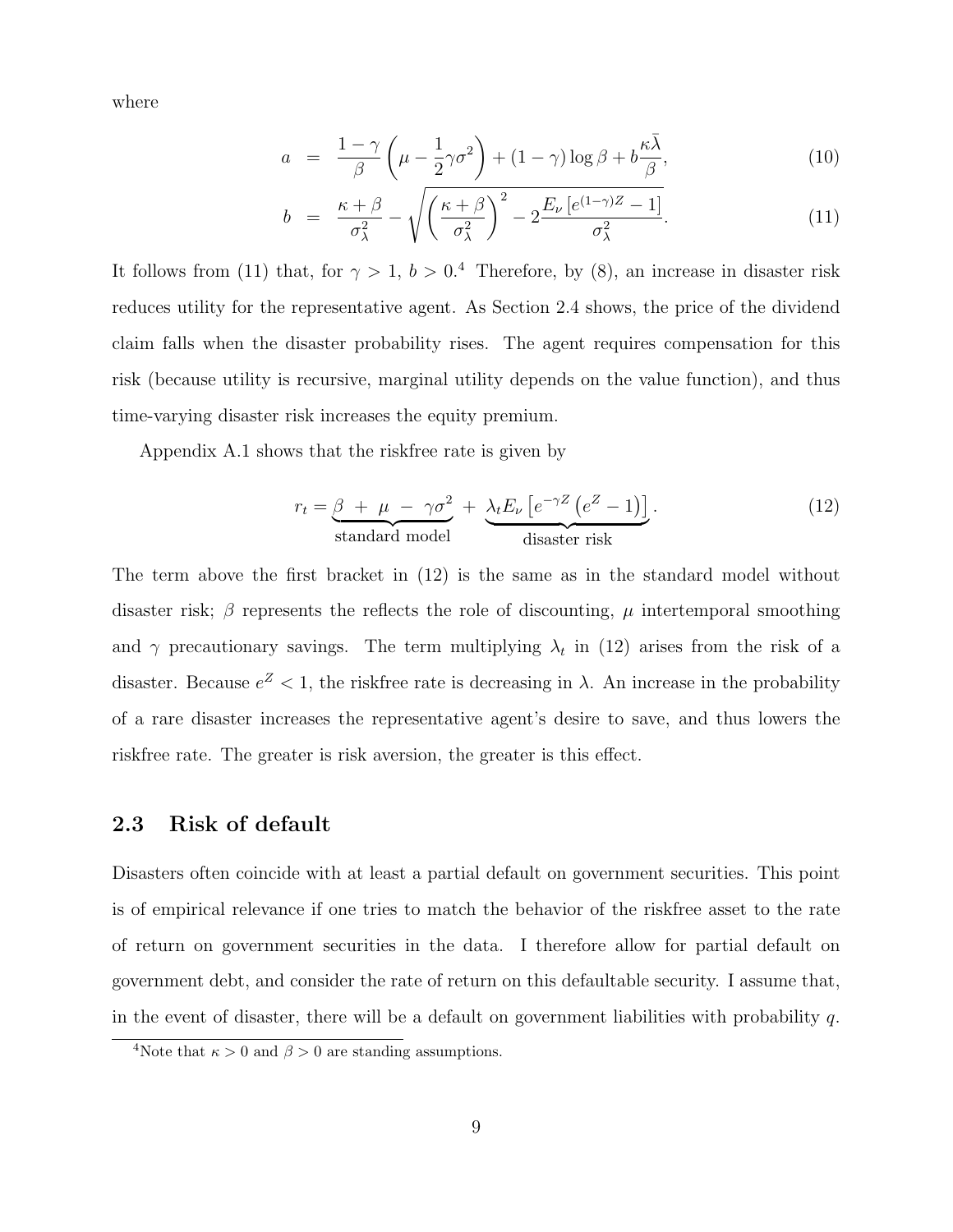where

$$
\begin{aligned}
a &= \frac{1-\gamma}{\beta}\left(\mu - \frac{1}{2}\gamma\sigma^2\right) + (1-\gamma)\log\beta + b\frac{\kappa\bar{\lambda}}{\beta}, &(10)\\
b &= \frac{\kappa+\beta}{\sigma_\lambda^2} - \sqrt{\left(\frac{\kappa+\beta}{\sigma_\lambda^2}\right)^2 - 2\frac{E_\nu\left[e^{(1-\gamma)Z}-1\right]}{\sigma_\lambda^2}}. &(11)
\end{aligned}
$$

It follows from (11) that, for $\gamma > 1$, $b > 0$.[4] Therefore, by (8), an increase in disaster risk reduces utility for the representative agent. As Section 2.4 shows, the price of the dividend claim falls when the disaster probability rises. The agent requires compensation for this risk (because utility is recursive, marginal utility depends on the value function), and thus time-varying disaster risk increases the equity premium.

Appendix A.1 shows that the riskfree rate is given by

$$
r_t = \underbrace{\beta + \mu - \gamma\sigma^2}_{\text{standard model}} + \underbrace{\lambda_t E_\nu\left[e^{-\gamma Z}\left(e^Z - 1\right)\right]}_{\text{disaster risk}}. \tag{12}
$$

The term above the first bracket in (12) is the same as in the standard model without disaster risk; $\beta$ represents the reflects the role of discounting, $\mu$ intertemporal smoothing and $\gamma$ precautionary savings. The term multiplying $\lambda_t$ in (12) arises from the risk of a disaster. Because $e^Z < 1$, the riskfree rate is decreasing in $\lambda$. An increase in the probability of a rare disaster increases the representative agent's desire to save, and thus lowers the riskfree rate. The greater is risk aversion, the greater is this effect.

## 2.3 Risk of default

Disasters often coincide with at least a partial default on government securities. This point is of empirical relevance if one tries to match the behavior of the riskfree asset to the rate of return on government securities in the data. I therefore allow for partial default on government debt, and consider the rate of return on this defaultable security. I assume that, in the event of disaster, there will be a default on government liabilities with probability $q$.

[4] Note that $\kappa > 0$ and $\beta > 0$ are standing assumptions.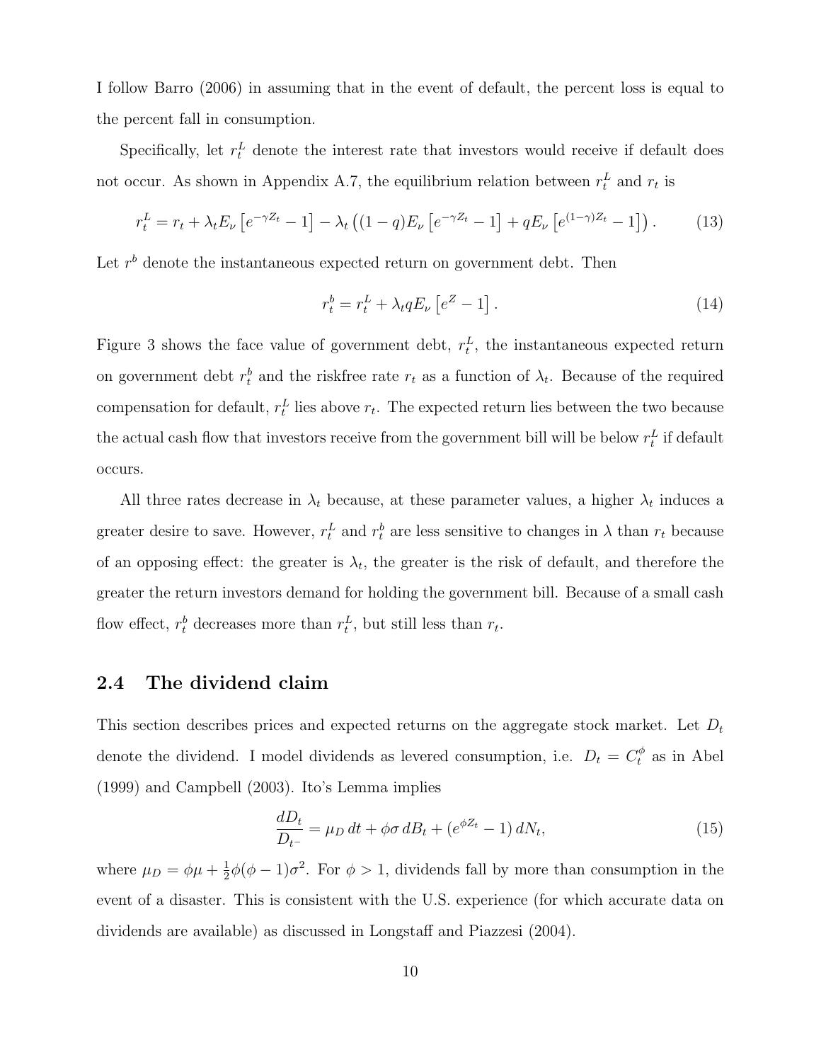I follow Barro (2006) in assuming that in the event of default, the percent loss is equal to the percent fall in consumption.

Specifically, let $r_t^L$ denote the interest rate that investors would receive if default does not occur. As shown in Appendix A.7, the equilibrium relation between $r_t^L$ and $r_t$ is

$$r_t^L = r_t + \lambda_t E_\nu \left[ e^{-\gamma Z_t} - 1 \right] - \lambda_t \left( (1-q) E_\nu \left[ e^{-\gamma Z_t} - 1 \right] + q E_\nu \left[ e^{(1-\gamma) Z_t} - 1 \right] \right). \tag{13}$$

Let $r^b$ denote the instantaneous expected return on government debt. Then

$$r_t^b = r_t^L + \lambda_t q E_\nu \left[ e^Z - 1 \right]. \tag{14}$$

Figure 3 shows the face value of government debt, $r_t^L$, the instantaneous expected return on government debt $r_t^b$ and the riskfree rate $r_t$ as a function of $\lambda_t$. Because of the required compensation for default, $r_t^L$ lies above $r_t$. The expected return lies between the two because the actual cash flow that investors receive from the government bill will be below $r_t^L$ if default occurs.

All three rates decrease in $\lambda_t$ because, at these parameter values, a higher $\lambda_t$ induces a greater desire to save. However, $r_t^L$ and $r_t^b$ are less sensitive to changes in $\lambda$ than $r_t$ because of an opposing effect: the greater is $\lambda_t$, the greater is the risk of default, and therefore the greater the return investors demand for holding the government bill. Because of a small cash flow effect, $r_t^b$ decreases more than $r_t^L$, but still less than $r_t$.

## 2.4 The dividend claim

This section describes prices and expected returns on the aggregate stock market. Let $D_t$ denote the dividend. I model dividends as levered consumption, i.e. $D_t = C_t^\phi$ as in Abel (1999) and Campbell (2003). Ito's Lemma implies

$$\frac{dD_t}{D_{t^-}} = \mu_D \, dt + \phi \sigma \, dB_t + (e^{\phi Z_t} - 1) \, dN_t, \tag{15}$$

where $\mu_D = \phi \mu + \frac{1}{2} \phi (\phi - 1) \sigma^2$. For $\phi > 1$, dividends fall by more than consumption in the event of a disaster. This is consistent with the U.S. experience (for which accurate data on dividends are available) as discussed in Longstaff and Piazzesi (2004).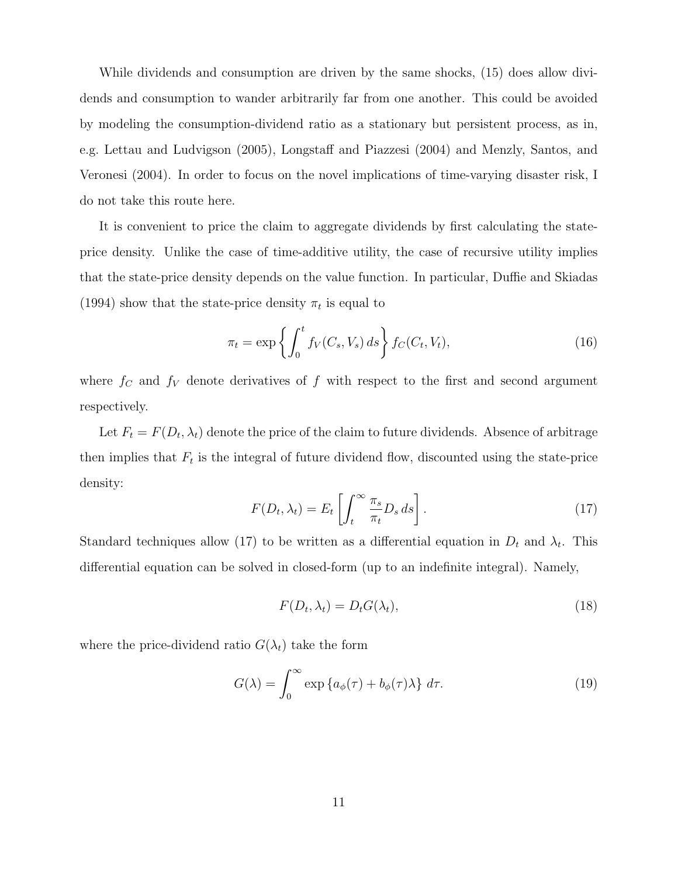While dividends and consumption are driven by the same shocks, (15) does allow dividends and consumption to wander arbitrarily far from one another. This could be avoided by modeling the consumption-dividend ratio as a stationary but persistent process, as in, e.g. Lettau and Ludvigson (2005), Longstaff and Piazzesi (2004) and Menzly, Santos, and Veronesi (2004). In order to focus on the novel implications of time-varying disaster risk, I do not take this route here.

It is convenient to price the claim to aggregate dividends by first calculating the state-price density. Unlike the case of time-additive utility, the case of recursive utility implies that the state-price density depends on the value function. In particular, Duffie and Skiadas (1994) show that the state-price density $\pi_t$ is equal to

$$\pi_t = \exp\left\{\int_0^t f_V(C_s, V_s)\, ds\right\} f_C(C_t, V_t), \tag{16}$$

where $f_C$ and $f_V$ denote derivatives of $f$ with respect to the first and second argument respectively.

Let $F_t = F(D_t, \lambda_t)$ denote the price of the claim to future dividends. Absence of arbitrage then implies that $F_t$ is the integral of future dividend flow, discounted using the state-price density:

$$F(D_t, \lambda_t) = E_t\left[\int_t^\infty \frac{\pi_s}{\pi_t} D_s\, ds\right]. \tag{17}$$

Standard techniques allow (17) to be written as a differential equation in $D_t$ and $\lambda_t$. This differential equation can be solved in closed-form (up to an indefinite integral). Namely,

$$F(D_t, \lambda_t) = D_t G(\lambda_t), \tag{18}$$

where the price-dividend ratio $G(\lambda_t)$ take the form

$$G(\lambda) = \int_0^\infty \exp\left\{a_\phi(\tau) + b_\phi(\tau)\lambda\right\}\, d\tau. \tag{19}$$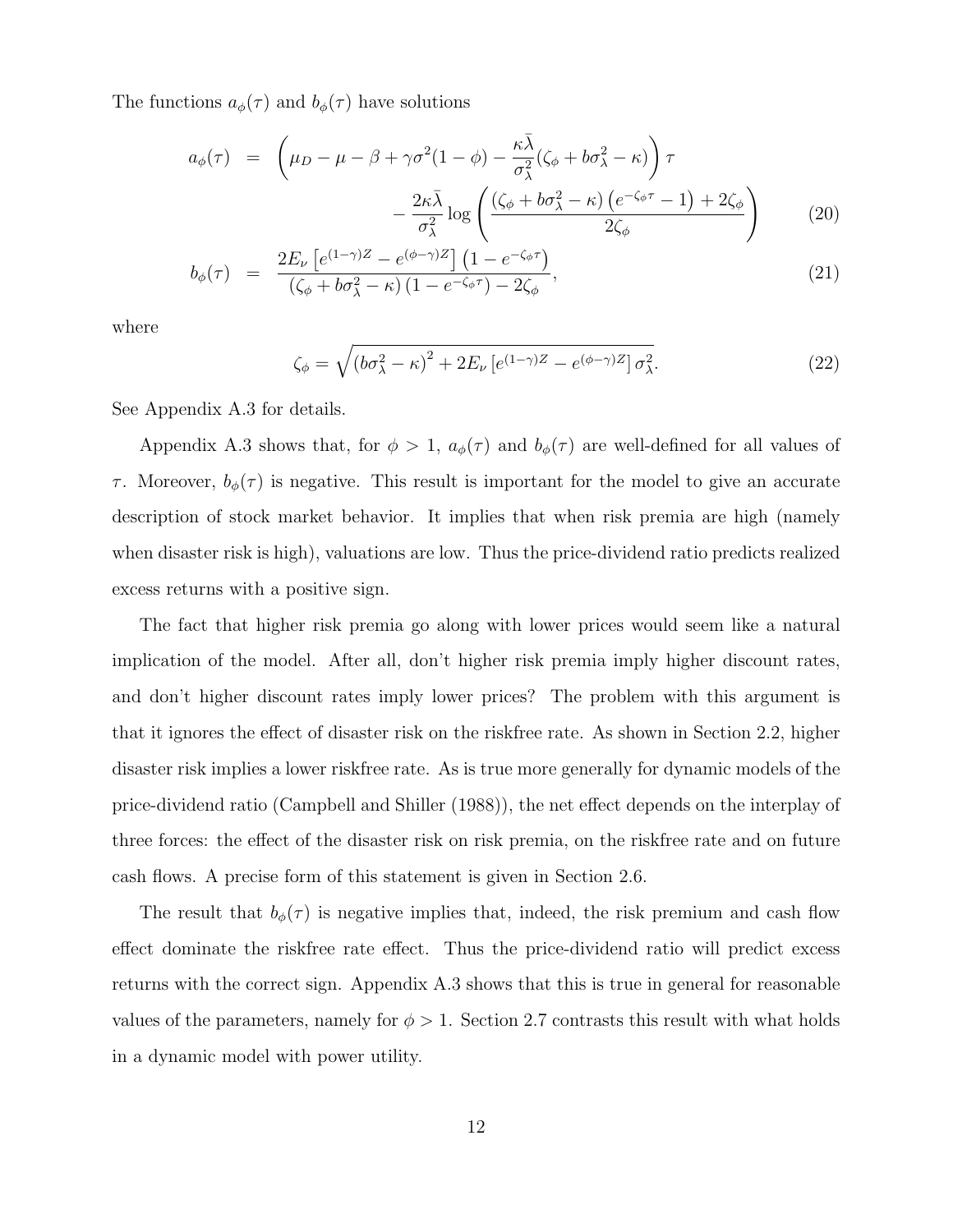The functions $a_\phi(\tau)$ and $b_\phi(\tau)$ have solutions

$$
\begin{aligned}
a_\phi(\tau) &= \left(\mu_D - \mu - \beta + \gamma\sigma^2(1-\phi) - \frac{\kappa\bar{\lambda}}{\sigma_\lambda^2}(\zeta_\phi + b\sigma_\lambda^2 - \kappa)\right)\tau \\
&\qquad - \frac{2\kappa\bar{\lambda}}{\sigma_\lambda^2}\log\left(\frac{(\zeta_\phi + b\sigma_\lambda^2 - \kappa)\left(e^{-\zeta_\phi\tau} - 1\right) + 2\zeta_\phi}{2\zeta_\phi}\right) \qquad (20)
\end{aligned}
$$

$$
b_\phi(\tau) = \frac{2E_\nu\left[e^{(1-\gamma)Z} - e^{(\phi-\gamma)Z}\right]\left(1 - e^{-\zeta_\phi\tau}\right)}{(\zeta_\phi + b\sigma_\lambda^2 - \kappa)\left(1 - e^{-\zeta_\phi\tau}\right) - 2\zeta_\phi}, \qquad (21)
$$

where

$$
\zeta_\phi = \sqrt{\left(b\sigma_\lambda^2 - \kappa\right)^2 + 2E_\nu\left[e^{(1-\gamma)Z} - e^{(\phi-\gamma)Z}\right]\sigma_\lambda^2}. \qquad (22)
$$

See Appendix A.3 for details.

Appendix A.3 shows that, for $\phi > 1$, $a_\phi(\tau)$ and $b_\phi(\tau)$ are well-defined for all values of $\tau$. Moreover, $b_\phi(\tau)$ is negative. This result is important for the model to give an accurate description of stock market behavior. It implies that when risk premia are high (namely when disaster risk is high), valuations are low. Thus the price-dividend ratio predicts realized excess returns with a positive sign.

The fact that higher risk premia go along with lower prices would seem like a natural implication of the model. After all, don't higher risk premia imply higher discount rates, and don't higher discount rates imply lower prices? The problem with this argument is that it ignores the effect of disaster risk on the riskfree rate. As shown in Section 2.2, higher disaster risk implies a lower riskfree rate. As is true more generally for dynamic models of the price-dividend ratio (Campbell and Shiller (1988)), the net effect depends on the interplay of three forces: the effect of the disaster risk on risk premia, on the riskfree rate and on future cash flows. A precise form of this statement is given in Section 2.6.

The result that $b_\phi(\tau)$ is negative implies that, indeed, the risk premium and cash flow effect dominate the riskfree rate effect. Thus the price-dividend ratio will predict excess returns with the correct sign. Appendix A.3 shows that this is true in general for reasonable values of the parameters, namely for $\phi > 1$. Section 2.7 contrasts this result with what holds in a dynamic model with power utility.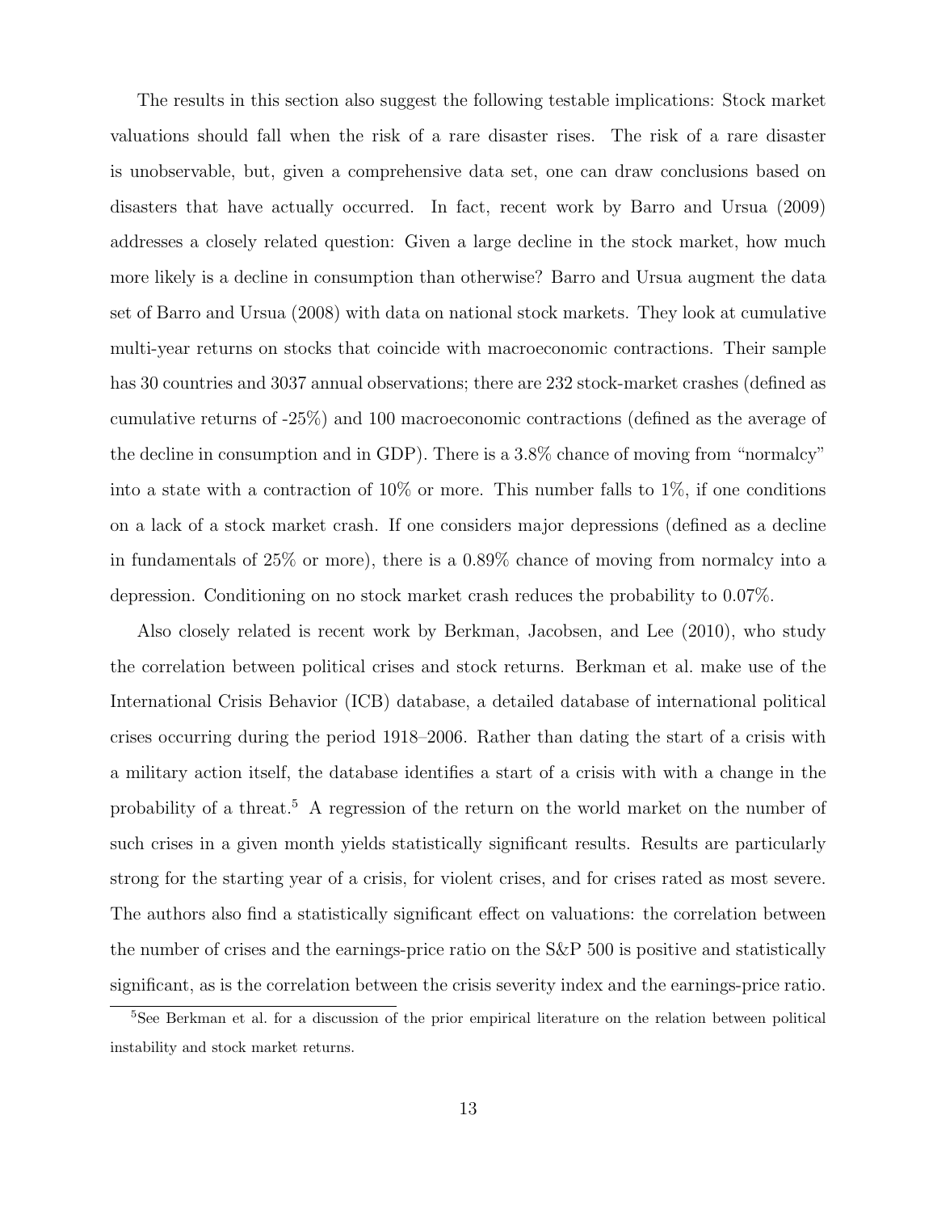The results in this section also suggest the following testable implications: Stock market valuations should fall when the risk of a rare disaster rises. The risk of a rare disaster is unobservable, but, given a comprehensive data set, one can draw conclusions based on disasters that have actually occurred. In fact, recent work by Barro and Ursua (2009) addresses a closely related question: Given a large decline in the stock market, how much more likely is a decline in consumption than otherwise? Barro and Ursua augment the data set of Barro and Ursua (2008) with data on national stock markets. They look at cumulative multi-year returns on stocks that coincide with macroeconomic contractions. Their sample has 30 countries and 3037 annual observations; there are 232 stock-market crashes (defined as cumulative returns of -25%) and 100 macroeconomic contractions (defined as the average of the decline in consumption and in GDP). There is a 3.8% chance of moving from "normalcy" into a state with a contraction of 10% or more. This number falls to 1%, if one conditions on a lack of a stock market crash. If one considers major depressions (defined as a decline in fundamentals of 25% or more), there is a 0.89% chance of moving from normalcy into a depression. Conditioning on no stock market crash reduces the probability to 0.07%.

Also closely related is recent work by Berkman, Jacobsen, and Lee (2010), who study the correlation between political crises and stock returns. Berkman et al. make use of the International Crisis Behavior (ICB) database, a detailed database of international political crises occurring during the period 1918–2006. Rather than dating the start of a crisis with a military action itself, the database identifies a start of a crisis with with a change in the probability of a threat.[5] A regression of the return on the world market on the number of such crises in a given month yields statistically significant results. Results are particularly strong for the starting year of a crisis, for violent crises, and for crises rated as most severe. The authors also find a statistically significant effect on valuations: the correlation between the number of crises and the earnings-price ratio on the S&P 500 is positive and statistically significant, as is the correlation between the crisis severity index and the earnings-price ratio.

[5] See Berkman et al. for a discussion of the prior empirical literature on the relation between political instability and stock market returns.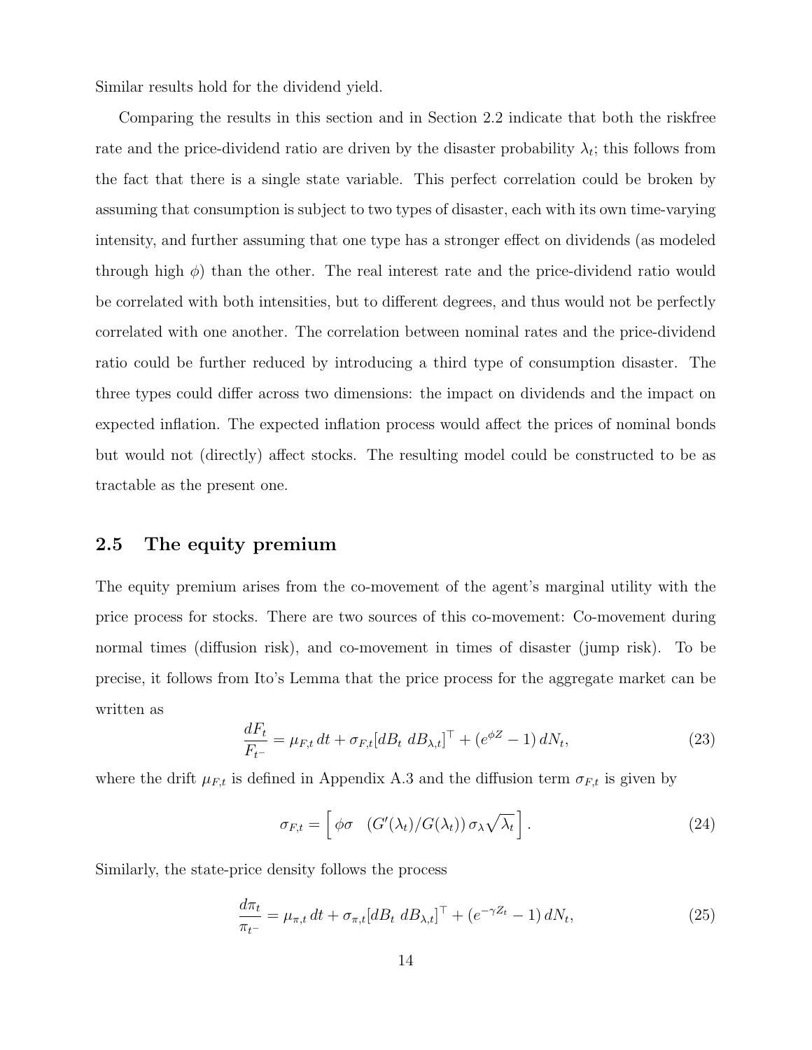Similar results hold for the dividend yield.

Comparing the results in this section and in Section 2.2 indicate that both the riskfree rate and the price-dividend ratio are driven by the disaster probability $\lambda_t$; this follows from the fact that there is a single state variable. This perfect correlation could be broken by assuming that consumption is subject to two types of disaster, each with its own time-varying intensity, and further assuming that one type has a stronger effect on dividends (as modeled through high $\phi$) than the other. The real interest rate and the price-dividend ratio would be correlated with both intensities, but to different degrees, and thus would not be perfectly correlated with one another. The correlation between nominal rates and the price-dividend ratio could be further reduced by introducing a third type of consumption disaster. The three types could differ across two dimensions: the impact on dividends and the impact on expected inflation. The expected inflation process would affect the prices of nominal bonds but would not (directly) affect stocks. The resulting model could be constructed to be as tractable as the present one.

## 2.5 The equity premium

The equity premium arises from the co-movement of the agent's marginal utility with the price process for stocks. There are two sources of this co-movement: Co-movement during normal times (diffusion risk), and co-movement in times of disaster (jump risk). To be precise, it follows from Ito's Lemma that the price process for the aggregate market can be written as

$$\frac{dF_t}{F_{t^-}} = \mu_{F,t}\,dt + \sigma_{F,t}[dB_t \;\, dB_{\lambda,t}]^\top + (e^{\phi Z} - 1)\,dN_t, \tag{23}$$

where the drift $\mu_{F,t}$ is defined in Appendix A.3 and the diffusion term $\sigma_{F,t}$ is given by

$$\sigma_{F,t} = \left[\, \phi\sigma \quad (G'(\lambda_t)/G(\lambda_t))\,\sigma_\lambda\sqrt{\lambda_t}\,\right]. \tag{24}$$

Similarly, the state-price density follows the process

$$\frac{d\pi_t}{\pi_{t^-}} = \mu_{\pi,t}\,dt + \sigma_{\pi,t}[dB_t \;\, dB_{\lambda,t}]^\top + (e^{-\gamma Z_t} - 1)\,dN_t, \tag{25}$$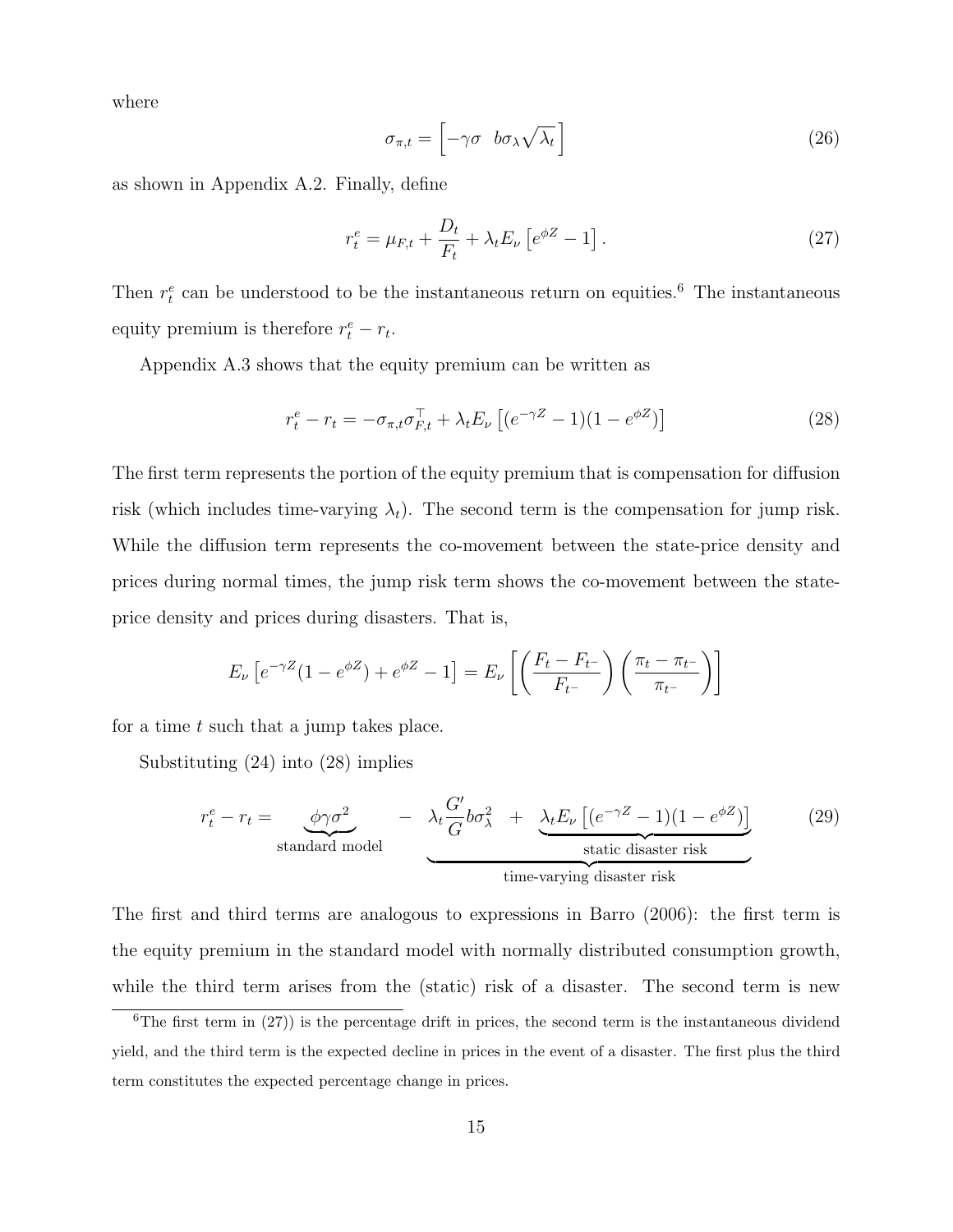where

$$\sigma_{\pi,t} = \begin{bmatrix} -\gamma\sigma & b\sigma_\lambda\sqrt{\lambda_t} \end{bmatrix} \tag{26}$$

as shown in Appendix A.2. Finally, define

$$r_t^e = \mu_{F,t} + \frac{D_t}{F_t} + \lambda_t E_\nu \left[ e^{\phi Z} - 1 \right]. \tag{27}$$

Then $r_t^e$ can be understood to be the instantaneous return on equities.[6] The instantaneous equity premium is therefore $r_t^e - r_t$.

Appendix A.3 shows that the equity premium can be written as

$$r_t^e - r_t = -\sigma_{\pi,t}\sigma_{F,t}^\top + \lambda_t E_\nu \left[ (e^{-\gamma Z} - 1)(1 - e^{\phi Z}) \right] \tag{28}$$

The first term represents the portion of the equity premium that is compensation for diffusion risk (which includes time-varying $\lambda_t$). The second term is the compensation for jump risk. While the diffusion term represents the co-movement between the state-price density and prices during normal times, the jump risk term shows the co-movement between the state-price density and prices during disasters. That is,

$$E_\nu \left[ e^{-\gamma Z}(1 - e^{\phi Z}) + e^{\phi Z} - 1 \right] = E_\nu \left[ \left( \frac{F_t - F_{t^-}}{F_{t^-}} \right) \left( \frac{\pi_t - \pi_{t^-}}{\pi_{t^-}} \right) \right]$$

for a time $t$ such that a jump takes place.

Substituting (24) into (28) implies

$$r_t^e - r_t = \underbrace{\phi\gamma\sigma^2}_{\text{standard model}} \quad - \quad \underbrace{\lambda_t \frac{G'}{G} b\sigma_\lambda^2 \quad + \quad \underbrace{\lambda_t E_\nu \left[ (e^{-\gamma Z} - 1)(1 - e^{\phi Z}) \right]}_{\text{static disaster risk}}}_{\text{time-varying disaster risk}} \tag{29}$$

The first and third terms are analogous to expressions in Barro (2006): the first term is the equity premium in the standard model with normally distributed consumption growth, while the third term arises from the (static) risk of a disaster. The second term is new

[6] The first term in (27)) is the percentage drift in prices, the second term is the instantaneous dividend yield, and the third term is the expected decline in prices in the event of a disaster. The first plus the third term constitutes the expected percentage change in prices.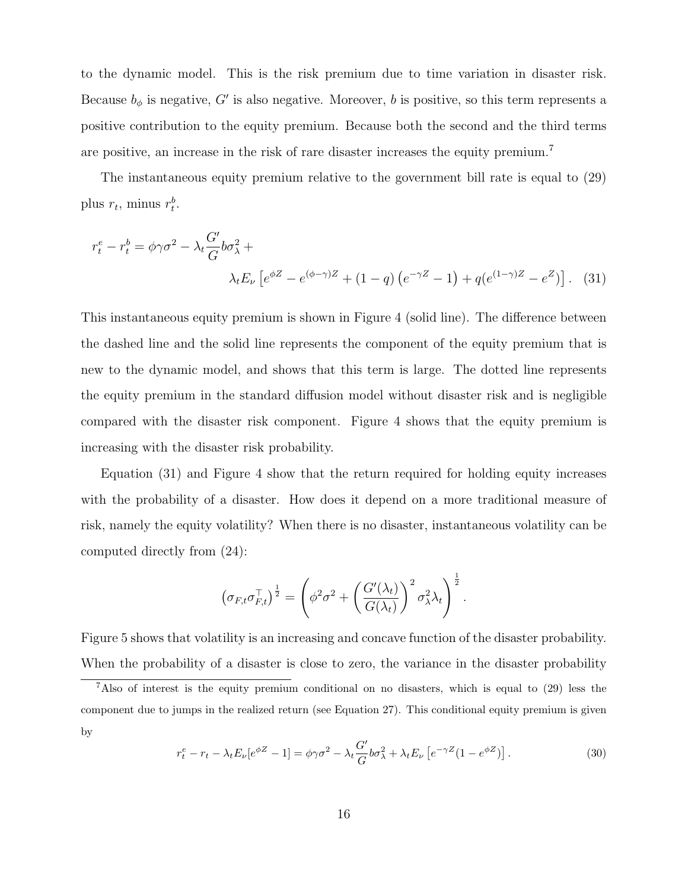to the dynamic model. This is the risk premium due to time variation in disaster risk. Because $b_\phi$ is negative, $G'$ is also negative. Moreover, $b$ is positive, so this term represents a positive contribution to the equity premium. Because both the second and the third terms are positive, an increase in the risk of rare disaster increases the equity premium.[7]

The instantaneous equity premium relative to the government bill rate is equal to (29) plus $r_t$, minus $r_t^b$.

$$
r_t^e - r_t^b = \phi\gamma\sigma^2 - \lambda_t \frac{G'}{G} b\sigma_\lambda^2 + \lambda_t E_\nu \left[ e^{\phi Z} - e^{(\phi-\gamma)Z} + (1-q)\left(e^{-\gamma Z} - 1\right) + q(e^{(1-\gamma)Z} - e^{Z}) \right]. \quad (31)
$$

This instantaneous equity premium is shown in Figure 4 (solid line). The difference between the dashed line and the solid line represents the component of the equity premium that is new to the dynamic model, and shows that this term is large. The dotted line represents the equity premium in the standard diffusion model without disaster risk and is negligible compared with the disaster risk component. Figure 4 shows that the equity premium is increasing with the disaster risk probability.

Equation (31) and Figure 4 show that the return required for holding equity increases with the probability of a disaster. How does it depend on a more traditional measure of risk, namely the equity volatility? When there is no disaster, instantaneous volatility can be computed directly from (24):

$$
\left(\sigma_{F,t}\sigma_{F,t}^\top\right)^{\frac{1}{2}} = \left(\phi^2\sigma^2 + \left(\frac{G'(\lambda_t)}{G(\lambda_t)}\right)^2 \sigma_\lambda^2 \lambda_t\right)^{\frac{1}{2}}.
$$

Figure 5 shows that volatility is an increasing and concave function of the disaster probability. When the probability of a disaster is close to zero, the variance in the disaster probability

[7] Also of interest is the equity premium conditional on no disasters, which is equal to (29) less the component due to jumps in the realized return (see Equation 27). This conditional equity premium is given by

$$
r_t^e - r_t - \lambda_t E_\nu[e^{\phi Z} - 1] = \phi\gamma\sigma^2 - \lambda_t \frac{G'}{G} b\sigma_\lambda^2 + \lambda_t E_\nu \left[ e^{-\gamma Z}(1 - e^{\phi Z}) \right]. \quad (30)
$$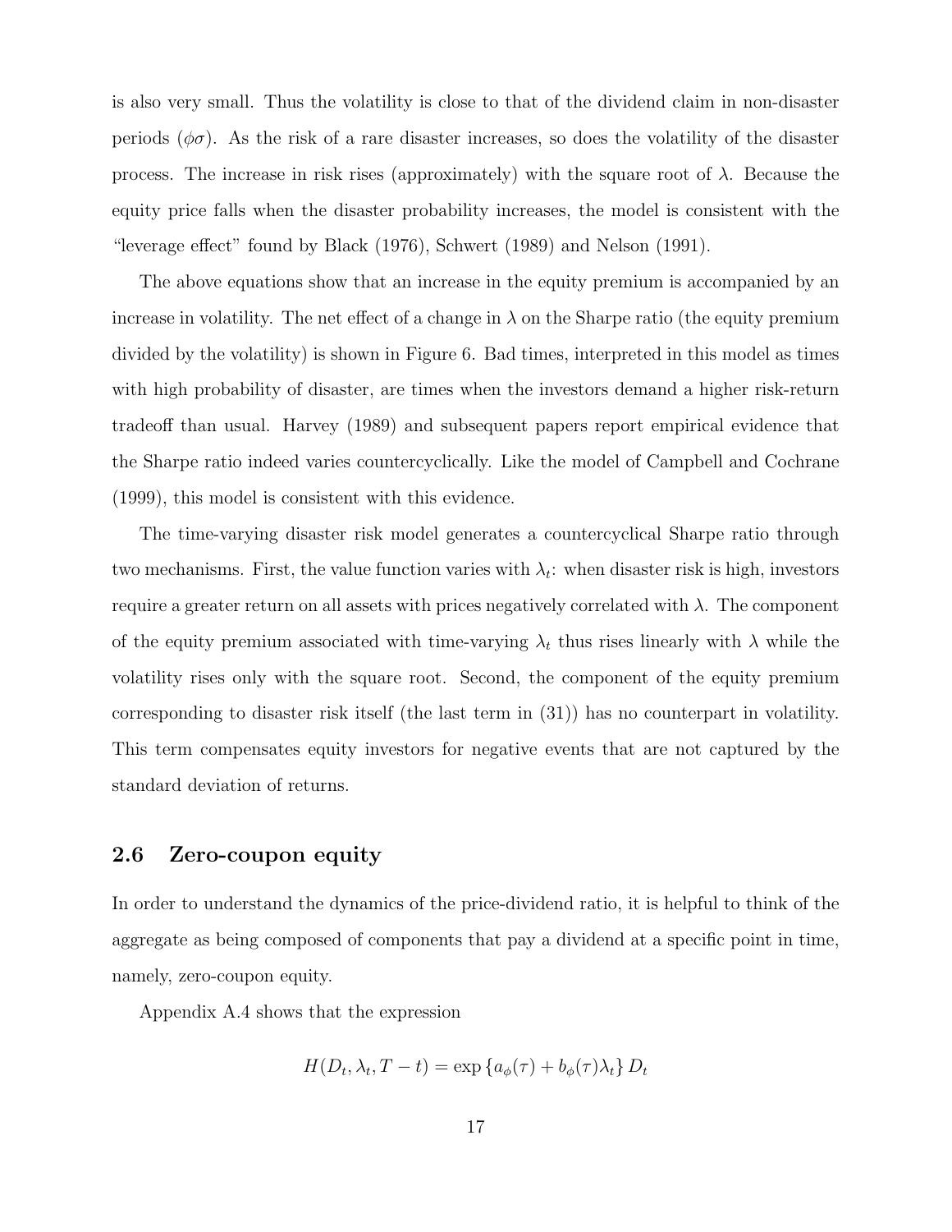is also very small. Thus the volatility is close to that of the dividend claim in non-disaster periods ($\phi\sigma$). As the risk of a rare disaster increases, so does the volatility of the disaster process. The increase in risk rises (approximately) with the square root of $\lambda$. Because the equity price falls when the disaster probability increases, the model is consistent with the "leverage effect" found by Black (1976), Schwert (1989) and Nelson (1991).

The above equations show that an increase in the equity premium is accompanied by an increase in volatility. The net effect of a change in $\lambda$ on the Sharpe ratio (the equity premium divided by the volatility) is shown in Figure 6. Bad times, interpreted in this model as times with high probability of disaster, are times when the investors demand a higher risk-return tradeoff than usual. Harvey (1989) and subsequent papers report empirical evidence that the Sharpe ratio indeed varies countercyclically. Like the model of Campbell and Cochrane (1999), this model is consistent with this evidence.

The time-varying disaster risk model generates a countercyclical Sharpe ratio through two mechanisms. First, the value function varies with $\lambda_t$: when disaster risk is high, investors require a greater return on all assets with prices negatively correlated with $\lambda$. The component of the equity premium associated with time-varying $\lambda_t$ thus rises linearly with $\lambda$ while the volatility rises only with the square root. Second, the component of the equity premium corresponding to disaster risk itself (the last term in (31)) has no counterpart in volatility. This term compensates equity investors for negative events that are not captured by the standard deviation of returns.

## 2.6 Zero-coupon equity

In order to understand the dynamics of the price-dividend ratio, it is helpful to think of the aggregate as being composed of components that pay a dividend at a specific point in time, namely, zero-coupon equity.

Appendix A.4 shows that the expression

$$H(D_t, \lambda_t, T-t) = \exp\left\{a_\phi(\tau) + b_\phi(\tau)\lambda_t\right\} D_t$$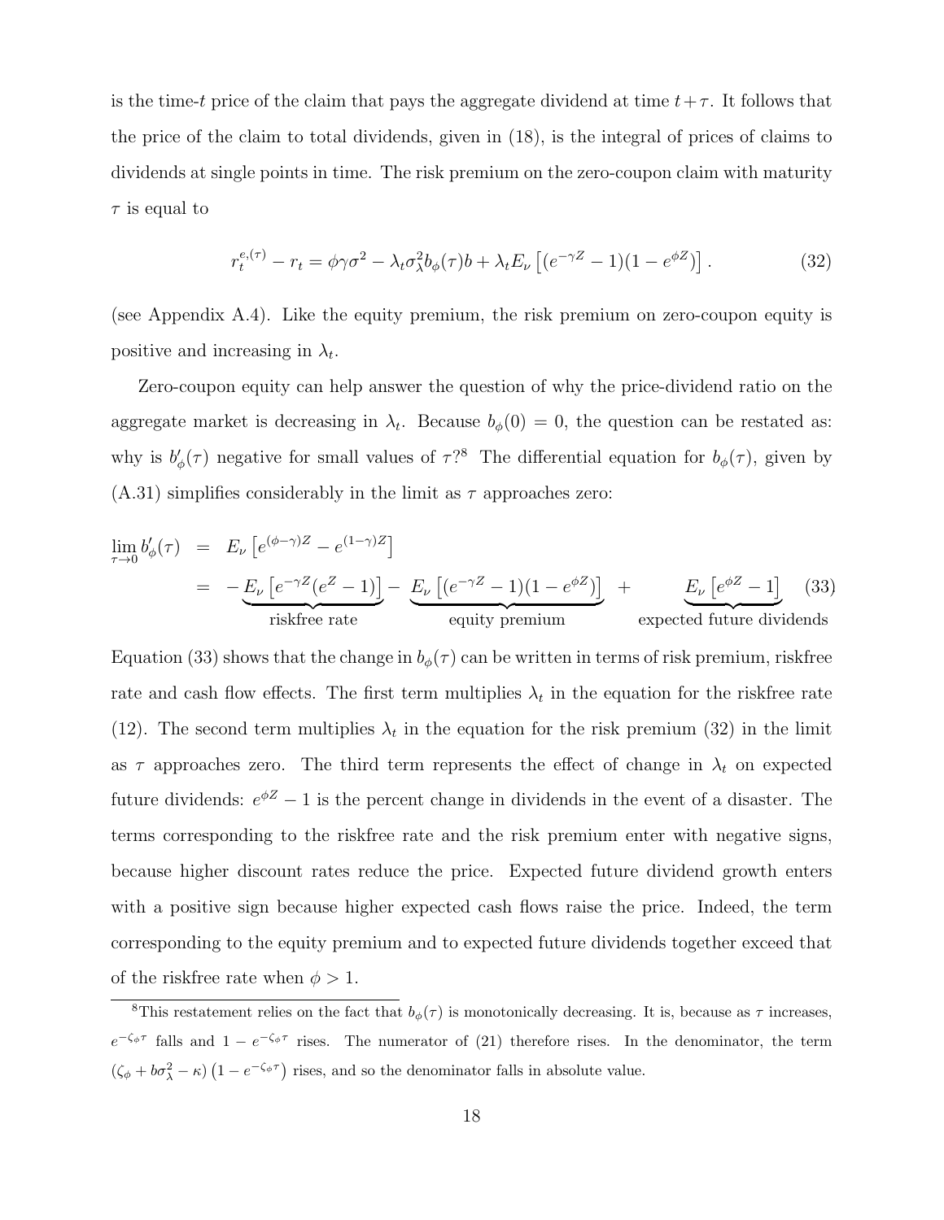is the time-$t$ price of the claim that pays the aggregate dividend at time $t+\tau$. It follows that the price of the claim to total dividends, given in (18), is the integral of prices of claims to dividends at single points in time. The risk premium on the zero-coupon claim with maturity $\tau$ is equal to

$$r_t^{e,(\tau)} - r_t = \phi\gamma\sigma^2 - \lambda_t \sigma_\lambda^2 b_\phi(\tau) b + \lambda_t E_\nu\left[(e^{-\gamma Z} - 1)(1 - e^{\phi Z})\right]. \tag{32}$$

(see Appendix A.4). Like the equity premium, the risk premium on zero-coupon equity is positive and increasing in $\lambda_t$.

Zero-coupon equity can help answer the question of why the price-dividend ratio on the aggregate market is decreasing in $\lambda_t$. Because $b_\phi(0) = 0$, the question can be restated as: why is $b'_\phi(\tau)$ negative for small values of $\tau$?[8] The differential equation for $b_\phi(\tau)$, given by (A.31) simplifies considerably in the limit as $\tau$ approaches zero:

$$\begin{aligned}
\lim_{\tau \to 0} b'_\phi(\tau) &= E_\nu\left[e^{(\phi-\gamma)Z} - e^{(1-\gamma)Z}\right] \\
&= -\underbrace{E_\nu\left[e^{-\gamma Z}(e^Z - 1)\right]}_{\text{riskfree rate}} - \underbrace{E_\nu\left[(e^{-\gamma Z} - 1)(1 - e^{\phi Z})\right]}_{\text{equity premium}} + \underbrace{E_\nu\left[e^{\phi Z} - 1\right]}_{\text{expected future dividends}}
\end{aligned} \tag{33}$$

Equation (33) shows that the change in $b_\phi(\tau)$ can be written in terms of risk premium, riskfree rate and cash flow effects. The first term multiplies $\lambda_t$ in the equation for the riskfree rate (12). The second term multiplies $\lambda_t$ in the equation for the risk premium (32) in the limit as $\tau$ approaches zero. The third term represents the effect of change in $\lambda_t$ on expected future dividends: $e^{\phi Z} - 1$ is the percent change in dividends in the event of a disaster. The terms corresponding to the riskfree rate and the risk premium enter with negative signs, because higher discount rates reduce the price. Expected future dividend growth enters with a positive sign because higher expected cash flows raise the price. Indeed, the term corresponding to the equity premium and to expected future dividends together exceed that of the riskfree rate when $\phi > 1$.

[8] This restatement relies on the fact that $b_\phi(\tau)$ is monotonically decreasing. It is, because as $\tau$ increases, $e^{-\zeta_\phi \tau}$ falls and $1 - e^{-\zeta_\phi \tau}$ rises. The numerator of (21) therefore rises. In the denominator, the term $(\zeta_\phi + b\sigma_\lambda^2 - \kappa)\left(1 - e^{-\zeta_\phi \tau}\right)$ rises, and so the denominator falls in absolute value.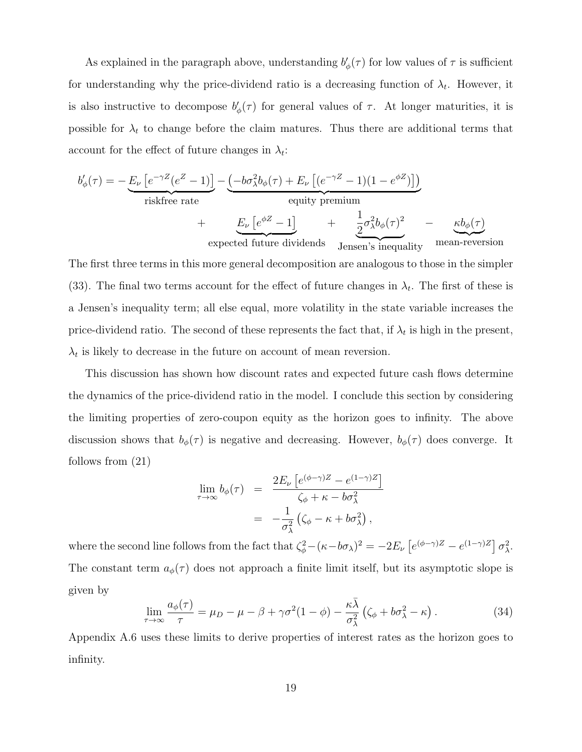As explained in the paragraph above, understanding $b'_\phi(\tau)$ for low values of $\tau$ is sufficient for understanding why the price-dividend ratio is a decreasing function of $\lambda_t$. However, it is also instructive to decompose $b'_\phi(\tau)$ for general values of $\tau$. At longer maturities, it is possible for $\lambda_t$ to change before the claim matures. Thus there are additional terms that account for the effect of future changes in $\lambda_t$:

$$
\begin{aligned}
b'_\phi(\tau) = & -\underbrace{E_\nu\left[e^{-\gamma Z}(e^Z - 1)\right]}_{\text{riskfree rate}} - \underbrace{\left(-b\sigma_\lambda^2 b_\phi(\tau) + E_\nu\left[(e^{-\gamma Z}-1)(1-e^{\phi Z})\right]\right)}_{\text{equity premium}} \\
& + \underbrace{E_\nu\left[e^{\phi Z} - 1\right]}_{\text{expected future dividends}} + \underbrace{\frac{1}{2}\sigma_\lambda^2 b_\phi(\tau)^2}_{\text{Jensen's inequality}} - \underbrace{\kappa b_\phi(\tau)}_{\text{mean-reversion}}
\end{aligned}
$$

The first three terms in this more general decomposition are analogous to those in the simpler (33). The final two terms account for the effect of future changes in $\lambda_t$. The first of these is a Jensen's inequality term; all else equal, more volatility in the state variable increases the price-dividend ratio. The second of these represents the fact that, if $\lambda_t$ is high in the present, $\lambda_t$ is likely to decrease in the future on account of mean reversion.

This discussion has shown how discount rates and expected future cash flows determine the dynamics of the price-dividend ratio in the model. I conclude this section by considering the limiting properties of zero-coupon equity as the horizon goes to infinity. The above discussion shows that $b_\phi(\tau)$ is negative and decreasing. However, $b_\phi(\tau)$ does converge. It follows from (21)

$$
\begin{aligned}
\lim_{\tau\to\infty} b_\phi(\tau) &= \frac{2E_\nu\left[e^{(\phi-\gamma)Z} - e^{(1-\gamma)Z}\right]}{\zeta_\phi + \kappa - b\sigma_\lambda^2} \\
&= -\frac{1}{\sigma_\lambda^2}\left(\zeta_\phi - \kappa + b\sigma_\lambda^2\right),
\end{aligned}
$$

where the second line follows from the fact that $\zeta_\phi^2 - (\kappa - b\sigma_\lambda)^2 = -2E_\nu\left[e^{(\phi-\gamma)Z} - e^{(1-\gamma)Z}\right]\sigma_\lambda^2$. The constant term $a_\phi(\tau)$ does not approach a finite limit itself, but its asymptotic slope is given by

$$
\lim_{\tau\to\infty} \frac{a_\phi(\tau)}{\tau} = \mu_D - \mu - \beta + \gamma\sigma^2(1-\phi) - \frac{\kappa\bar{\lambda}}{\sigma_\lambda^2}\left(\zeta_\phi + b\sigma_\lambda^2 - \kappa\right). \tag{34}
$$

Appendix A.6 uses these limits to derive properties of interest rates as the horizon goes to infinity.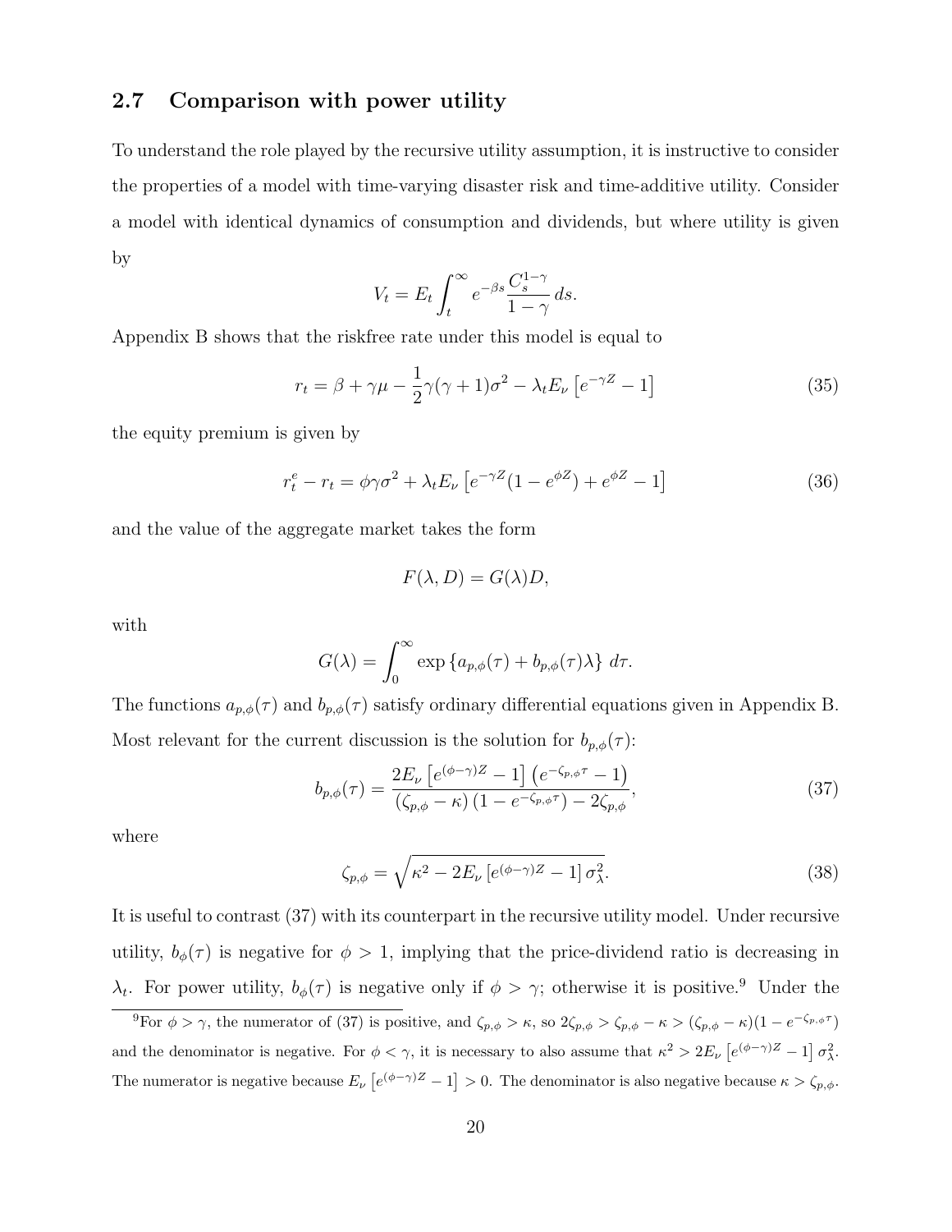## 2.7 Comparison with power utility

To understand the role played by the recursive utility assumption, it is instructive to consider the properties of a model with time-varying disaster risk and time-additive utility. Consider a model with identical dynamics of consumption and dividends, but where utility is given by

$$V_t = E_t \int_t^\infty e^{-\beta s} \frac{C_s^{1-\gamma}}{1-\gamma} \, ds.$$

Appendix B shows that the riskfree rate under this model is equal to

$$r_t = \beta + \gamma\mu - \frac{1}{2}\gamma(\gamma+1)\sigma^2 - \lambda_t E_\nu \left[ e^{-\gamma Z} - 1 \right] \tag{35}$$

the equity premium is given by

$$r_t^e - r_t = \phi\gamma\sigma^2 + \lambda_t E_\nu \left[ e^{-\gamma Z}(1 - e^{\phi Z}) + e^{\phi Z} - 1 \right] \tag{36}$$

and the value of the aggregate market takes the form

$$F(\lambda, D) = G(\lambda) D,$$

with

$$G(\lambda) = \int_0^\infty \exp\left\{ a_{p,\phi}(\tau) + b_{p,\phi}(\tau)\lambda \right\} \, d\tau.$$

The functions $a_{p,\phi}(\tau)$ and $b_{p,\phi}(\tau)$ satisfy ordinary differential equations given in Appendix B. Most relevant for the current discussion is the solution for $b_{p,\phi}(\tau)$:

$$b_{p,\phi}(\tau) = \frac{2E_\nu \left[ e^{(\phi-\gamma)Z} - 1 \right] \left( e^{-\zeta_{p,\phi}\tau} - 1 \right)}{\left( \zeta_{p,\phi} - \kappa \right) \left( 1 - e^{-\zeta_{p,\phi}\tau} \right) - 2\zeta_{p,\phi}}, \tag{37}$$

where

$$\zeta_{p,\phi} = \sqrt{\kappa^2 - 2E_\nu \left[ e^{(\phi-\gamma)Z} - 1 \right] \sigma_\lambda^2}. \tag{38}$$

It is useful to contrast (37) with its counterpart in the recursive utility model. Under recursive utility, $b_\phi(\tau)$ is negative for $\phi > 1$, implying that the price-dividend ratio is decreasing in $\lambda_t$. For power utility, $b_\phi(\tau)$ is negative only if $\phi > \gamma$; otherwise it is positive.[9] Under the

[9] For $\phi > \gamma$, the numerator of (37) is positive, and $\zeta_{p,\phi} > \kappa$, so $2\zeta_{p,\phi} > \zeta_{p,\phi} - \kappa > (\zeta_{p,\phi} - \kappa)(1 - e^{-\zeta_{p,\phi}\tau})$ and the denominator is negative. For $\phi < \gamma$, it is necessary to also assume that $\kappa^2 > 2E_\nu \left[ e^{(\phi-\gamma)Z} - 1 \right] \sigma_\lambda^2$. The numerator is negative because $E_\nu \left[ e^{(\phi-\gamma)Z} - 1 \right] > 0$. The denominator is also negative because $\kappa > \zeta_{p,\phi}$.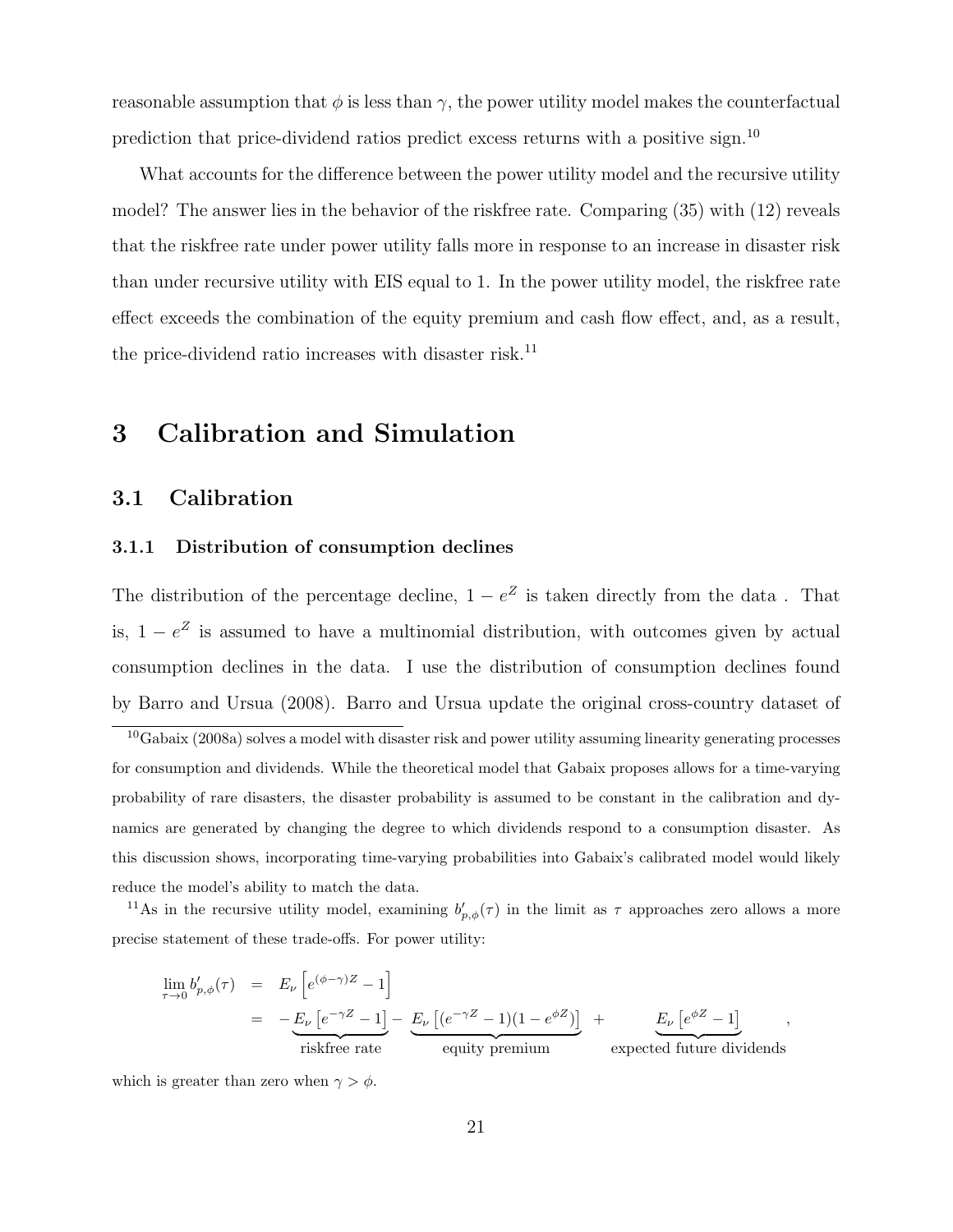reasonable assumption that $\phi$ is less than $\gamma$, the power utility model makes the counterfactual prediction that price-dividend ratios predict excess returns with a positive sign.[10]

What accounts for the difference between the power utility model and the recursive utility model? The answer lies in the behavior of the riskfree rate. Comparing (35) with (12) reveals that the riskfree rate under power utility falls more in response to an increase in disaster risk than under recursive utility with EIS equal to 1. In the power utility model, the riskfree rate effect exceeds the combination of the equity premium and cash flow effect, and, as a result, the price-dividend ratio increases with disaster risk.[11]

# 3 Calibration and Simulation

## 3.1 Calibration

### 3.1.1 Distribution of consumption declines

The distribution of the percentage decline, $1 - e^Z$ is taken directly from the data . That is, $1 - e^Z$ is assumed to have a multinomial distribution, with outcomes given by actual consumption declines in the data. I use the distribution of consumption declines found by Barro and Ursua (2008). Barro and Ursua update the original cross-country dataset of

---

[10] Gabaix (2008a) solves a model with disaster risk and power utility assuming linearity generating processes for consumption and dividends. While the theoretical model that Gabaix proposes allows for a time-varying probability of rare disasters, the disaster probability is assumed to be constant in the calibration and dynamics are generated by changing the degree to which dividends respond to a consumption disaster. As this discussion shows, incorporating time-varying probabilities into Gabaix's calibrated model would likely reduce the model's ability to match the data.

[11] As in the recursive utility model, examining $b'_{p,\phi}(\tau)$ in the limit as $\tau$ approaches zero allows a more precise statement of these trade-offs. For power utility:

$$
\begin{aligned}
\lim_{\tau \to 0} b'_{p,\phi}(\tau) &= E_\nu\left[e^{(\phi-\gamma)Z} - 1\right] \\
&= -\underbrace{E_\nu\left[e^{-\gamma Z} - 1\right]}_{\text{riskfree rate}} - \underbrace{E_\nu\left[(e^{-\gamma Z} - 1)(1 - e^{\phi Z})\right]}_{\text{equity premium}} + \underbrace{E_\nu\left[e^{\phi Z} - 1\right]}_{\text{expected future dividends}},
\end{aligned}
$$

which is greater than zero when $\gamma > \phi$.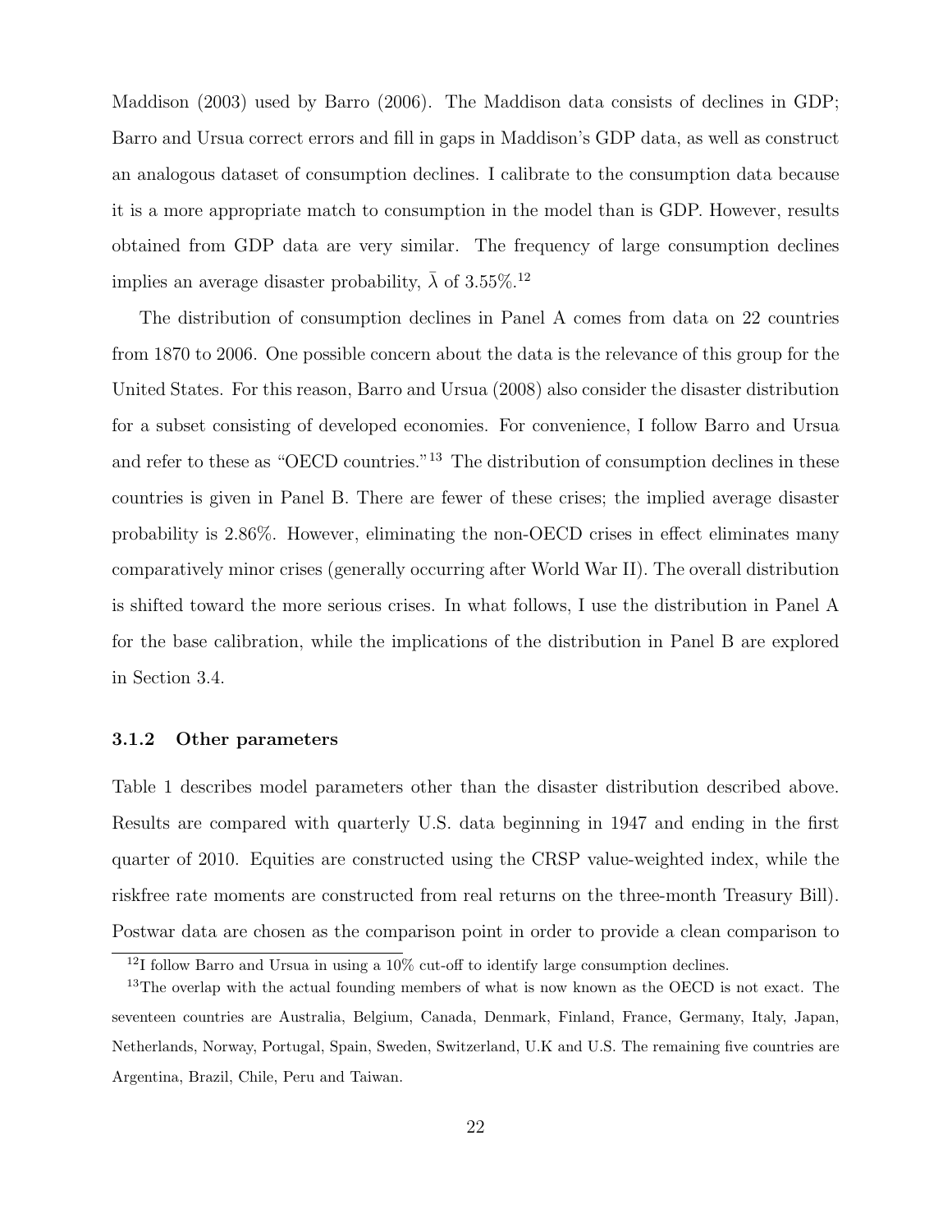Maddison (2003) used by Barro (2006). The Maddison data consists of declines in GDP; Barro and Ursua correct errors and fill in gaps in Maddison's GDP data, as well as construct an analogous dataset of consumption declines. I calibrate to the consumption data because it is a more appropriate match to consumption in the model than is GDP. However, results obtained from GDP data are very similar. The frequency of large consumption declines implies an average disaster probability, $\bar{\lambda}$ of 3.55%.[12]

The distribution of consumption declines in Panel A comes from data on 22 countries from 1870 to 2006. One possible concern about the data is the relevance of this group for the United States. For this reason, Barro and Ursua (2008) also consider the disaster distribution for a subset consisting of developed economies. For convenience, I follow Barro and Ursua and refer to these as "OECD countries."[13] The distribution of consumption declines in these countries is given in Panel B. There are fewer of these crises; the implied average disaster probability is 2.86%. However, eliminating the non-OECD crises in effect eliminates many comparatively minor crises (generally occurring after World War II). The overall distribution is shifted toward the more serious crises. In what follows, I use the distribution in Panel A for the base calibration, while the implications of the distribution in Panel B are explored in Section 3.4.

### 3.1.2 Other parameters

Table 1 describes model parameters other than the disaster distribution described above. Results are compared with quarterly U.S. data beginning in 1947 and ending in the first quarter of 2010. Equities are constructed using the CRSP value-weighted index, while the riskfree rate moments are constructed from real returns on the three-month Treasury Bill). Postwar data are chosen as the comparison point in order to provide a clean comparison to

[12] I follow Barro and Ursua in using a 10% cut-off to identify large consumption declines.

[13] The overlap with the actual founding members of what is now known as the OECD is not exact. The seventeen countries are Australia, Belgium, Canada, Denmark, Finland, France, Germany, Italy, Japan, Netherlands, Norway, Portugal, Spain, Sweden, Switzerland, U.K and U.S. The remaining five countries are Argentina, Brazil, Chile, Peru and Taiwan.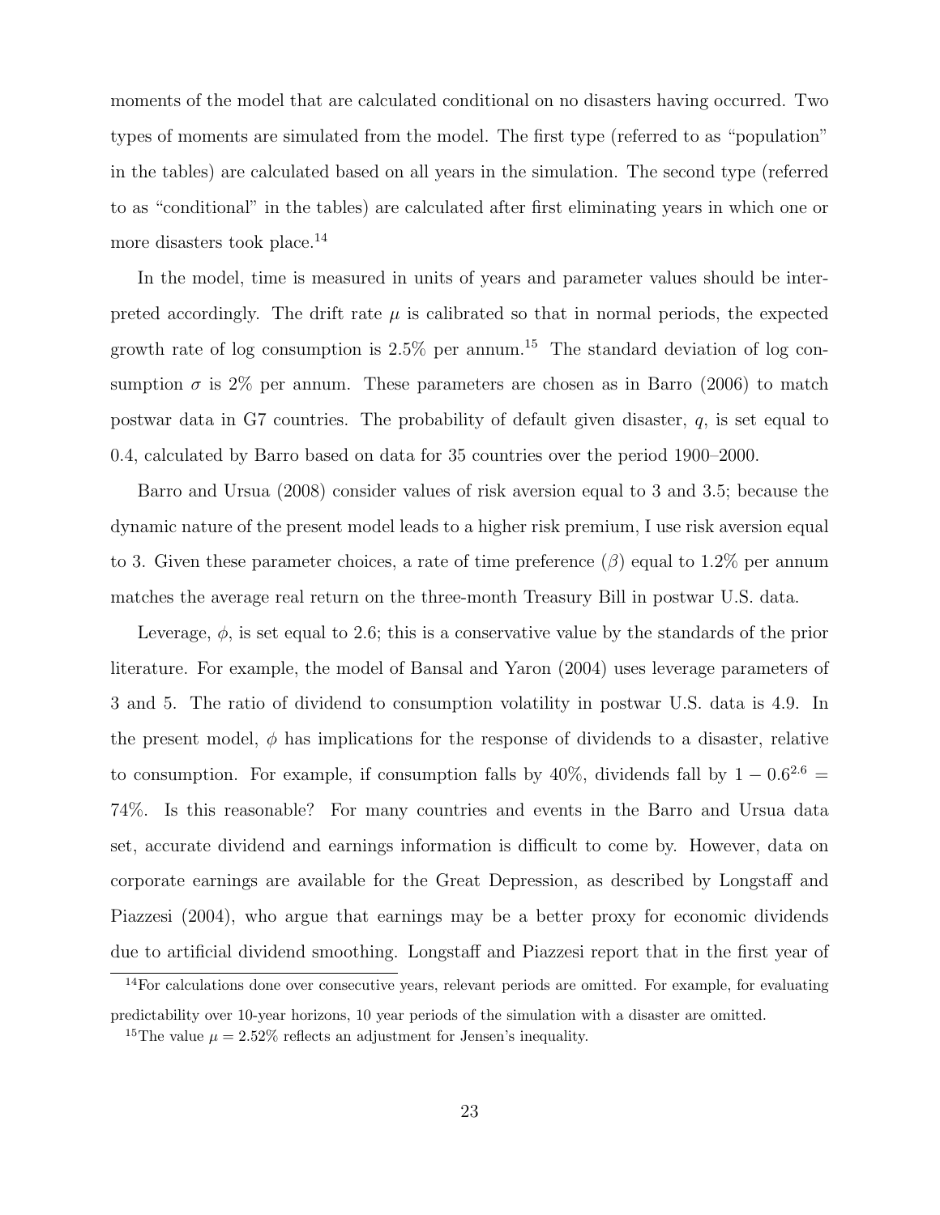moments of the model that are calculated conditional on no disasters having occurred. Two types of moments are simulated from the model. The first type (referred to as "population" in the tables) are calculated based on all years in the simulation. The second type (referred to as "conditional" in the tables) are calculated after first eliminating years in which one or more disasters took place.[14]

In the model, time is measured in units of years and parameter values should be interpreted accordingly. The drift rate $\mu$ is calibrated so that in normal periods, the expected growth rate of log consumption is 2.5% per annum.[15] The standard deviation of log consumption $\sigma$ is 2% per annum. These parameters are chosen as in Barro (2006) to match postwar data in G7 countries. The probability of default given disaster, $q$, is set equal to 0.4, calculated by Barro based on data for 35 countries over the period 1900–2000.

Barro and Ursua (2008) consider values of risk aversion equal to 3 and 3.5; because the dynamic nature of the present model leads to a higher risk premium, I use risk aversion equal to 3. Given these parameter choices, a rate of time preference ($\beta$) equal to 1.2% per annum matches the average real return on the three-month Treasury Bill in postwar U.S. data.

Leverage, $\phi$, is set equal to 2.6; this is a conservative value by the standards of the prior literature. For example, the model of Bansal and Yaron (2004) uses leverage parameters of 3 and 5. The ratio of dividend to consumption volatility in postwar U.S. data is 4.9. In the present model, $\phi$ has implications for the response of dividends to a disaster, relative to consumption. For example, if consumption falls by 40%, dividends fall by $1 - 0.6^{2.6} =$ 74%. Is this reasonable? For many countries and events in the Barro and Ursua data set, accurate dividend and earnings information is difficult to come by. However, data on corporate earnings are available for the Great Depression, as described by Longstaff and Piazzesi (2004), who argue that earnings may be a better proxy for economic dividends due to artificial dividend smoothing. Longstaff and Piazzesi report that in the first year of

[14] For calculations done over consecutive years, relevant periods are omitted. For example, for evaluating predictability over 10-year horizons, 10 year periods of the simulation with a disaster are omitted.

[15] The value $\mu = 2.52\%$ reflects an adjustment for Jensen's inequality.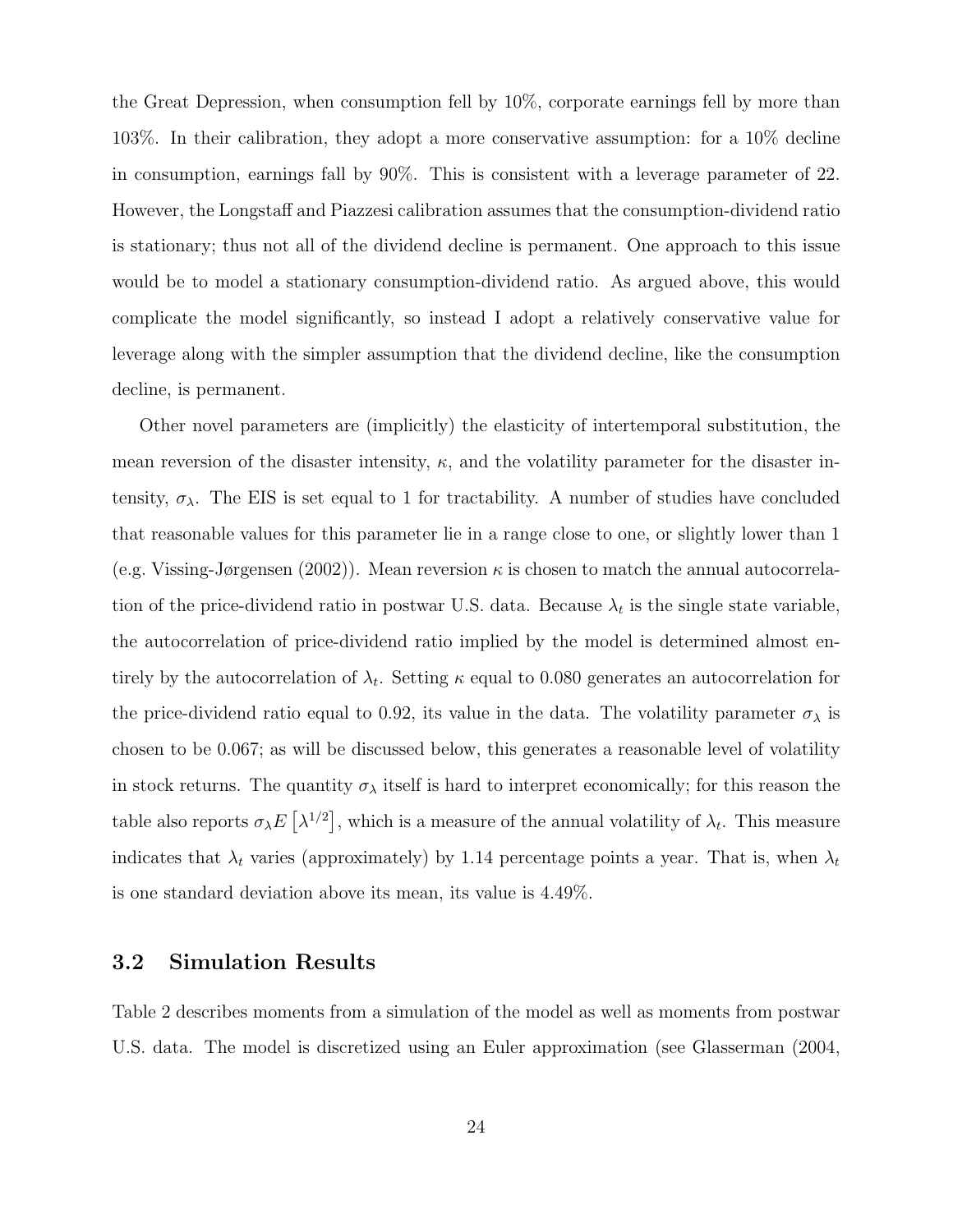the Great Depression, when consumption fell by 10%, corporate earnings fell by more than 103%. In their calibration, they adopt a more conservative assumption: for a 10% decline in consumption, earnings fall by 90%. This is consistent with a leverage parameter of 22. However, the Longstaff and Piazzesi calibration assumes that the consumption-dividend ratio is stationary; thus not all of the dividend decline is permanent. One approach to this issue would be to model a stationary consumption-dividend ratio. As argued above, this would complicate the model significantly, so instead I adopt a relatively conservative value for leverage along with the simpler assumption that the dividend decline, like the consumption decline, is permanent.

Other novel parameters are (implicitly) the elasticity of intertemporal substitution, the mean reversion of the disaster intensity, $\kappa$, and the volatility parameter for the disaster intensity, $\sigma_\lambda$. The EIS is set equal to 1 for tractability. A number of studies have concluded that reasonable values for this parameter lie in a range close to one, or slightly lower than 1 (e.g. Vissing-Jørgensen (2002)). Mean reversion $\kappa$ is chosen to match the annual autocorrelation of the price-dividend ratio in postwar U.S. data. Because $\lambda_t$ is the single state variable, the autocorrelation of price-dividend ratio implied by the model is determined almost entirely by the autocorrelation of $\lambda_t$. Setting $\kappa$ equal to 0.080 generates an autocorrelation for the price-dividend ratio equal to 0.92, its value in the data. The volatility parameter $\sigma_\lambda$ is chosen to be 0.067; as will be discussed below, this generates a reasonable level of volatility in stock returns. The quantity $\sigma_\lambda$ itself is hard to interpret economically; for this reason the table also reports $\sigma_\lambda E\left[\lambda^{1/2}\right]$, which is a measure of the annual volatility of $\lambda_t$. This measure indicates that $\lambda_t$ varies (approximately) by 1.14 percentage points a year. That is, when $\lambda_t$ is one standard deviation above its mean, its value is 4.49%.

## 3.2 Simulation Results

Table 2 describes moments from a simulation of the model as well as moments from postwar U.S. data. The model is discretized using an Euler approximation (see Glasserman (2004,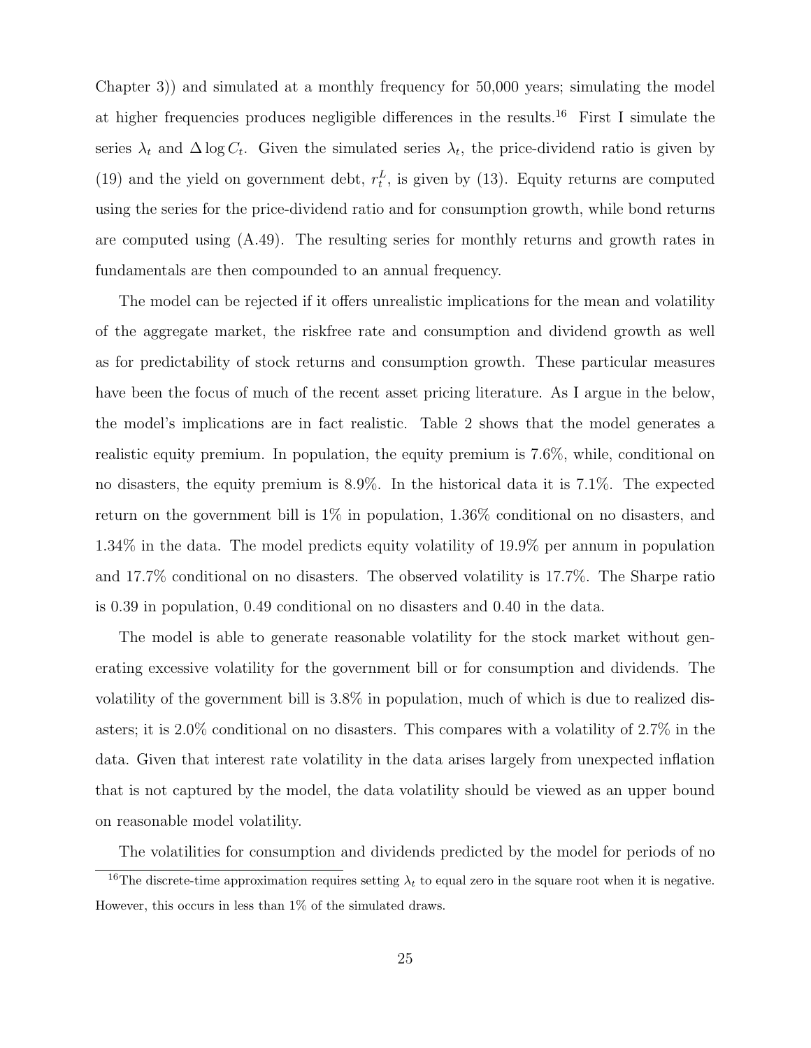Chapter 3)) and simulated at a monthly frequency for 50,000 years; simulating the model at higher frequencies produces negligible differences in the results.[16] First I simulate the series $\lambda_t$ and $\Delta \log C_t$. Given the simulated series $\lambda_t$, the price-dividend ratio is given by (19) and the yield on government debt, $r_t^L$, is given by (13). Equity returns are computed using the series for the price-dividend ratio and for consumption growth, while bond returns are computed using (A.49). The resulting series for monthly returns and growth rates in fundamentals are then compounded to an annual frequency.

The model can be rejected if it offers unrealistic implications for the mean and volatility of the aggregate market, the riskfree rate and consumption and dividend growth as well as for predictability of stock returns and consumption growth. These particular measures have been the focus of much of the recent asset pricing literature. As I argue in the below, the model's implications are in fact realistic. Table 2 shows that the model generates a realistic equity premium. In population, the equity premium is 7.6%, while, conditional on no disasters, the equity premium is 8.9%. In the historical data it is 7.1%. The expected return on the government bill is 1% in population, 1.36% conditional on no disasters, and 1.34% in the data. The model predicts equity volatility of 19.9% per annum in population and 17.7% conditional on no disasters. The observed volatility is 17.7%. The Sharpe ratio is 0.39 in population, 0.49 conditional on no disasters and 0.40 in the data.

The model is able to generate reasonable volatility for the stock market without generating excessive volatility for the government bill or for consumption and dividends. The volatility of the government bill is 3.8% in population, much of which is due to realized disasters; it is 2.0% conditional on no disasters. This compares with a volatility of 2.7% in the data. Given that interest rate volatility in the data arises largely from unexpected inflation that is not captured by the model, the data volatility should be viewed as an upper bound on reasonable model volatility.

The volatilities for consumption and dividends predicted by the model for periods of no

[16]The discrete-time approximation requires setting $\lambda_t$ to equal zero in the square root when it is negative. However, this occurs in less than 1% of the simulated draws.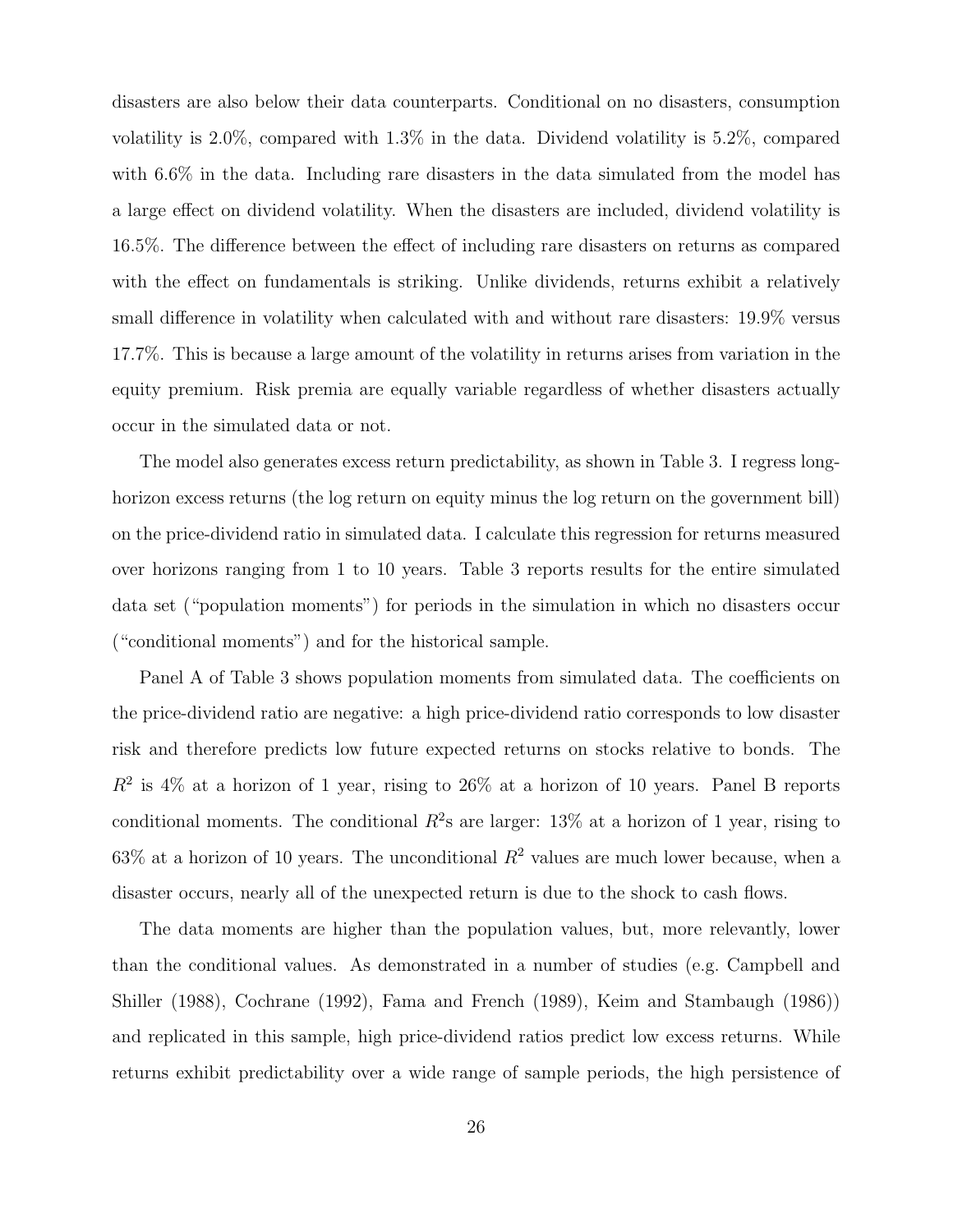disasters are also below their data counterparts. Conditional on no disasters, consumption volatility is 2.0%, compared with 1.3% in the data. Dividend volatility is 5.2%, compared with 6.6% in the data. Including rare disasters in the data simulated from the model has a large effect on dividend volatility. When the disasters are included, dividend volatility is 16.5%. The difference between the effect of including rare disasters on returns as compared with the effect on fundamentals is striking. Unlike dividends, returns exhibit a relatively small difference in volatility when calculated with and without rare disasters: 19.9% versus 17.7%. This is because a large amount of the volatility in returns arises from variation in the equity premium. Risk premia are equally variable regardless of whether disasters actually occur in the simulated data or not.

The model also generates excess return predictability, as shown in Table 3. I regress long-horizon excess returns (the log return on equity minus the log return on the government bill) on the price-dividend ratio in simulated data. I calculate this regression for returns measured over horizons ranging from 1 to 10 years. Table 3 reports results for the entire simulated data set ("population moments") for periods in the simulation in which no disasters occur ("conditional moments") and for the historical sample.

Panel A of Table 3 shows population moments from simulated data. The coefficients on the price-dividend ratio are negative: a high price-dividend ratio corresponds to low disaster risk and therefore predicts low future expected returns on stocks relative to bonds. The $R^2$ is 4% at a horizon of 1 year, rising to 26% at a horizon of 10 years. Panel B reports conditional moments. The conditional $R^2$s are larger: 13% at a horizon of 1 year, rising to 63% at a horizon of 10 years. The unconditional $R^2$ values are much lower because, when a disaster occurs, nearly all of the unexpected return is due to the shock to cash flows.

The data moments are higher than the population values, but, more relevantly, lower than the conditional values. As demonstrated in a number of studies (e.g. Campbell and Shiller (1988), Cochrane (1992), Fama and French (1989), Keim and Stambaugh (1986)) and replicated in this sample, high price-dividend ratios predict low excess returns. While returns exhibit predictability over a wide range of sample periods, the high persistence of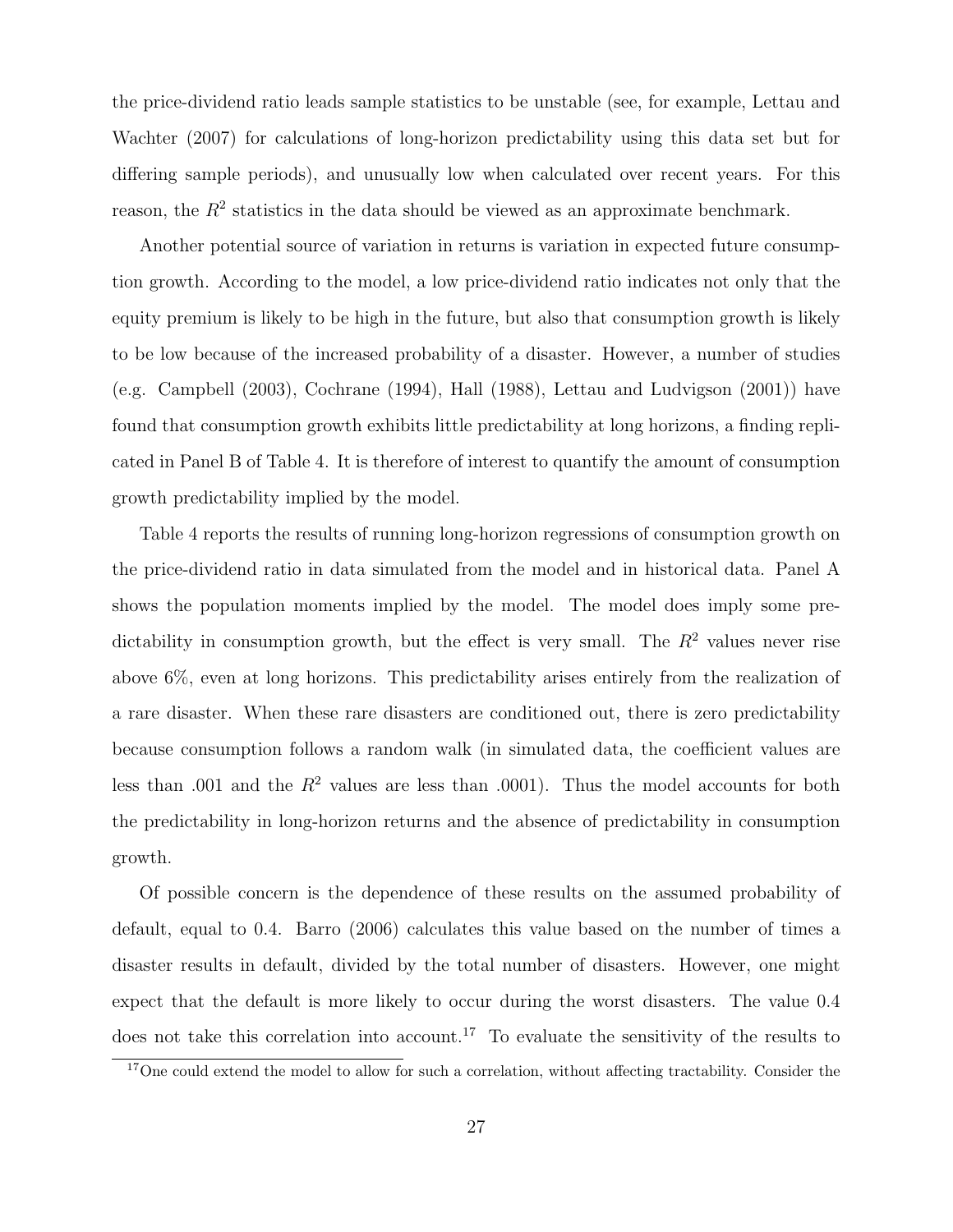the price-dividend ratio leads sample statistics to be unstable (see, for example, Lettau and Wachter (2007) for calculations of long-horizon predictability using this data set but for differing sample periods), and unusually low when calculated over recent years. For this reason, the $R^2$ statistics in the data should be viewed as an approximate benchmark.

Another potential source of variation in returns is variation in expected future consumption growth. According to the model, a low price-dividend ratio indicates not only that the equity premium is likely to be high in the future, but also that consumption growth is likely to be low because of the increased probability of a disaster. However, a number of studies (e.g. Campbell (2003), Cochrane (1994), Hall (1988), Lettau and Ludvigson (2001)) have found that consumption growth exhibits little predictability at long horizons, a finding replicated in Panel B of Table 4. It is therefore of interest to quantify the amount of consumption growth predictability implied by the model.

Table 4 reports the results of running long-horizon regressions of consumption growth on the price-dividend ratio in data simulated from the model and in historical data. Panel A shows the population moments implied by the model. The model does imply some predictability in consumption growth, but the effect is very small. The $R^2$ values never rise above 6%, even at long horizons. This predictability arises entirely from the realization of a rare disaster. When these rare disasters are conditioned out, there is zero predictability because consumption follows a random walk (in simulated data, the coefficient values are less than .001 and the $R^2$ values are less than .0001). Thus the model accounts for both the predictability in long-horizon returns and the absence of predictability in consumption growth.

Of possible concern is the dependence of these results on the assumed probability of default, equal to 0.4. Barro (2006) calculates this value based on the number of times a disaster results in default, divided by the total number of disasters. However, one might expect that the default is more likely to occur during the worst disasters. The value 0.4 does not take this correlation into account.[17] To evaluate the sensitivity of the results to

[17] One could extend the model to allow for such a correlation, without affecting tractability. Consider the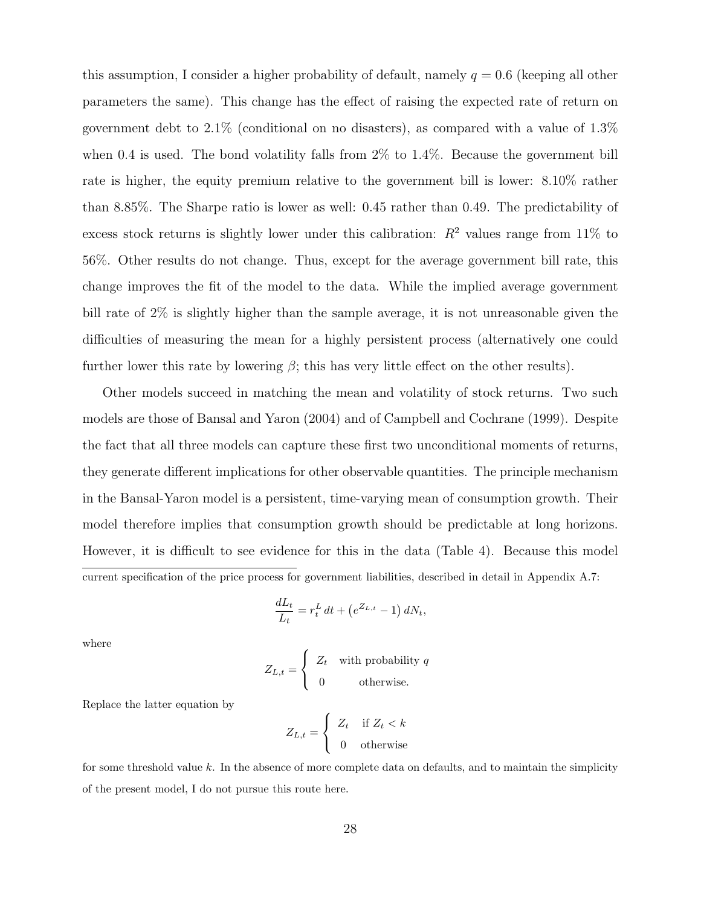this assumption, I consider a higher probability of default, namely $q = 0.6$ (keeping all other parameters the same). This change has the effect of raising the expected rate of return on government debt to 2.1% (conditional on no disasters), as compared with a value of 1.3% when 0.4 is used. The bond volatility falls from 2% to 1.4%. Because the government bill rate is higher, the equity premium relative to the government bill is lower: 8.10% rather than 8.85%. The Sharpe ratio is lower as well: 0.45 rather than 0.49. The predictability of excess stock returns is slightly lower under this calibration: $R^2$ values range from 11% to 56%. Other results do not change. Thus, except for the average government bill rate, this change improves the fit of the model to the data. While the implied average government bill rate of 2% is slightly higher than the sample average, it is not unreasonable given the difficulties of measuring the mean for a highly persistent process (alternatively one could further lower this rate by lowering $\beta$; this has very little effect on the other results).

Other models succeed in matching the mean and volatility of stock returns. Two such models are those of Bansal and Yaron (2004) and of Campbell and Cochrane (1999). Despite the fact that all three models can capture these first two unconditional moments of returns, they generate different implications for other observable quantities. The principle mechanism in the Bansal-Yaron model is a persistent, time-varying mean of consumption growth. Their model therefore implies that consumption growth should be predictable at long horizons. However, it is difficult to see evidence for this in the data (Table 4). Because this model

---

current specification of the price process for government liabilities, described in detail in Appendix A.7:

$$\frac{dL_t}{L_t} = r_t^L \, dt + \left(e^{Z_{L,t}} - 1\right) dN_t,$$

where

$$Z_{L,t} = \begin{cases} Z_t & \text{with probability } q \\ 0 & \text{otherwise.} \end{cases}$$

Replace the latter equation by

$$Z_{L,t} = \begin{cases} Z_t & \text{if } Z_t < k \\ 0 & \text{otherwise} \end{cases}$$

for some threshold value $k$. In the absence of more complete data on defaults, and to maintain the simplicity of the present model, I do not pursue this route here.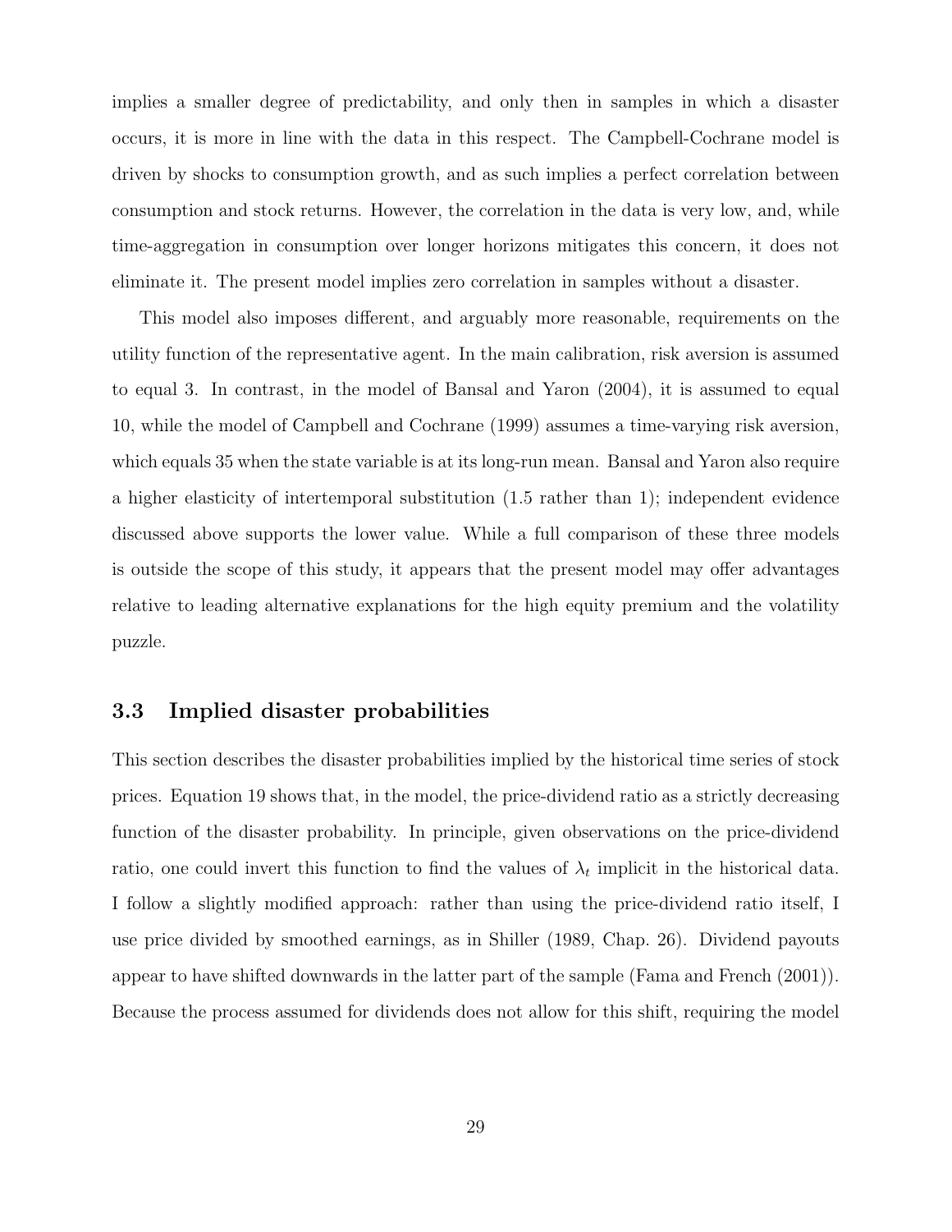implies a smaller degree of predictability, and only then in samples in which a disaster occurs, it is more in line with the data in this respect. The Campbell-Cochrane model is driven by shocks to consumption growth, and as such implies a perfect correlation between consumption and stock returns. However, the correlation in the data is very low, and, while time-aggregation in consumption over longer horizons mitigates this concern, it does not eliminate it. The present model implies zero correlation in samples without a disaster.

This model also imposes different, and arguably more reasonable, requirements on the utility function of the representative agent. In the main calibration, risk aversion is assumed to equal 3. In contrast, in the model of Bansal and Yaron (2004), it is assumed to equal 10, while the model of Campbell and Cochrane (1999) assumes a time-varying risk aversion, which equals 35 when the state variable is at its long-run mean. Bansal and Yaron also require a higher elasticity of intertemporal substitution (1.5 rather than 1); independent evidence discussed above supports the lower value. While a full comparison of these three models is outside the scope of this study, it appears that the present model may offer advantages relative to leading alternative explanations for the high equity premium and the volatility puzzle.

### 3.3 Implied disaster probabilities

This section describes the disaster probabilities implied by the historical time series of stock prices. Equation 19 shows that, in the model, the price-dividend ratio as a strictly decreasing function of the disaster probability. In principle, given observations on the price-dividend ratio, one could invert this function to find the values of $\lambda_t$ implicit in the historical data. I follow a slightly modified approach: rather than using the price-dividend ratio itself, I use price divided by smoothed earnings, as in Shiller (1989, Chap. 26). Dividend payouts appear to have shifted downwards in the latter part of the sample (Fama and French (2001)). Because the process assumed for dividends does not allow for this shift, requiring the model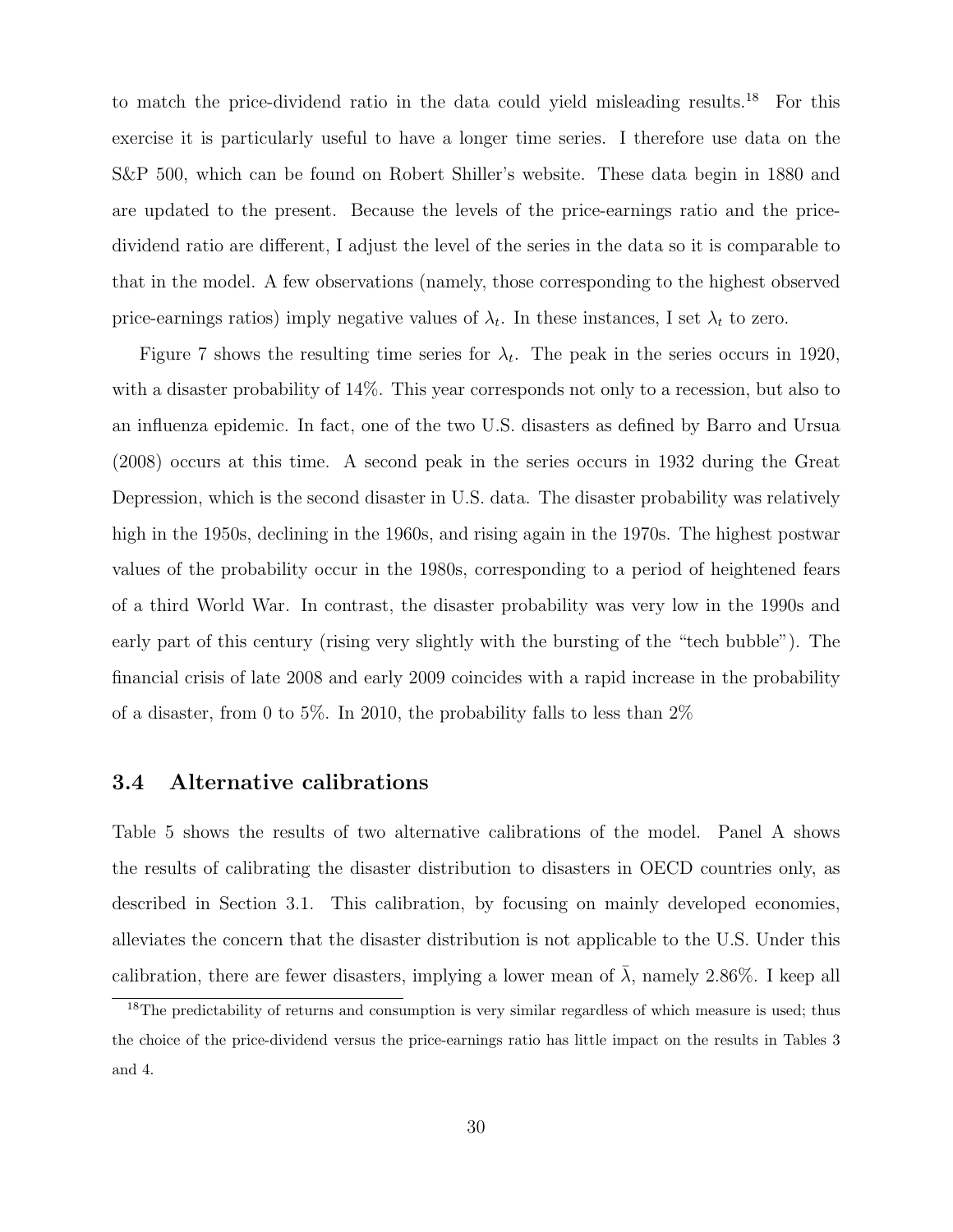to match the price-dividend ratio in the data could yield misleading results.[18] For this exercise it is particularly useful to have a longer time series. I therefore use data on the S&P 500, which can be found on Robert Shiller's website. These data begin in 1880 and are updated to the present. Because the levels of the price-earnings ratio and the price-dividend ratio are different, I adjust the level of the series in the data so it is comparable to that in the model. A few observations (namely, those corresponding to the highest observed price-earnings ratios) imply negative values of $\lambda_t$. In these instances, I set $\lambda_t$ to zero.

Figure 7 shows the resulting time series for $\lambda_t$. The peak in the series occurs in 1920, with a disaster probability of 14%. This year corresponds not only to a recession, but also to an influenza epidemic. In fact, one of the two U.S. disasters as defined by Barro and Ursua (2008) occurs at this time. A second peak in the series occurs in 1932 during the Great Depression, which is the second disaster in U.S. data. The disaster probability was relatively high in the 1950s, declining in the 1960s, and rising again in the 1970s. The highest postwar values of the probability occur in the 1980s, corresponding to a period of heightened fears of a third World War. In contrast, the disaster probability was very low in the 1990s and early part of this century (rising very slightly with the bursting of the "tech bubble"). The financial crisis of late 2008 and early 2009 coincides with a rapid increase in the probability of a disaster, from 0 to 5%. In 2010, the probability falls to less than 2%

### 3.4 Alternative calibrations

Table 5 shows the results of two alternative calibrations of the model. Panel A shows the results of calibrating the disaster distribution to disasters in OECD countries only, as described in Section 3.1. This calibration, by focusing on mainly developed economies, alleviates the concern that the disaster distribution is not applicable to the U.S. Under this calibration, there are fewer disasters, implying a lower mean of $\bar{\lambda}$, namely 2.86%. I keep all

[18] The predictability of returns and consumption is very similar regardless of which measure is used; thus the choice of the price-dividend versus the price-earnings ratio has little impact on the results in Tables 3 and 4.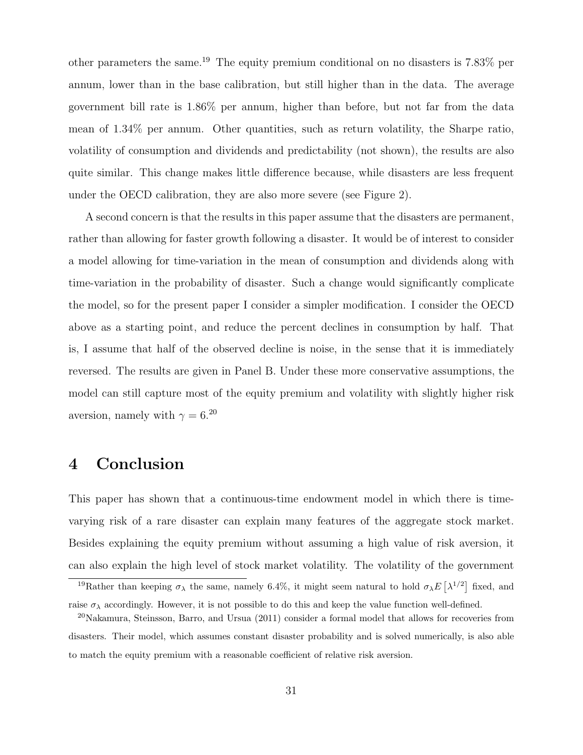other parameters the same.[19] The equity premium conditional on no disasters is 7.83% per annum, lower than in the base calibration, but still higher than in the data. The average government bill rate is 1.86% per annum, higher than before, but not far from the data mean of 1.34% per annum. Other quantities, such as return volatility, the Sharpe ratio, volatility of consumption and dividends and predictability (not shown), the results are also quite similar. This change makes little difference because, while disasters are less frequent under the OECD calibration, they are also more severe (see Figure 2).

A second concern is that the results in this paper assume that the disasters are permanent, rather than allowing for faster growth following a disaster. It would be of interest to consider a model allowing for time-variation in the mean of consumption and dividends along with time-variation in the probability of disaster. Such a change would significantly complicate the model, so for the present paper I consider a simpler modification. I consider the OECD above as a starting point, and reduce the percent declines in consumption by half. That is, I assume that half of the observed decline is noise, in the sense that it is immediately reversed. The results are given in Panel B. Under these more conservative assumptions, the model can still capture most of the equity premium and volatility with slightly higher risk aversion, namely with $\gamma = 6$.[20]

# 4 Conclusion

This paper has shown that a continuous-time endowment model in which there is time-varying risk of a rare disaster can explain many features of the aggregate stock market. Besides explaining the equity premium without assuming a high value of risk aversion, it can also explain the high level of stock market volatility. The volatility of the government

[19] Rather than keeping $\sigma_\lambda$ the same, namely 6.4%, it might seem natural to hold $\sigma_\lambda E\left[\lambda^{1/2}\right]$ fixed, and raise $\sigma_\lambda$ accordingly. However, it is not possible to do this and keep the value function well-defined.

[20] Nakamura, Steinsson, Barro, and Ursua (2011) consider a formal model that allows for recoveries from disasters. Their model, which assumes constant disaster probability and is solved numerically, is also able to match the equity premium with a reasonable coefficient of relative risk aversion.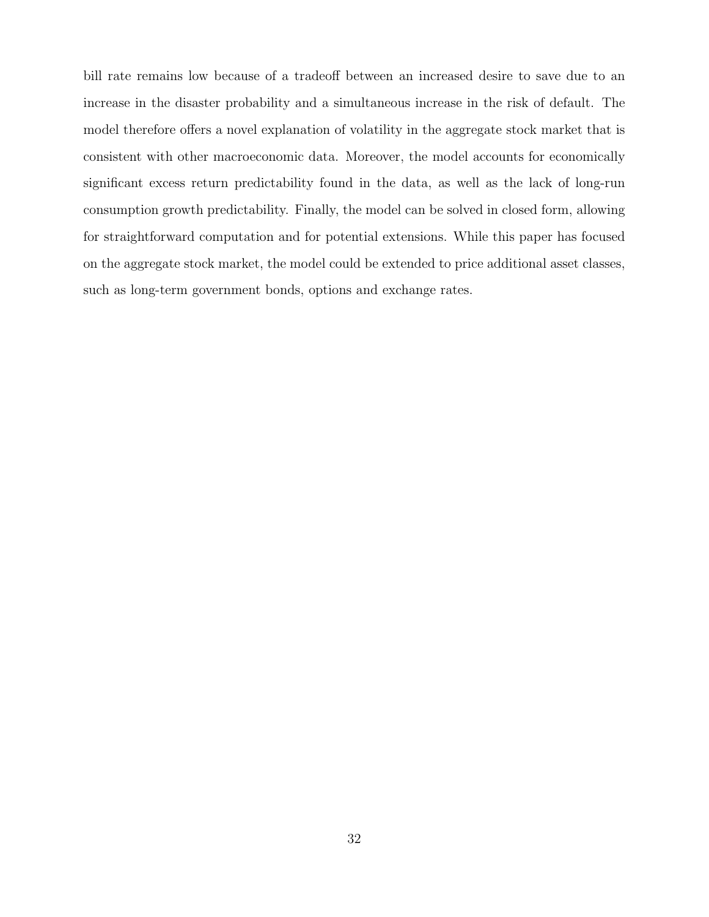bill rate remains low because of a tradeoff between an increased desire to save due to an increase in the disaster probability and a simultaneous increase in the risk of default. The model therefore offers a novel explanation of volatility in the aggregate stock market that is consistent with other macroeconomic data. Moreover, the model accounts for economically significant excess return predictability found in the data, as well as the lack of long-run consumption growth predictability. Finally, the model can be solved in closed form, allowing for straightforward computation and for potential extensions. While this paper has focused on the aggregate stock market, the model could be extended to price additional asset classes, such as long-term government bonds, options and exchange rates.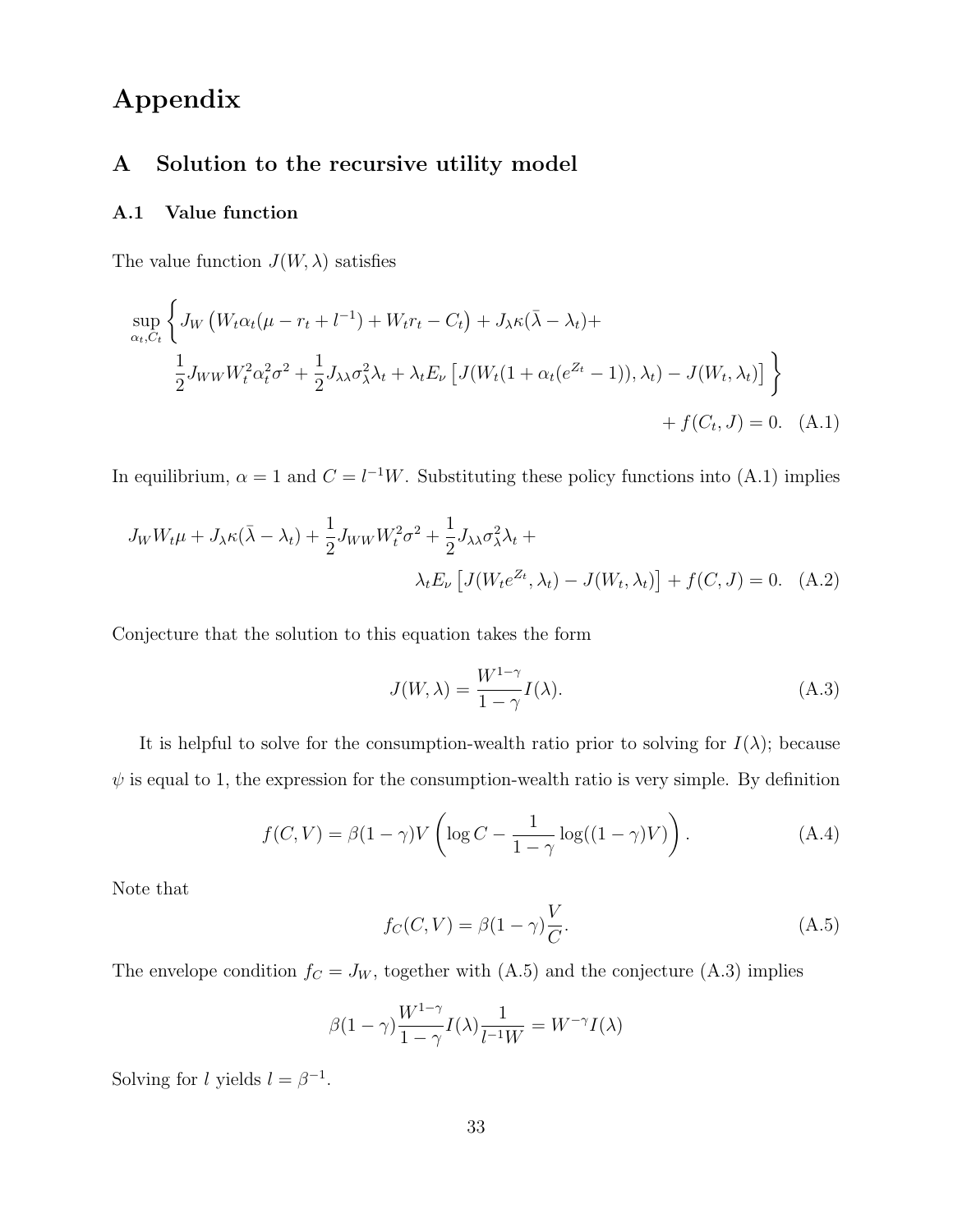# Appendix

## A Solution to the recursive utility model

### A.1 Value function

The value function $J(W, \lambda)$ satisfies

$$\sup_{\alpha_t, C_t} \Bigg\{ J_W \left( W_t \alpha_t (\mu - r_t + l^{-1}) + W_t r_t - C_t \right) + J_\lambda \kappa (\bar{\lambda} - \lambda_t) + \\ \frac{1}{2} J_{WW} W_t^2 \alpha_t^2 \sigma^2 + \frac{1}{2} J_{\lambda\lambda} \sigma_\lambda^2 \lambda_t + \lambda_t E_\nu \left[ J(W_t(1 + \alpha_t(e^{Z_t} - 1)), \lambda_t) - J(W_t, \lambda_t) \right] \Bigg\} \\ + f(C_t, J) = 0. \quad \text{(A.1)}$$

In equilibrium, $\alpha = 1$ and $C = l^{-1}W$. Substituting these policy functions into (A.1) implies

$$J_W W_t \mu + J_\lambda \kappa (\bar{\lambda} - \lambda_t) + \frac{1}{2} J_{WW} W_t^2 \sigma^2 + \frac{1}{2} J_{\lambda\lambda} \sigma_\lambda^2 \lambda_t + \\ \lambda_t E_\nu \left[ J(W_t e^{Z_t}, \lambda_t) - J(W_t, \lambda_t) \right] + f(C, J) = 0. \quad \text{(A.2)}$$

Conjecture that the solution to this equation takes the form

$$J(W, \lambda) = \frac{W^{1-\gamma}}{1-\gamma} I(\lambda). \quad \text{(A.3)}$$

It is helpful to solve for the consumption-wealth ratio prior to solving for $I(\lambda)$; because $\psi$ is equal to 1, the expression for the consumption-wealth ratio is very simple. By definition

$$f(C, V) = \beta(1-\gamma) V \left( \log C - \frac{1}{1-\gamma} \log((1-\gamma)V) \right). \quad \text{(A.4)}$$

Note that

$$f_C(C, V) = \beta(1-\gamma) \frac{V}{C}. \quad \text{(A.5)}$$

The envelope condition $f_C = J_W$, together with (A.5) and the conjecture (A.3) implies

$$\beta(1-\gamma) \frac{W^{1-\gamma}}{1-\gamma} I(\lambda) \frac{1}{l^{-1}W} = W^{-\gamma} I(\lambda)$$

Solving for $l$ yields $l = \beta^{-1}$.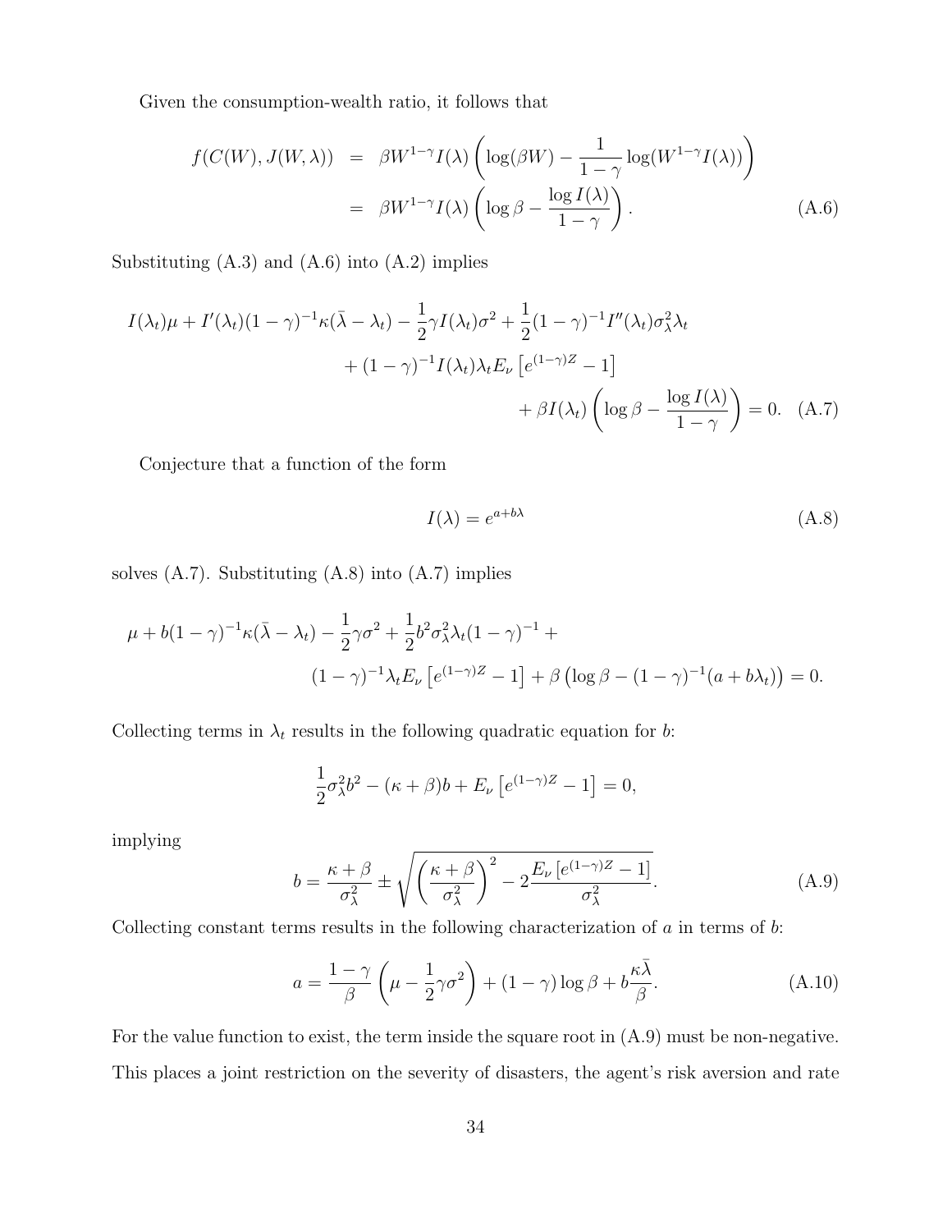Given the consumption-wealth ratio, it follows that

$$
\begin{aligned}
f(C(W), J(W,\lambda)) &= \beta W^{1-\gamma} I(\lambda) \left( \log(\beta W) - \frac{1}{1-\gamma} \log(W^{1-\gamma} I(\lambda)) \right) \\
&= \beta W^{1-\gamma} I(\lambda) \left( \log \beta - \frac{\log I(\lambda)}{1-\gamma} \right). \qquad \text{(A.6)}
\end{aligned}
$$

Substituting (A.3) and (A.6) into (A.2) implies

$$
\begin{aligned}
I(\lambda_t)\mu + I'(\lambda_t)(1-\gamma)^{-1}\kappa(\bar{\lambda} - \lambda_t) - \frac{1}{2}\gamma I(\lambda_t)\sigma^2 + \frac{1}{2}(1-\gamma)^{-1} I''(\lambda_t)\sigma_\lambda^2 \lambda_t \\
+ (1-\gamma)^{-1} I(\lambda_t)\lambda_t E_\nu \left[ e^{(1-\gamma)Z} - 1 \right] \\
+ \beta I(\lambda_t) \left( \log \beta - \frac{\log I(\lambda)}{1-\gamma} \right) = 0. \quad \text{(A.7)}
\end{aligned}
$$

Conjecture that a function of the form

$$
I(\lambda) = e^{a + b\lambda} \tag{A.8}
$$

solves (A.7). Substituting (A.8) into (A.7) implies

$$
\begin{aligned}
\mu + b(1-\gamma)^{-1}\kappa(\bar{\lambda} - \lambda_t) - \frac{1}{2}\gamma\sigma^2 + \frac{1}{2} b^2 \sigma_\lambda^2 \lambda_t (1-\gamma)^{-1} + \\
(1-\gamma)^{-1}\lambda_t E_\nu \left[ e^{(1-\gamma)Z} - 1 \right] + \beta \left( \log \beta - (1-\gamma)^{-1}(a + b\lambda_t) \right) = 0.
\end{aligned}
$$

Collecting terms in $\lambda_t$ results in the following quadratic equation for $b$:

$$
\frac{1}{2}\sigma_\lambda^2 b^2 - (\kappa + \beta) b + E_\nu \left[ e^{(1-\gamma)Z} - 1 \right] = 0,
$$

implying

$$
b = \frac{\kappa + \beta}{\sigma_\lambda^2} \pm \sqrt{ \left( \frac{\kappa + \beta}{\sigma_\lambda^2} \right)^2 - 2 \frac{E_\nu \left[ e^{(1-\gamma)Z} - 1 \right]}{\sigma_\lambda^2} }. \tag{A.9}
$$

Collecting constant terms results in the following characterization of $a$ in terms of $b$:

$$
a = \frac{1-\gamma}{\beta} \left( \mu - \frac{1}{2}\gamma\sigma^2 \right) + (1-\gamma)\log \beta + b\frac{\kappa\bar{\lambda}}{\beta}. \tag{A.10}
$$

For the value function to exist, the term inside the square root in (A.9) must be non-negative. This places a joint restriction on the severity of disasters, the agent's risk aversion and rate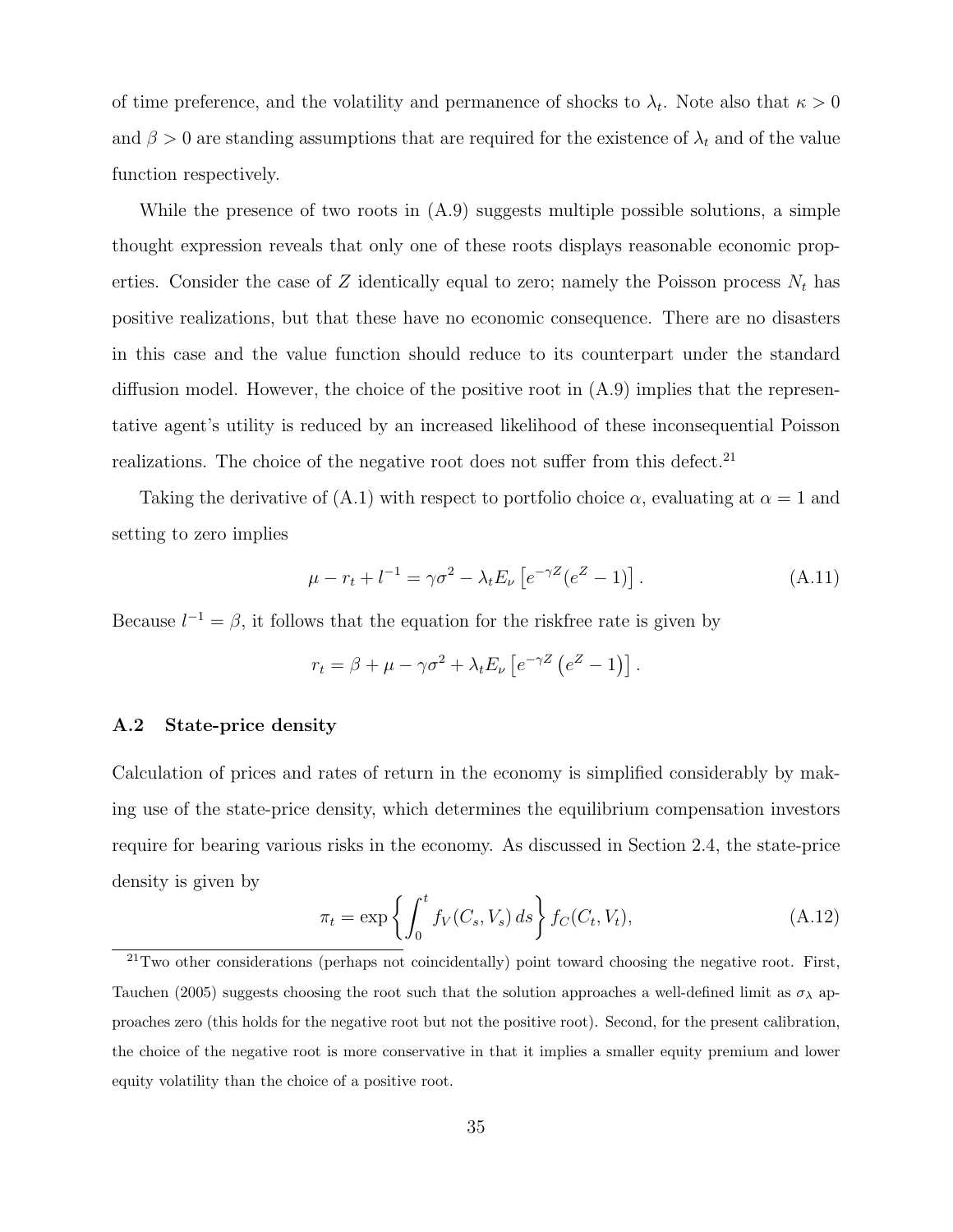of time preference, and the volatility and permanence of shocks to $\lambda_t$. Note also that $\kappa > 0$ and $\beta > 0$ are standing assumptions that are required for the existence of $\lambda_t$ and of the value function respectively.

While the presence of two roots in (A.9) suggests multiple possible solutions, a simple thought expression reveals that only one of these roots displays reasonable economic properties. Consider the case of $Z$ identically equal to zero; namely the Poisson process $N_t$ has positive realizations, but that these have no economic consequence. There are no disasters in this case and the value function should reduce to its counterpart under the standard diffusion model. However, the choice of the positive root in (A.9) implies that the representative agent's utility is reduced by an increased likelihood of these inconsequential Poisson realizations. The choice of the negative root does not suffer from this defect.[21]

Taking the derivative of (A.1) with respect to portfolio choice $\alpha$, evaluating at $\alpha = 1$ and setting to zero implies

$$\mu - r_t + l^{-1} = \gamma\sigma^2 - \lambda_t E_\nu \left[ e^{-\gamma Z}(e^Z - 1) \right]. \tag{A.11}$$

Because $l^{-1} = \beta$, it follows that the equation for the riskfree rate is given by

$$r_t = \beta + \mu - \gamma\sigma^2 + \lambda_t E_\nu \left[ e^{-\gamma Z} \left( e^Z - 1 \right) \right].$$

### A.2 State-price density

Calculation of prices and rates of return in the economy is simplified considerably by making use of the state-price density, which determines the equilibrium compensation investors require for bearing various risks in the economy. As discussed in Section 2.4, the state-price density is given by

$$\pi_t = \exp\left\{ \int_0^t f_V(C_s, V_s)\, ds \right\} f_C(C_t, V_t), \tag{A.12}$$

[21] Two other considerations (perhaps not coincidentally) point toward choosing the negative root. First, Tauchen (2005) suggests choosing the root such that the solution approaches a well-defined limit as $\sigma_\lambda$ approaches zero (this holds for the negative root but not the positive root). Second, for the present calibration, the choice of the negative root is more conservative in that it implies a smaller equity premium and lower equity volatility than the choice of a positive root.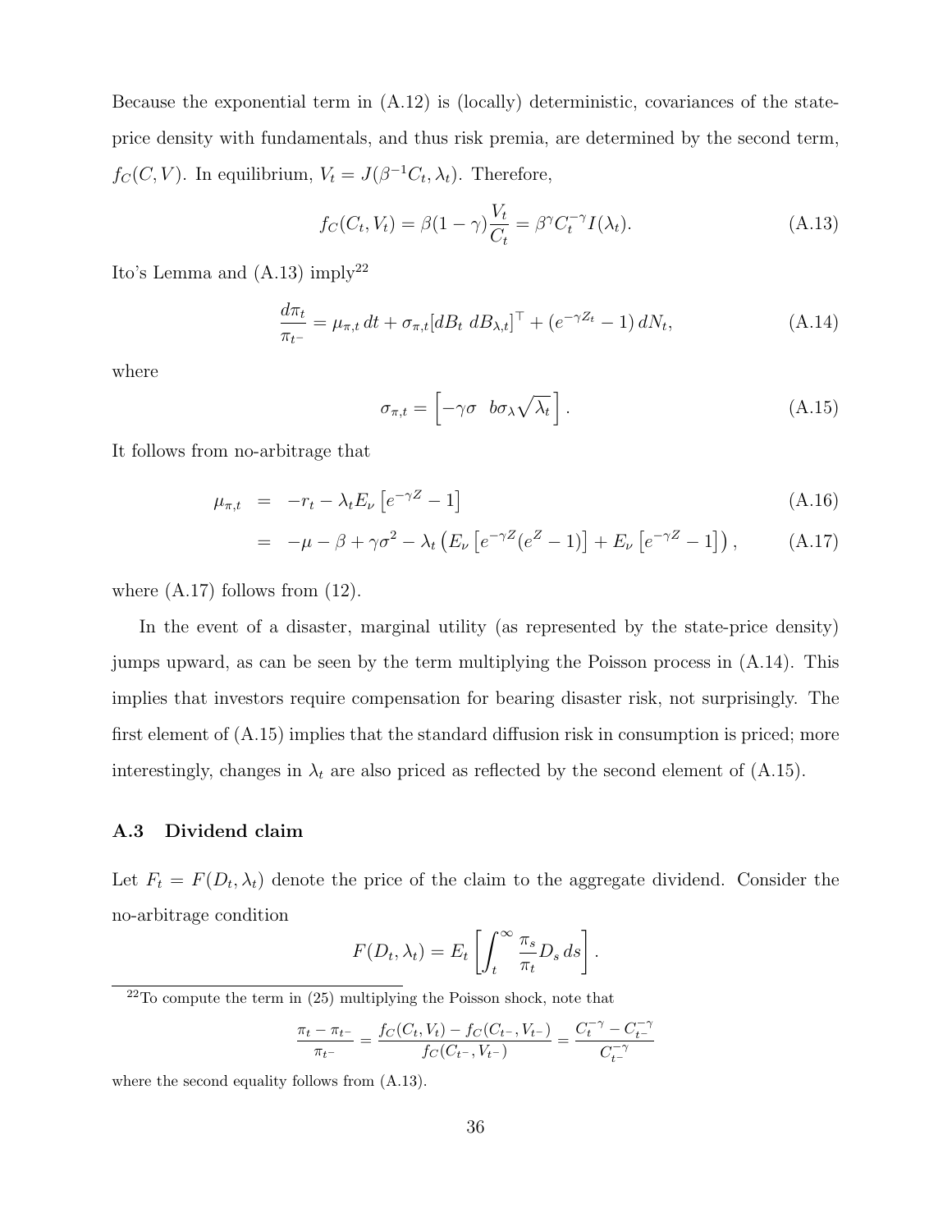Because the exponential term in (A.12) is (locally) deterministic, covariances of the state-price density with fundamentals, and thus risk premia, are determined by the second term, $f_C(C, V)$. In equilibrium, $V_t = J(\beta^{-1}C_t, \lambda_t)$. Therefore,

$$f_C(C_t, V_t) = \beta(1-\gamma)\frac{V_t}{C_t} = \beta^{\gamma} C_t^{-\gamma} I(\lambda_t). \tag{A.13}$$

Ito's Lemma and (A.13) imply[22]

$$\frac{d\pi_t}{\pi_{t^-}} = \mu_{\pi,t}\, dt + \sigma_{\pi,t}[dB_t \;\, dB_{\lambda,t}]^\top + (e^{-\gamma Z_t} - 1)\, dN_t, \tag{A.14}$$

where

$$\sigma_{\pi,t} = \begin{bmatrix} -\gamma\sigma & b\sigma_\lambda\sqrt{\lambda_t} \end{bmatrix}. \tag{A.15}$$

It follows from no-arbitrage that

$$\begin{aligned} \mu_{\pi,t} &= -r_t - \lambda_t E_\nu \left[e^{-\gamma Z} - 1\right] && \text{(A.16)} \\ &= -\mu - \beta + \gamma\sigma^2 - \lambda_t \left(E_\nu\left[e^{-\gamma Z}(e^Z - 1)\right] + E_\nu\left[e^{-\gamma Z} - 1\right]\right), && \text{(A.17)} \end{aligned}$$

where (A.17) follows from (12).

In the event of a disaster, marginal utility (as represented by the state-price density) jumps upward, as can be seen by the term multiplying the Poisson process in (A.14). This implies that investors require compensation for bearing disaster risk, not surprisingly. The first element of (A.15) implies that the standard diffusion risk in consumption is priced; more interestingly, changes in $\lambda_t$ are also priced as reflected by the second element of (A.15).

### A.3 Dividend claim

Let $F_t = F(D_t, \lambda_t)$ denote the price of the claim to the aggregate dividend. Consider the no-arbitrage condition

$$F(D_t, \lambda_t) = E_t\left[\int_t^\infty \frac{\pi_s}{\pi_t} D_s\, ds\right].$$

[22] To compute the term in (25) multiplying the Poisson shock, note that

$$\frac{\pi_t - \pi_{t^-}}{\pi_{t^-}} = \frac{f_C(C_t, V_t) - f_C(C_{t^-}, V_{t^-})}{f_C(C_{t^-}, V_{t^-})} = \frac{C_t^{-\gamma} - C_{t^-}^{-\gamma}}{C_{t^-}^{-\gamma}}$$

where the second equality follows from (A.13).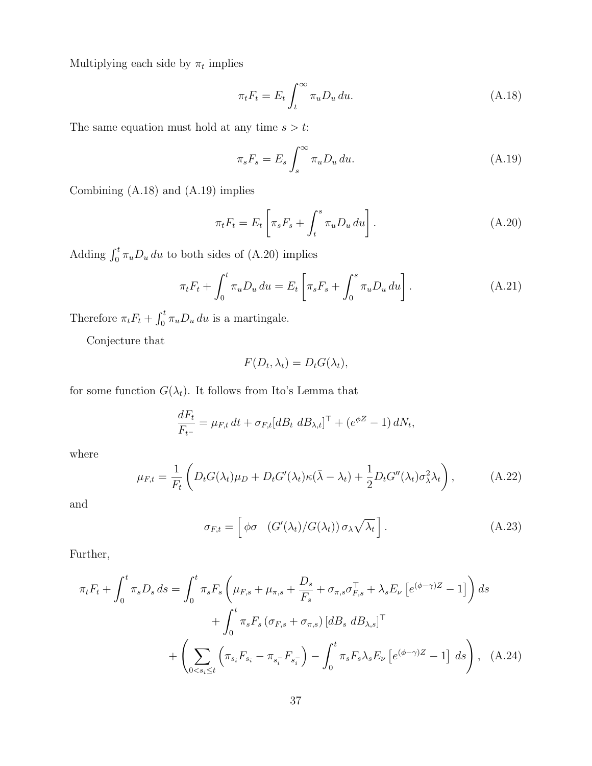Multiplying each side by $\pi_t$ implies

$$\pi_t F_t = E_t \int_t^\infty \pi_u D_u \, du. \tag{A.18}$$

The same equation must hold at any time $s > t$:

$$\pi_s F_s = E_s \int_s^\infty \pi_u D_u \, du. \tag{A.19}$$

Combining (A.18) and (A.19) implies

$$\pi_t F_t = E_t \left[ \pi_s F_s + \int_t^s \pi_u D_u \, du \right]. \tag{A.20}$$

Adding $\int_0^t \pi_u D_u \, du$ to both sides of (A.20) implies

$$\pi_t F_t + \int_0^t \pi_u D_u \, du = E_t \left[ \pi_s F_s + \int_0^s \pi_u D_u \, du \right]. \tag{A.21}$$

Therefore $\pi_t F_t + \int_0^t \pi_u D_u \, du$ is a martingale.

Conjecture that

$$F(D_t, \lambda_t) = D_t G(\lambda_t),$$

for some function $G(\lambda_t)$. It follows from Ito's Lemma that

$$\frac{dF_t}{F_{t^-}} = \mu_{F,t} \, dt + \sigma_{F,t} [dB_t \;\, dB_{\lambda,t}]^\top + (e^{\phi Z} - 1) \, dN_t,$$

where

$$\mu_{F,t} = \frac{1}{F_t} \left( D_t G(\lambda_t) \mu_D + D_t G'(\lambda_t) \kappa(\bar{\lambda} - \lambda_t) + \frac{1}{2} D_t G''(\lambda_t) \sigma_\lambda^2 \lambda_t \right), \tag{A.22}$$

and

$$\sigma_{F,t} = \left[ \begin{array}{cc} \phi\sigma & (G'(\lambda_t)/G(\lambda_t)) \, \sigma_\lambda \sqrt{\lambda_t} \end{array} \right]. \tag{A.23}$$

Further,

$$\begin{aligned}
\pi_t F_t + \int_0^t \pi_s D_s \, ds = &\int_0^t \pi_s F_s \left( \mu_{F,s} + \mu_{\pi,s} + \frac{D_s}{F_s} + \sigma_{\pi,s} \sigma_{F,s}^\top + \lambda_s E_\nu \left[ e^{(\phi - \gamma)Z} - 1 \right] \right) ds \\
&+ \int_0^t \pi_s F_s \left( \sigma_{F,s} + \sigma_{\pi,s} \right) [dB_s \;\, dB_{\lambda,s}]^\top \\
&+ \left( \sum_{0 < s_i \le t} \left( \pi_{s_i} F_{s_i} - \pi_{s_i^-} F_{s_i^-} \right) - \int_0^t \pi_s F_s \lambda_s E_\nu \left[ e^{(\phi - \gamma)Z} - 1 \right] \, ds \right),
\end{aligned} \tag{A.24}$$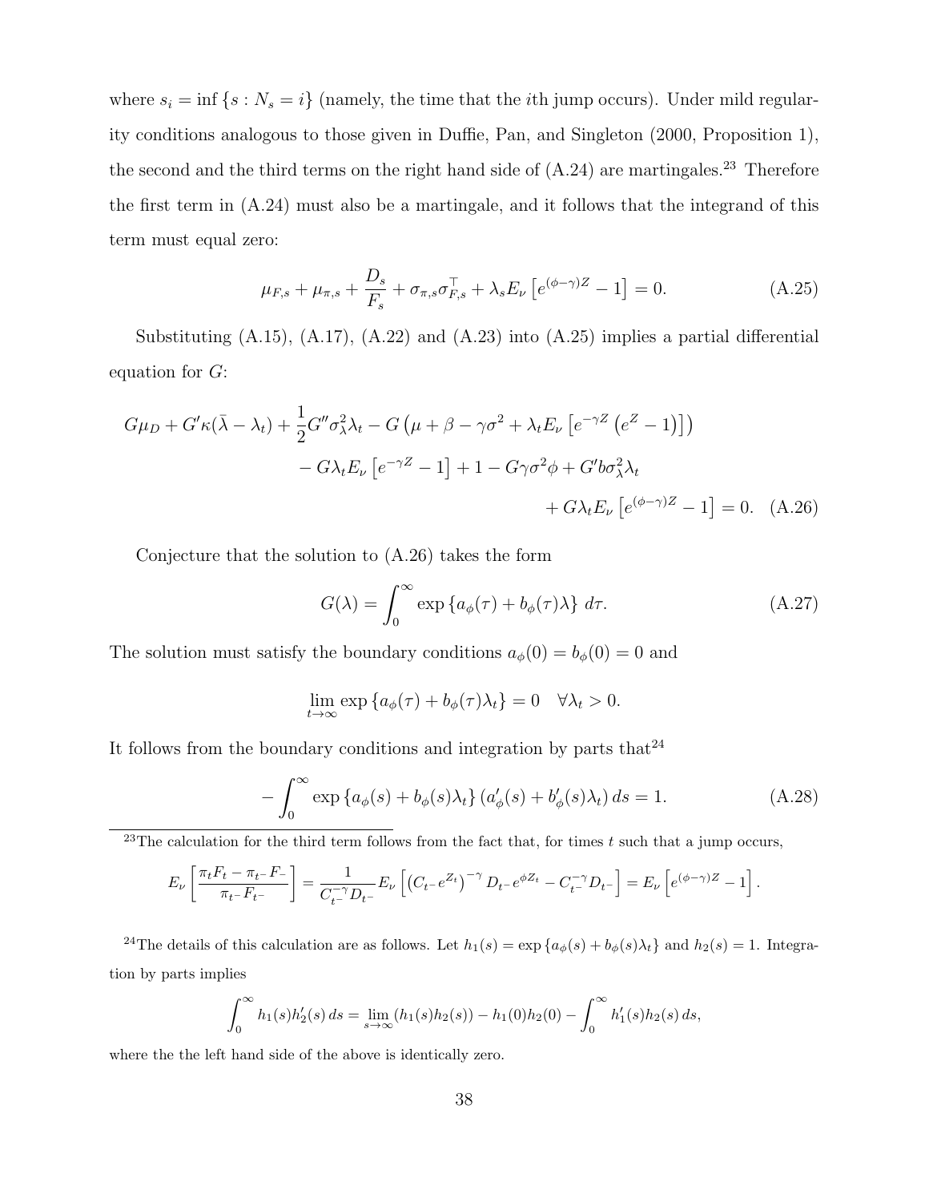where $s_i = \inf\{s : N_s = i\}$ (namely, the time that the $i$th jump occurs). Under mild regularity conditions analogous to those given in Duffie, Pan, and Singleton (2000, Proposition 1), the second and the third terms on the right hand side of (A.24) are martingales.[23] Therefore the first term in (A.24) must also be a martingale, and it follows that the integrand of this term must equal zero:

$$\mu_{F,s} + \mu_{\pi,s} + \frac{D_s}{F_s} + \sigma_{\pi,s}\sigma_{F,s}^\top + \lambda_s E_\nu\left[e^{(\phi-\gamma)Z} - 1\right] = 0. \tag{A.25}$$

Substituting (A.15), (A.17), (A.22) and (A.23) into (A.25) implies a partial differential equation for $G$:

$$\begin{aligned} G\mu_D + G'\kappa(\bar{\lambda} - \lambda_t) + \frac{1}{2}G''\sigma_\lambda^2\lambda_t - G\left(\mu + \beta - \gamma\sigma^2 + \lambda_t E_\nu\left[e^{-\gamma Z}\left(e^Z - 1\right)\right]\right) \\ - G\lambda_t E_\nu\left[e^{-\gamma Z} - 1\right] + 1 - G\gamma\sigma^2\phi + G'b\sigma_\lambda^2\lambda_t \\ + G\lambda_t E_\nu\left[e^{(\phi-\gamma)Z} - 1\right] = 0. \end{aligned} \tag{A.26}$$

Conjecture that the solution to (A.26) takes the form

$$G(\lambda) = \int_0^\infty \exp\left\{a_\phi(\tau) + b_\phi(\tau)\lambda\right\}\, d\tau. \tag{A.27}$$

The solution must satisfy the boundary conditions $a_\phi(0) = b_\phi(0) = 0$ and

$$\lim_{t\to\infty} \exp\left\{a_\phi(\tau) + b_\phi(\tau)\lambda_t\right\} = 0 \quad \forall \lambda_t > 0.$$

It follows from the boundary conditions and integration by parts that[24]

$$-\int_0^\infty \exp\left\{a_\phi(s) + b_\phi(s)\lambda_t\right\}\left(a_\phi'(s) + b_\phi'(s)\lambda_t\right) ds = 1. \tag{A.28}$$

---

[23] The calculation for the third term follows from the fact that, for times $t$ such that a jump occurs,

$$E_\nu\left[\frac{\pi_t F_t - \pi_{t^-}F_-}{\pi_{t^-}F_{t^-}}\right] = \frac{1}{C_{t^-}^{-\gamma}D_{t^-}} E_\nu\left[\left(C_{t^-}e^{Z_t}\right)^{-\gamma} D_{t^-}e^{\phi Z_t} - C_{t^-}^{-\gamma}D_{t^-}\right] = E_\nu\left[e^{(\phi-\gamma)Z} - 1\right].$$

[24] The details of this calculation are as follows. Let $h_1(s) = \exp\left\{a_\phi(s) + b_\phi(s)\lambda_t\right\}$ and $h_2(s) = 1$. Integration by parts implies

$$\int_0^\infty h_1(s)h_2'(s)\, ds = \lim_{s\to\infty}\left(h_1(s)h_2(s)\right) - h_1(0)h_2(0) - \int_0^\infty h_1'(s)h_2(s)\, ds,$$

where the the left hand side of the above is identically zero.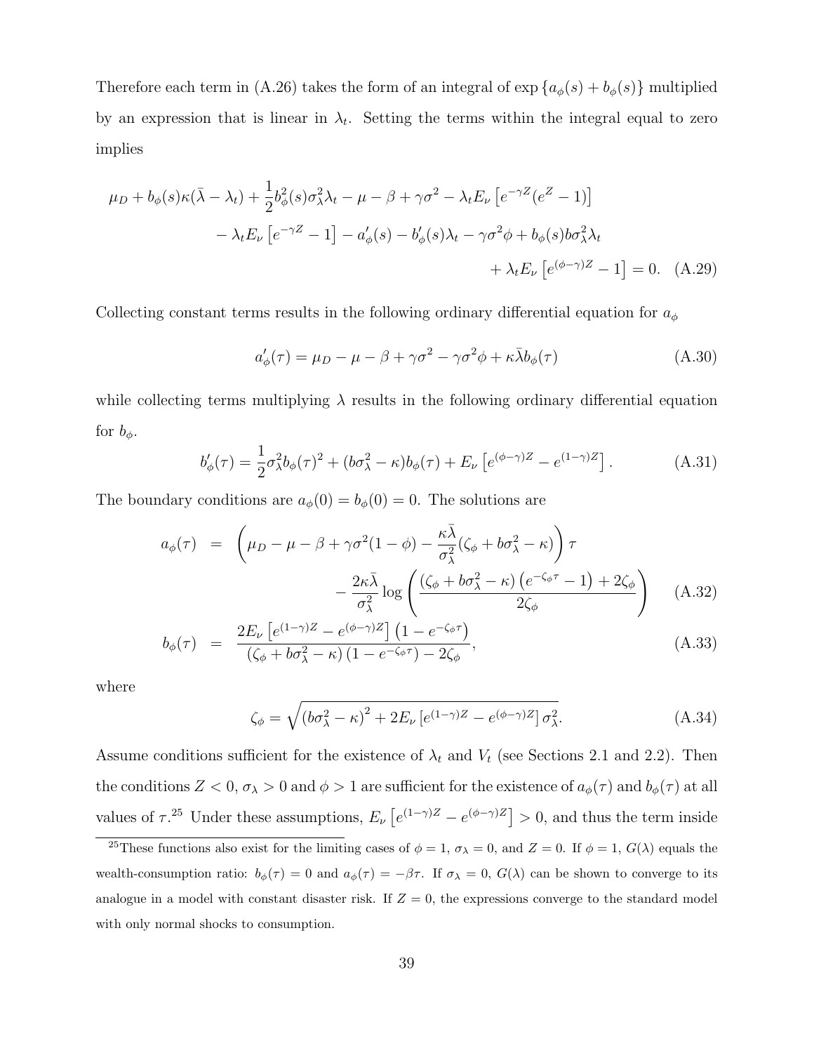Therefore each term in (A.26) takes the form of an integral of $\exp\{a_\phi(s) + b_\phi(s)\}$ multiplied by an expression that is linear in $\lambda_t$. Setting the terms within the integral equal to zero implies

$$
\begin{aligned}
\mu_D + b_\phi(s)\kappa(\bar{\lambda} - \lambda_t) + \frac{1}{2}b_\phi^2(s)\sigma_\lambda^2\lambda_t - \mu - \beta + \gamma\sigma^2 - \lambda_t E_\nu\left[e^{-\gamma Z}(e^Z - 1)\right] \\
- \lambda_t E_\nu\left[e^{-\gamma Z} - 1\right] - a'_\phi(s) - b'_\phi(s)\lambda_t - \gamma\sigma^2\phi + b_\phi(s)b\sigma_\lambda^2\lambda_t \\
+ \lambda_t E_\nu\left[e^{(\phi-\gamma)Z} - 1\right] = 0. \quad \text{(A.29)}
\end{aligned}
$$

Collecting constant terms results in the following ordinary differential equation for $a_\phi$

$$
a'_\phi(\tau) = \mu_D - \mu - \beta + \gamma\sigma^2 - \gamma\sigma^2\phi + \kappa\bar{\lambda}b_\phi(\tau) \tag{A.30}
$$

while collecting terms multiplying $\lambda$ results in the following ordinary differential equation for $b_\phi$.

$$
b'_\phi(\tau) = \frac{1}{2}\sigma_\lambda^2 b_\phi(\tau)^2 + (b\sigma_\lambda^2 - \kappa)b_\phi(\tau) + E_\nu\left[e^{(\phi-\gamma)Z} - e^{(1-\gamma)Z}\right]. \tag{A.31}
$$

The boundary conditions are $a_\phi(0) = b_\phi(0) = 0$. The solutions are

$$
\begin{aligned}
a_\phi(\tau) &= \left(\mu_D - \mu - \beta + \gamma\sigma^2(1-\phi) - \frac{\kappa\bar{\lambda}}{\sigma_\lambda^2}(\zeta_\phi + b\sigma_\lambda^2 - \kappa)\right)\tau \\
&\qquad - \frac{2\kappa\bar{\lambda}}{\sigma_\lambda^2}\log\left(\frac{(\zeta_\phi + b\sigma_\lambda^2 - \kappa)\left(e^{-\zeta_\phi\tau} - 1\right) + 2\zeta_\phi}{2\zeta_\phi}\right) \quad \text{(A.32)} \\
b_\phi(\tau) &= \frac{2E_\nu\left[e^{(1-\gamma)Z} - e^{(\phi-\gamma)Z}\right]\left(1 - e^{-\zeta_\phi\tau}\right)}{(\zeta_\phi + b\sigma_\lambda^2 - \kappa)\left(1 - e^{-\zeta_\phi\tau}\right) - 2\zeta_\phi}, \quad \text{(A.33)}
\end{aligned}
$$

where

$$
\zeta_\phi = \sqrt{\left(b\sigma_\lambda^2 - \kappa\right)^2 + 2E_\nu\left[e^{(1-\gamma)Z} - e^{(\phi-\gamma)Z}\right]\sigma_\lambda^2}. \tag{A.34}
$$

Assume conditions sufficient for the existence of $\lambda_t$ and $V_t$ (see Sections 2.1 and 2.2). Then the conditions $Z < 0$, $\sigma_\lambda > 0$ and $\phi > 1$ are sufficient for the existence of $a_\phi(\tau)$ and $b_\phi(\tau)$ at all values of $\tau$.[25] Under these assumptions, $E_\nu\left[e^{(1-\gamma)Z} - e^{(\phi-\gamma)Z}\right] > 0$, and thus the term inside

[25] These functions also exist for the limiting cases of $\phi = 1$, $\sigma_\lambda = 0$, and $Z = 0$. If $\phi = 1$, $G(\lambda)$ equals the wealth-consumption ratio: $b_\phi(\tau) = 0$ and $a_\phi(\tau) = -\beta\tau$. If $\sigma_\lambda = 0$, $G(\lambda)$ can be shown to converge to its analogue in a model with constant disaster risk. If $Z = 0$, the expressions converge to the standard model with only normal shocks to consumption.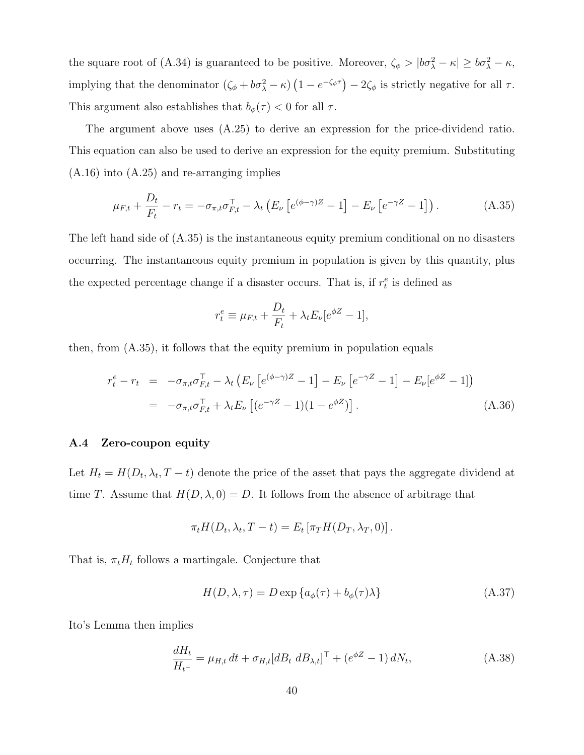the square root of (A.34) is guaranteed to be positive. Moreover, $\zeta_\phi > |b\sigma_\lambda^2 - \kappa| \geq b\sigma_\lambda^2 - \kappa$, implying that the denominator $(\zeta_\phi + b\sigma_\lambda^2 - \kappa)\left(1 - e^{-\zeta_\phi \tau}\right) - 2\zeta_\phi$ is strictly negative for all $\tau$. This argument also establishes that $b_\phi(\tau) < 0$ for all $\tau$.

The argument above uses (A.25) to derive an expression for the price-dividend ratio. This equation can also be used to derive an expression for the equity premium. Substituting (A.16) into (A.25) and re-arranging implies

$$\mu_{F,t} + \frac{D_t}{F_t} - r_t = -\sigma_{\pi,t}\sigma_{F,t}^\top - \lambda_t \left(E_\nu\left[e^{(\phi-\gamma)Z} - 1\right] - E_\nu\left[e^{-\gamma Z} - 1\right]\right). \tag{A.35}$$

The left hand side of (A.35) is the instantaneous equity premium conditional on no disasters occurring. The instantaneous equity premium in population is given by this quantity, plus the expected percentage change if a disaster occurs. That is, if $r_t^e$ is defined as

$$r_t^e \equiv \mu_{F,t} + \frac{D_t}{F_t} + \lambda_t E_\nu[e^{\phi Z} - 1],$$

then, from (A.35), it follows that the equity premium in population equals

$$\begin{aligned} r_t^e - r_t &= -\sigma_{\pi,t}\sigma_{F,t}^\top - \lambda_t \left(E_\nu\left[e^{(\phi-\gamma)Z} - 1\right] - E_\nu\left[e^{-\gamma Z} - 1\right] - E_\nu[e^{\phi Z} - 1]\right) \\ &= -\sigma_{\pi,t}\sigma_{F,t}^\top + \lambda_t E_\nu\left[(e^{-\gamma Z} - 1)(1 - e^{\phi Z})\right]. \end{aligned} \tag{A.36}$$

### A.4 Zero-coupon equity

Let $H_t = H(D_t, \lambda_t, T - t)$ denote the price of the asset that pays the aggregate dividend at time $T$. Assume that $H(D, \lambda, 0) = D$. It follows from the absence of arbitrage that

$$\pi_t H(D_t, \lambda_t, T - t) = E_t\left[\pi_T H(D_T, \lambda_T, 0)\right].$$

That is, $\pi_t H_t$ follows a martingale. Conjecture that

$$H(D, \lambda, \tau) = D \exp\left\{a_\phi(\tau) + b_\phi(\tau)\lambda\right\} \tag{A.37}$$

Ito's Lemma then implies

$$\frac{dH_t}{H_{t^-}} = \mu_{H,t}\, dt + \sigma_{H,t}[dB_t\ dB_{\lambda,t}]^\top + (e^{\phi Z} - 1)\, dN_t, \tag{A.38}$$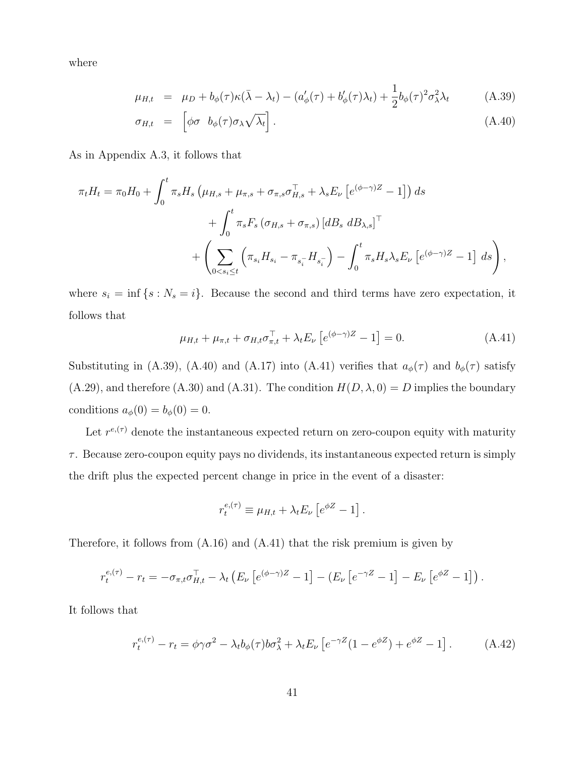where

$$\mu_{H,t} = \mu_D + b_\phi(\tau)\kappa(\bar{\lambda} - \lambda_t) - (a'_\phi(\tau) + b'_\phi(\tau)\lambda_t) + \frac{1}{2}b_\phi(\tau)^2\sigma_\lambda^2\lambda_t \tag{A.39}$$

$$\sigma_{H,t} = \begin{bmatrix}\phi\sigma & b_\phi(\tau)\sigma_\lambda\sqrt{\lambda_t}\end{bmatrix}. \tag{A.40}$$

As in Appendix A.3, it follows that

$$\begin{aligned}
\pi_t H_t = \pi_0 H_0 + \int_0^t \pi_s H_s \left(\mu_{H,s} + \mu_{\pi,s} + \sigma_{\pi,s}\sigma_{H,s}^\top + \lambda_s E_\nu\left[e^{(\phi-\gamma)Z} - 1\right]\right) ds \\
+ \int_0^t \pi_s F_s \left(\sigma_{H,s} + \sigma_{\pi,s}\right)\left[dB_s \ dB_{\lambda,s}\right]^\top \\
+ \left(\sum_{0 < s_i \le t}\left(\pi_{s_i}H_{s_i} - \pi_{s_i^-}H_{s_i^-}\right) - \int_0^t \pi_s H_s \lambda_s E_\nu\left[e^{(\phi-\gamma)Z} - 1\right] ds\right),
\end{aligned}$$

where $s_i = \inf\{s : N_s = i\}$. Because the second and third terms have zero expectation, it follows that

$$\mu_{H,t} + \mu_{\pi,t} + \sigma_{H,t}\sigma_{\pi,t}^\top + \lambda_t E_\nu\left[e^{(\phi-\gamma)Z} - 1\right] = 0. \tag{A.41}$$

Substituting in (A.39), (A.40) and (A.17) into (A.41) verifies that $a_\phi(\tau)$ and $b_\phi(\tau)$ satisfy (A.29), and therefore (A.30) and (A.31). The condition $H(D, \lambda, 0) = D$ implies the boundary conditions $a_\phi(0) = b_\phi(0) = 0$.

Let $r^{e,(\tau)}$ denote the instantaneous expected return on zero-coupon equity with maturity $\tau$. Because zero-coupon equity pays no dividends, its instantaneous expected return is simply the drift plus the expected percent change in price in the event of a disaster:

$$r_t^{e,(\tau)} \equiv \mu_{H,t} + \lambda_t E_\nu\left[e^{\phi Z} - 1\right].$$

Therefore, it follows from (A.16) and (A.41) that the risk premium is given by

$$r_t^{e,(\tau)} - r_t = -\sigma_{\pi,t}\sigma_{H,t}^\top - \lambda_t\left(E_\nu\left[e^{(\phi-\gamma)Z} - 1\right] - \left(E_\nu\left[e^{-\gamma Z} - 1\right] - E_\nu\left[e^{\phi Z} - 1\right]\right)\right).$$

It follows that

$$r_t^{e,(\tau)} - r_t = \phi\gamma\sigma^2 - \lambda_t b_\phi(\tau) b\sigma_\lambda^2 + \lambda_t E_\nu\left[e^{-\gamma Z}(1 - e^{\phi Z}) + e^{\phi Z} - 1\right]. \tag{A.42}$$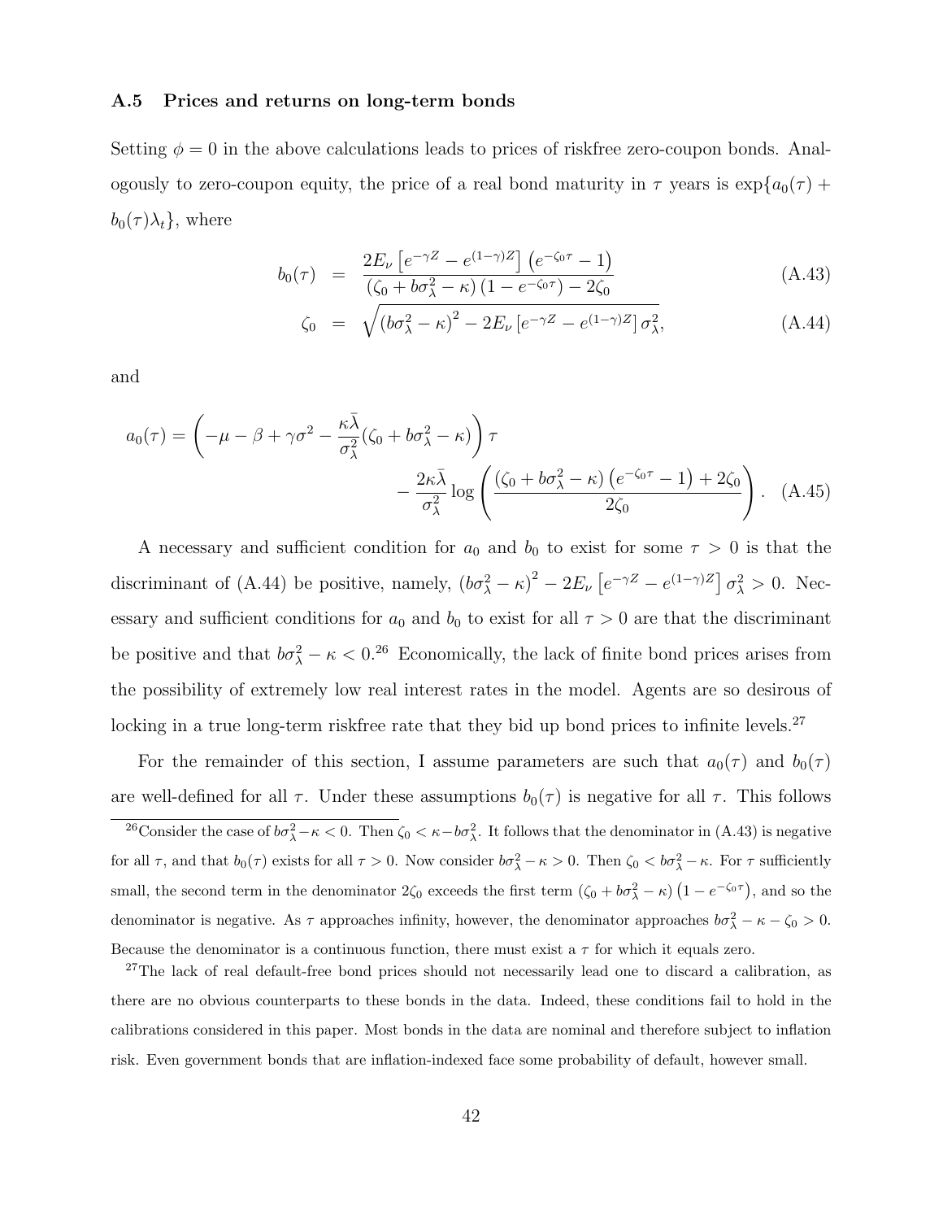### A.5 Prices and returns on long-term bonds

Setting $\phi = 0$ in the above calculations leads to prices of riskfree zero-coupon bonds. Analogously to zero-coupon equity, the price of a real bond maturity in $\tau$ years is $\exp\{a_0(\tau) + b_0(\tau)\lambda_t\}$, where

$$
\begin{aligned}
b_0(\tau) &= \frac{2E_\nu\left[e^{-\gamma Z} - e^{(1-\gamma)Z}\right]\left(e^{-\zeta_0\tau} - 1\right)}{\left(\zeta_0 + b\sigma_\lambda^2 - \kappa\right)\left(1 - e^{-\zeta_0\tau}\right) - 2\zeta_0} && \text{(A.43)}\\
\zeta_0 &= \sqrt{\left(b\sigma_\lambda^2 - \kappa\right)^2 - 2E_\nu\left[e^{-\gamma Z} - e^{(1-\gamma)Z}\right]\sigma_\lambda^2}, && \text{(A.44)}
\end{aligned}
$$

and

$$
a_0(\tau) = \left(-\mu - \beta + \gamma\sigma^2 - \frac{\kappa\bar{\lambda}}{\sigma_\lambda^2}\left(\zeta_0 + b\sigma_\lambda^2 - \kappa\right)\right)\tau - \frac{2\kappa\bar{\lambda}}{\sigma_\lambda^2}\log\left(\frac{\left(\zeta_0 + b\sigma_\lambda^2 - \kappa\right)\left(e^{-\zeta_0\tau} - 1\right) + 2\zeta_0}{2\zeta_0}\right). \quad \text{(A.45)}
$$

A necessary and sufficient condition for $a_0$ and $b_0$ to exist for some $\tau > 0$ is that the discriminant of (A.44) be positive, namely, $\left(b\sigma_\lambda^2 - \kappa\right)^2 - 2E_\nu\left[e^{-\gamma Z} - e^{(1-\gamma)Z}\right]\sigma_\lambda^2 > 0$. Necessary and sufficient conditions for $a_0$ and $b_0$ to exist for all $\tau > 0$ are that the discriminant be positive and that $b\sigma_\lambda^2 - \kappa < 0$.[26] Economically, the lack of finite bond prices arises from the possibility of extremely low real interest rates in the model. Agents are so desirous of locking in a true long-term riskfree rate that they bid up bond prices to infinite levels.[27]

For the remainder of this section, I assume parameters are such that $a_0(\tau)$ and $b_0(\tau)$ are well-defined for all $\tau$. Under these assumptions $b_0(\tau)$ is negative for all $\tau$. This follows

[26] Consider the case of $b\sigma_\lambda^2 - \kappa < 0$. Then $\zeta_0 < \kappa - b\sigma_\lambda^2$. It follows that the denominator in (A.43) is negative for all $\tau$, and that $b_0(\tau)$ exists for all $\tau > 0$. Now consider $b\sigma_\lambda^2 - \kappa > 0$. Then $\zeta_0 < b\sigma_\lambda^2 - \kappa$. For $\tau$ sufficiently small, the second term in the denominator $2\zeta_0$ exceeds the first term $\left(\zeta_0 + b\sigma_\lambda^2 - \kappa\right)\left(1 - e^{-\zeta_0\tau}\right)$, and so the denominator is negative. As $\tau$ approaches infinity, however, the denominator approaches $b\sigma_\lambda^2 - \kappa - \zeta_0 > 0$. Because the denominator is a continuous function, there must exist a $\tau$ for which it equals zero.

[27] The lack of real default-free bond prices should not necessarily lead one to discard a calibration, as there are no obvious counterparts to these bonds in the data. Indeed, these conditions fail to hold in the calibrations considered in this paper. Most bonds in the data are nominal and therefore subject to inflation risk. Even government bonds that are inflation-indexed face some probability of default, however small.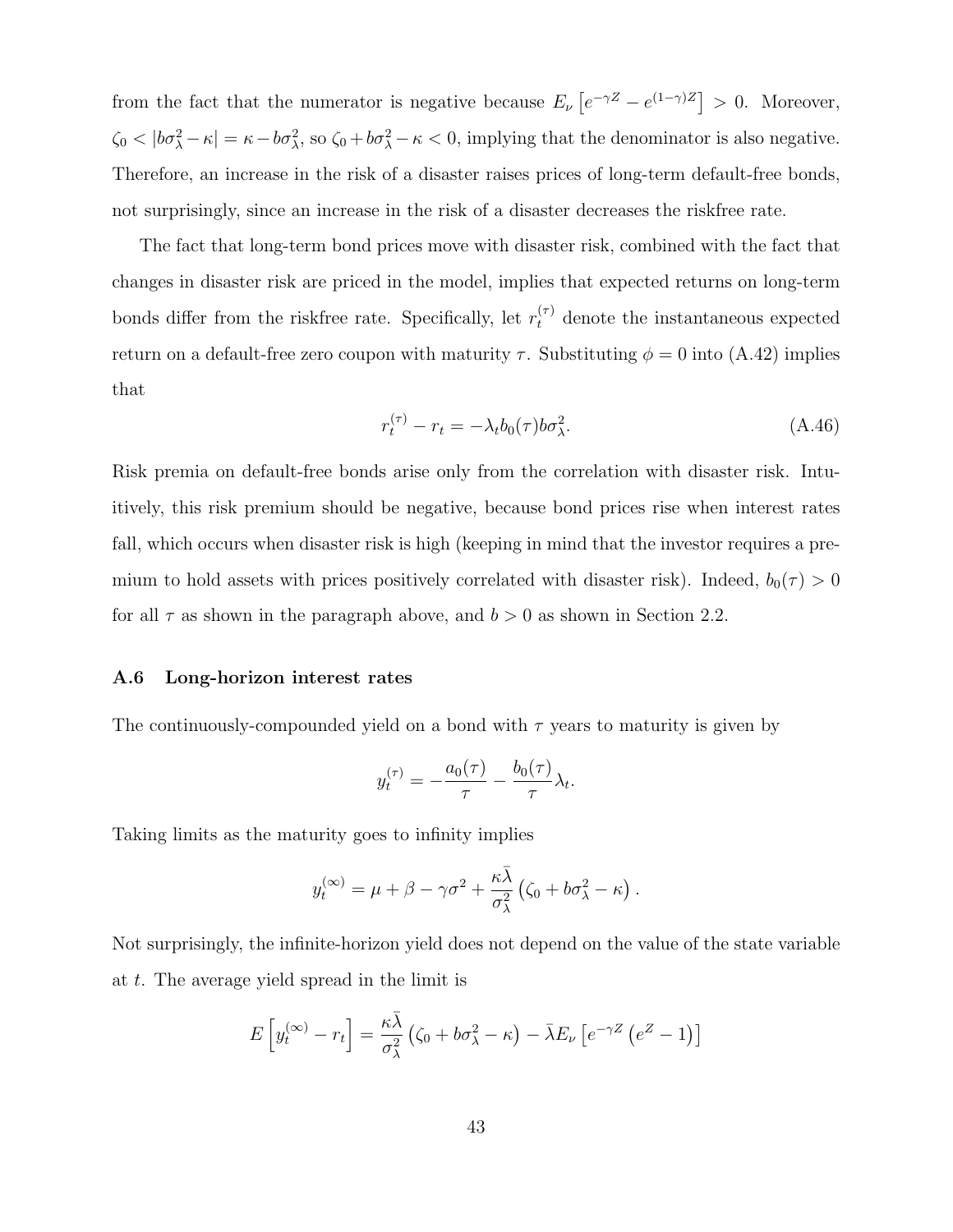from the fact that the numerator is negative because $E_\nu\left[e^{-\gamma Z} - e^{(1-\gamma)Z}\right] > 0$. Moreover, $\zeta_0 < |b\sigma_\lambda^2 - \kappa| = \kappa - b\sigma_\lambda^2$, so $\zeta_0 + b\sigma_\lambda^2 - \kappa < 0$, implying that the denominator is also negative. Therefore, an increase in the risk of a disaster raises prices of long-term default-free bonds, not surprisingly, since an increase in the risk of a disaster decreases the riskfree rate.

The fact that long-term bond prices move with disaster risk, combined with the fact that changes in disaster risk are priced in the model, implies that expected returns on long-term bonds differ from the riskfree rate. Specifically, let $r_t^{(\tau)}$ denote the instantaneous expected return on a default-free zero coupon with maturity $\tau$. Substituting $\phi = 0$ into (A.42) implies that

$$r_t^{(\tau)} - r_t = -\lambda_t b_0(\tau) b \sigma_\lambda^2. \tag{A.46}$$

Risk premia on default-free bonds arise only from the correlation with disaster risk. Intuitively, this risk premium should be negative, because bond prices rise when interest rates fall, which occurs when disaster risk is high (keeping in mind that the investor requires a premium to hold assets with prices positively correlated with disaster risk). Indeed, $b_0(\tau) > 0$ for all $\tau$ as shown in the paragraph above, and $b > 0$ as shown in Section 2.2.

### A.6 Long-horizon interest rates

The continuously-compounded yield on a bond with $\tau$ years to maturity is given by

$$y_t^{(\tau)} = -\frac{a_0(\tau)}{\tau} - \frac{b_0(\tau)}{\tau}\lambda_t.$$

Taking limits as the maturity goes to infinity implies

$$y_t^{(\infty)} = \mu + \beta - \gamma\sigma^2 + \frac{\kappa\bar{\lambda}}{\sigma_\lambda^2}\left(\zeta_0 + b\sigma_\lambda^2 - \kappa\right).$$

Not surprisingly, the infinite-horizon yield does not depend on the value of the state variable at $t$. The average yield spread in the limit is

$$E\left[y_t^{(\infty)} - r_t\right] = \frac{\kappa\bar{\lambda}}{\sigma_\lambda^2}\left(\zeta_0 + b\sigma_\lambda^2 - \kappa\right) - \bar{\lambda} E_\nu\left[e^{-\gamma Z}\left(e^Z - 1\right)\right]$$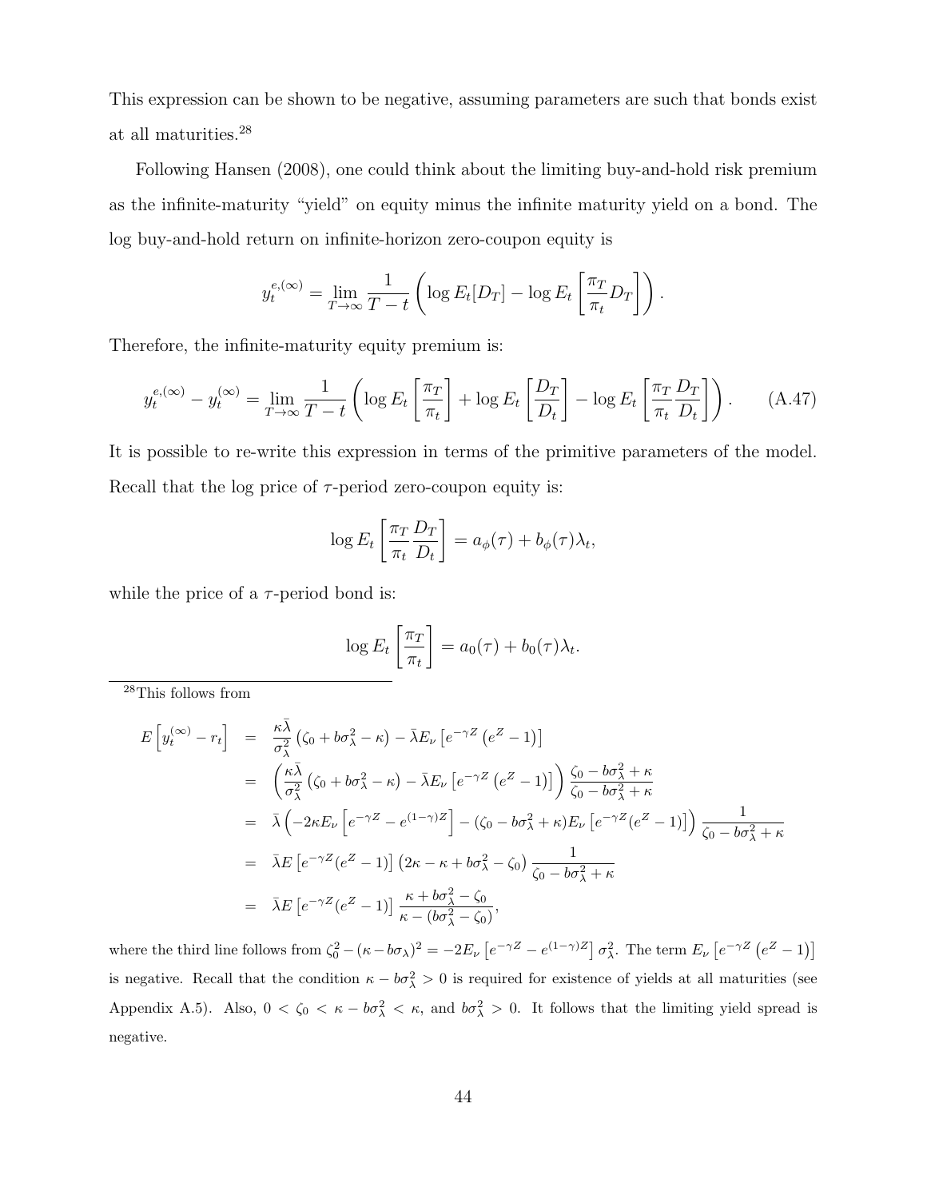This expression can be shown to be negative, assuming parameters are such that bonds exist at all maturities.[28]

Following Hansen (2008), one could think about the limiting buy-and-hold risk premium as the infinite-maturity "yield" on equity minus the infinite maturity yield on a bond. The log buy-and-hold return on infinite-horizon zero-coupon equity is

$$y_t^{e,(\infty)} = \lim_{T\to\infty} \frac{1}{T-t}\left(\log E_t[D_T] - \log E_t\left[\frac{\pi_T}{\pi_t}D_T\right]\right).$$

Therefore, the infinite-maturity equity premium is:

$$y_t^{e,(\infty)} - y_t^{(\infty)} = \lim_{T\to\infty} \frac{1}{T-t}\left(\log E_t\left[\frac{\pi_T}{\pi_t}\right] + \log E_t\left[\frac{D_T}{D_t}\right] - \log E_t\left[\frac{\pi_T}{\pi_t}\frac{D_T}{D_t}\right]\right). \tag{A.47}$$

It is possible to re-write this expression in terms of the primitive parameters of the model. Recall that the log price of $\tau$-period zero-coupon equity is:

$$\log E_t\left[\frac{\pi_T}{\pi_t}\frac{D_T}{D_t}\right] = a_\phi(\tau) + b_\phi(\tau)\lambda_t,$$

while the price of a $\tau$-period bond is:

$$\log E_t\left[\frac{\pi_T}{\pi_t}\right] = a_0(\tau) + b_0(\tau)\lambda_t.$$

---

[28]This follows from

$$\begin{aligned}
E\left[y_t^{(\infty)} - r_t\right] &= \frac{\kappa\bar\lambda}{\sigma_\lambda^2}\left(\zeta_0 + b\sigma_\lambda^2 - \kappa\right) - \bar\lambda E_\nu\left[e^{-\gamma Z}\left(e^Z - 1\right)\right] \\
&= \left(\frac{\kappa\bar\lambda}{\sigma_\lambda^2}\left(\zeta_0 + b\sigma_\lambda^2 - \kappa\right) - \bar\lambda E_\nu\left[e^{-\gamma Z}\left(e^Z - 1\right)\right]\right)\frac{\zeta_0 - b\sigma_\lambda^2 + \kappa}{\zeta_0 - b\sigma_\lambda^2 + \kappa} \\
&= \bar\lambda\left(-2\kappa E_\nu\left[e^{-\gamma Z} - e^{(1-\gamma)Z}\right] - (\zeta_0 - b\sigma_\lambda^2 + \kappa)E_\nu\left[e^{-\gamma Z}(e^Z - 1)\right]\right)\frac{1}{\zeta_0 - b\sigma_\lambda^2 + \kappa} \\
&= \bar\lambda E\left[e^{-\gamma Z}(e^Z - 1)\right]\left(2\kappa - \kappa + b\sigma_\lambda^2 - \zeta_0\right)\frac{1}{\zeta_0 - b\sigma_\lambda^2 + \kappa} \\
&= \bar\lambda E\left[e^{-\gamma Z}(e^Z - 1)\right]\frac{\kappa + b\sigma_\lambda^2 - \zeta_0}{\kappa - (b\sigma_\lambda^2 - \zeta_0)},
\end{aligned}$$

where the third line follows from $\zeta_0^2 - (\kappa - b\sigma_\lambda)^2 = -2E_\nu\left[e^{-\gamma Z} - e^{(1-\gamma)Z}\right]\sigma_\lambda^2$. The term $E_\nu\left[e^{-\gamma Z}\left(e^Z - 1\right)\right]$ is negative. Recall that the condition $\kappa - b\sigma_\lambda^2 > 0$ is required for existence of yields at all maturities (see Appendix A.5). Also, $0 < \zeta_0 < \kappa - b\sigma_\lambda^2 < \kappa$, and $b\sigma_\lambda^2 > 0$. It follows that the limiting yield spread is negative.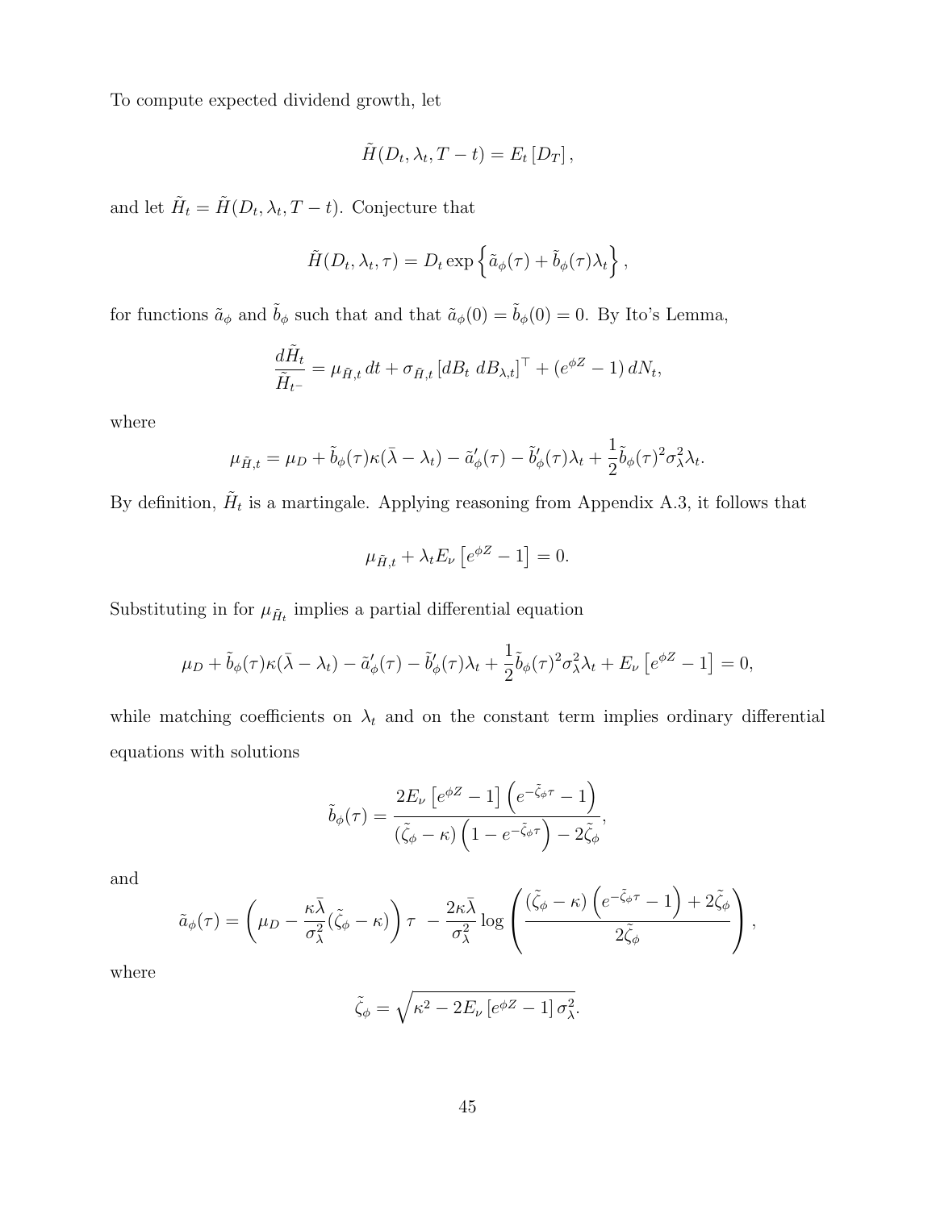To compute expected dividend growth, let

$$\tilde{H}(D_t, \lambda_t, T-t) = E_t\left[D_T\right],$$

and let $\tilde{H}_t = \tilde{H}(D_t, \lambda_t, T-t)$. Conjecture that

$$\tilde{H}(D_t, \lambda_t, \tau) = D_t \exp\left\{\tilde{a}_\phi(\tau) + \tilde{b}_\phi(\tau)\lambda_t\right\},$$

for functions $\tilde{a}_\phi$ and $\tilde{b}_\phi$ such that and that $\tilde{a}_\phi(0) = \tilde{b}_\phi(0) = 0$. By Ito's Lemma,

$$\frac{d\tilde{H}_t}{\tilde{H}_{t^-}} = \mu_{\tilde{H},t}\, dt + \sigma_{\tilde{H},t}\left[dB_t \; dB_{\lambda,t}\right]^\top + (e^{\phi Z} - 1)\, dN_t,$$

where

$$\mu_{\tilde{H},t} = \mu_D + \tilde{b}_\phi(\tau)\kappa(\bar{\lambda} - \lambda_t) - \tilde{a}'_\phi(\tau) - \tilde{b}'_\phi(\tau)\lambda_t + \frac{1}{2}\tilde{b}_\phi(\tau)^2\sigma_\lambda^2\lambda_t.$$

By definition, $\tilde{H}_t$ is a martingale. Applying reasoning from Appendix A.3, it follows that

$$\mu_{\tilde{H},t} + \lambda_t E_\nu\left[e^{\phi Z} - 1\right] = 0.$$

Substituting in for $\mu_{\tilde{H}_t}$ implies a partial differential equation

$$\mu_D + \tilde{b}_\phi(\tau)\kappa(\bar{\lambda} - \lambda_t) - \tilde{a}'_\phi(\tau) - \tilde{b}'_\phi(\tau)\lambda_t + \frac{1}{2}\tilde{b}_\phi(\tau)^2\sigma_\lambda^2\lambda_t + E_\nu\left[e^{\phi Z} - 1\right] = 0,$$

while matching coefficients on $\lambda_t$ and on the constant term implies ordinary differential equations with solutions

$$\tilde{b}_\phi(\tau) = \frac{2E_\nu\left[e^{\phi Z} - 1\right]\left(e^{-\tilde{\zeta}_\phi\tau} - 1\right)}{(\tilde{\zeta}_\phi - \kappa)\left(1 - e^{-\tilde{\zeta}_\phi\tau}\right) - 2\tilde{\zeta}_\phi},$$

and

$$\tilde{a}_\phi(\tau) = \left(\mu_D - \frac{\kappa\bar{\lambda}}{\sigma_\lambda^2}(\tilde{\zeta}_\phi - \kappa)\right)\tau \; - \frac{2\kappa\bar{\lambda}}{\sigma_\lambda^2}\log\left(\frac{(\tilde{\zeta}_\phi - \kappa)\left(e^{-\tilde{\zeta}_\phi\tau} - 1\right) + 2\tilde{\zeta}_\phi}{2\tilde{\zeta}_\phi}\right),$$

where

$$\tilde{\zeta}_\phi = \sqrt{\kappa^2 - 2E_\nu\left[e^{\phi Z} - 1\right]\sigma_\lambda^2}.$$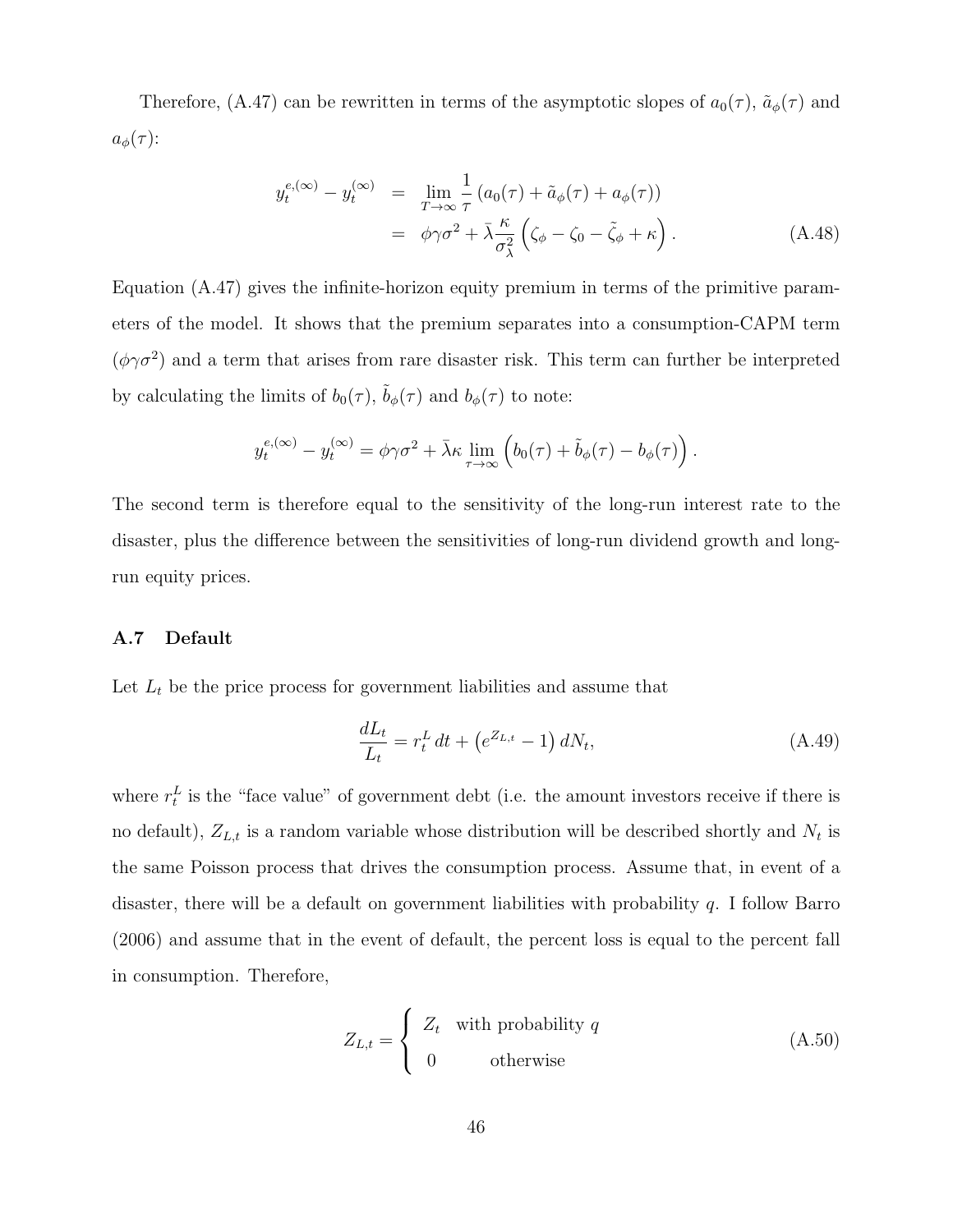Therefore, (A.47) can be rewritten in terms of the asymptotic slopes of $a_0(\tau)$, $\tilde{a}_\phi(\tau)$ and $a_\phi(\tau)$:

$$
\begin{aligned}
y_t^{e,(\infty)} - y_t^{(\infty)} &= \lim_{T\to\infty} \frac{1}{\tau}\left(a_0(\tau) + \tilde{a}_\phi(\tau) + a_\phi(\tau)\right) \\
&= \phi\gamma\sigma^2 + \bar{\lambda}\frac{\kappa}{\sigma_\lambda^2}\left(\zeta_\phi - \zeta_0 - \tilde{\zeta}_\phi + \kappa\right). \qquad \text{(A.48)}
\end{aligned}
$$

Equation (A.47) gives the infinite-horizon equity premium in terms of the primitive parameters of the model. It shows that the premium separates into a consumption-CAPM term ($\phi\gamma\sigma^2$) and a term that arises from rare disaster risk. This term can further be interpreted by calculating the limits of $b_0(\tau)$, $\tilde{b}_\phi(\tau)$ and $b_\phi(\tau)$ to note:

$$
y_t^{e,(\infty)} - y_t^{(\infty)} = \phi\gamma\sigma^2 + \bar{\lambda}\kappa \lim_{\tau\to\infty}\left(b_0(\tau) + \tilde{b}_\phi(\tau) - b_\phi(\tau)\right).
$$

The second term is therefore equal to the sensitivity of the long-run interest rate to the disaster, plus the difference between the sensitivities of long-run dividend growth and long-run equity prices.

### A.7 Default

Let $L_t$ be the price process for government liabilities and assume that

$$
\frac{dL_t}{L_t} = r_t^L\, dt + \left(e^{Z_{L,t}} - 1\right) dN_t, \qquad \text{(A.49)}
$$

where $r_t^L$ is the "face value" of government debt (i.e. the amount investors receive if there is no default), $Z_{L,t}$ is a random variable whose distribution will be described shortly and $N_t$ is the same Poisson process that drives the consumption process. Assume that, in event of a disaster, there will be a default on government liabilities with probability $q$. I follow Barro (2006) and assume that in the event of default, the percent loss is equal to the percent fall in consumption. Therefore,

$$
Z_{L,t} = \begin{cases} Z_t & \text{with probability } q \\ 0 & \text{otherwise} \end{cases} \qquad \text{(A.50)}
$$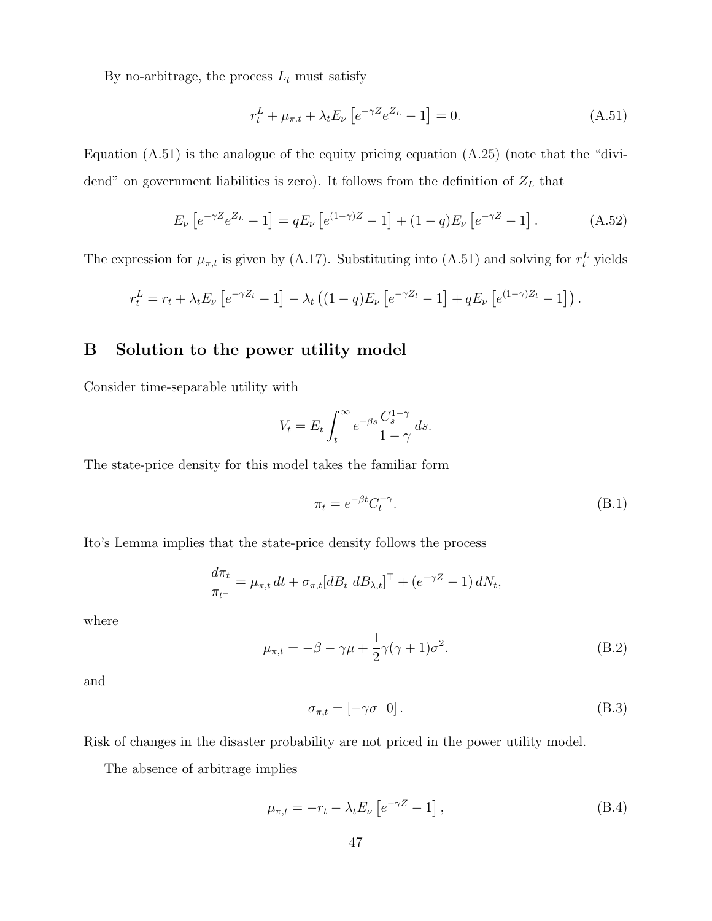By no-arbitrage, the process $L_t$ must satisfy

$$r_t^L + \mu_{\pi.t} + \lambda_t E_\nu \left[ e^{-\gamma Z} e^{Z_L} - 1 \right] = 0. \tag{A.51}$$

Equation (A.51) is the analogue of the equity pricing equation (A.25) (note that the "dividend" on government liabilities is zero). It follows from the definition of $Z_L$ that

$$E_\nu \left[ e^{-\gamma Z} e^{Z_L} - 1 \right] = q E_\nu \left[ e^{(1-\gamma)Z} - 1 \right] + (1-q) E_\nu \left[ e^{-\gamma Z} - 1 \right]. \tag{A.52}$$

The expression for $\mu_{\pi,t}$ is given by (A.17). Substituting into (A.51) and solving for $r_t^L$ yields

$$r_t^L = r_t + \lambda_t E_\nu \left[ e^{-\gamma Z_t} - 1 \right] - \lambda_t \left( (1-q) E_\nu \left[ e^{-\gamma Z_t} - 1 \right] + q E_\nu \left[ e^{(1-\gamma) Z_t} - 1 \right] \right).$$

# B Solution to the power utility model

Consider time-separable utility with

$$V_t = E_t \int_t^\infty e^{-\beta s} \frac{C_s^{1-\gamma}}{1-\gamma} \, ds.$$

The state-price density for this model takes the familiar form

$$\pi_t = e^{-\beta t} C_t^{-\gamma}. \tag{B.1}$$

Ito's Lemma implies that the state-price density follows the process

$$\frac{d\pi_t}{\pi_{t^-}} = \mu_{\pi,t} \, dt + \sigma_{\pi,t} [dB_t \; dB_{\lambda,t}]^\top + (e^{-\gamma Z} - 1) \, dN_t,$$

where

$$\mu_{\pi,t} = -\beta - \gamma\mu + \frac{1}{2}\gamma(\gamma+1)\sigma^2. \tag{B.2}$$

and

$$\sigma_{\pi,t} = \left[ -\gamma\sigma \quad 0 \right]. \tag{B.3}$$

Risk of changes in the disaster probability are not priced in the power utility model.

The absence of arbitrage implies

$$\mu_{\pi,t} = -r_t - \lambda_t E_\nu \left[ e^{-\gamma Z} - 1 \right], \tag{B.4}$$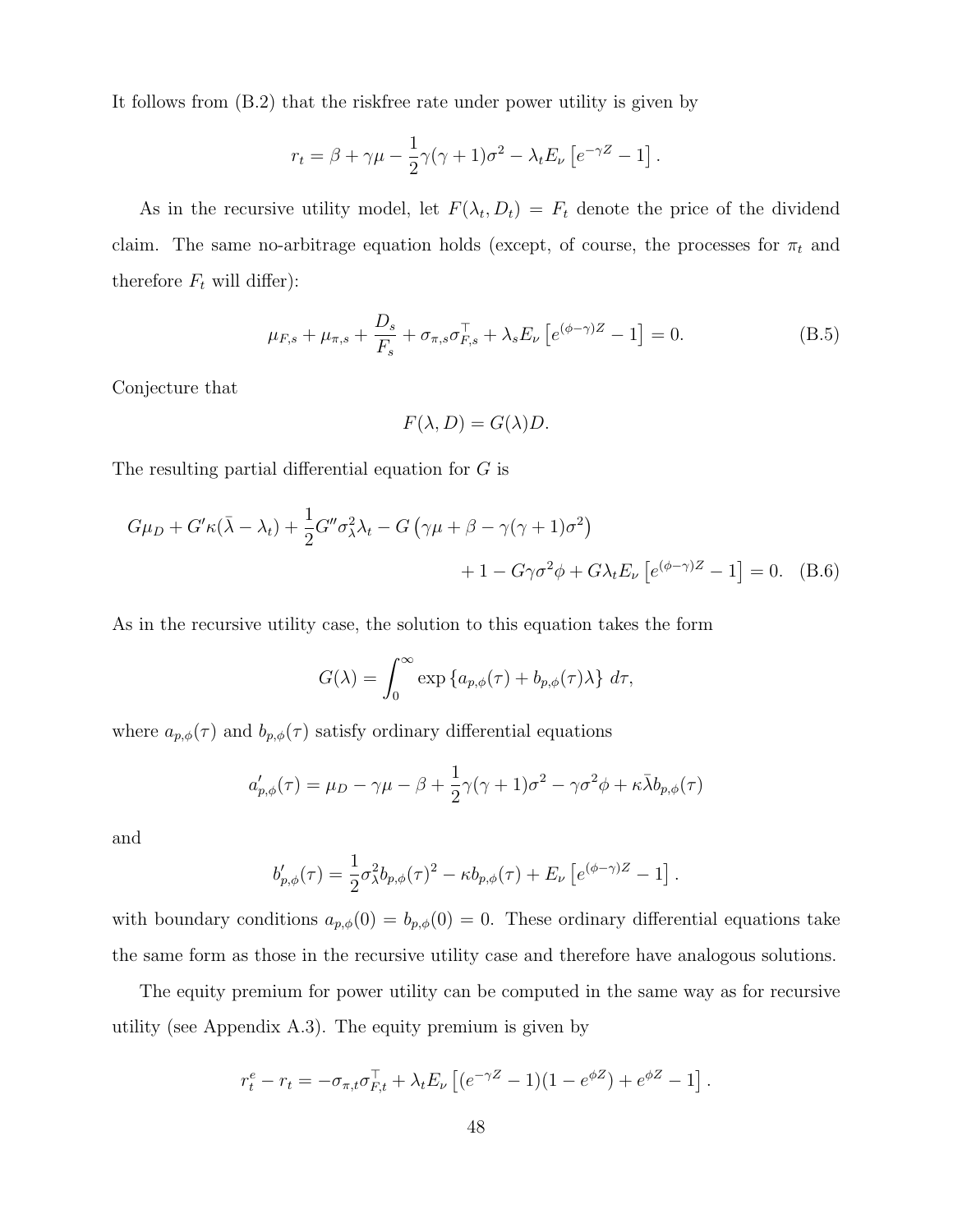It follows from (B.2) that the riskfree rate under power utility is given by

$$r_t = \beta + \gamma\mu - \frac{1}{2}\gamma(\gamma+1)\sigma^2 - \lambda_t E_\nu\left[e^{-\gamma Z} - 1\right].$$

As in the recursive utility model, let $F(\lambda_t, D_t) = F_t$ denote the price of the dividend claim. The same no-arbitrage equation holds (except, of course, the processes for $\pi_t$ and therefore $F_t$ will differ):

$$\mu_{F,s} + \mu_{\pi,s} + \frac{D_s}{F_s} + \sigma_{\pi,s}\sigma_{F,s}^\top + \lambda_s E_\nu\left[e^{(\phi-\gamma)Z} - 1\right] = 0. \tag{B.5}$$

Conjecture that

$$F(\lambda, D) = G(\lambda)D.$$

The resulting partial differential equation for $G$ is

$$G\mu_D + G'\kappa(\bar{\lambda} - \lambda_t) + \frac{1}{2}G''\sigma_\lambda^2\lambda_t - G\left(\gamma\mu + \beta - \gamma(\gamma+1)\sigma^2\right) + 1 - G\gamma\sigma^2\phi + G\lambda_t E_\nu\left[e^{(\phi-\gamma)Z} - 1\right] = 0. \tag{B.6}$$

As in the recursive utility case, the solution to this equation takes the form

$$G(\lambda) = \int_0^\infty \exp\left\{a_{p,\phi}(\tau) + b_{p,\phi}(\tau)\lambda\right\}\, d\tau,$$

where $a_{p,\phi}(\tau)$ and $b_{p,\phi}(\tau)$ satisfy ordinary differential equations

$$a'_{p,\phi}(\tau) = \mu_D - \gamma\mu - \beta + \frac{1}{2}\gamma(\gamma+1)\sigma^2 - \gamma\sigma^2\phi + \kappa\bar{\lambda}b_{p,\phi}(\tau)$$

and

$$b'_{p,\phi}(\tau) = \frac{1}{2}\sigma_\lambda^2 b_{p,\phi}(\tau)^2 - \kappa b_{p,\phi}(\tau) + E_\nu\left[e^{(\phi-\gamma)Z} - 1\right].$$

with boundary conditions $a_{p,\phi}(0) = b_{p,\phi}(0) = 0$. These ordinary differential equations take the same form as those in the recursive utility case and therefore have analogous solutions.

The equity premium for power utility can be computed in the same way as for recursive utility (see Appendix A.3). The equity premium is given by

$$r_t^e - r_t = -\sigma_{\pi,t}\sigma_{F,t}^\top + \lambda_t E_\nu\left[(e^{-\gamma Z} - 1)(1 - e^{\phi Z}) + e^{\phi Z} - 1\right].$$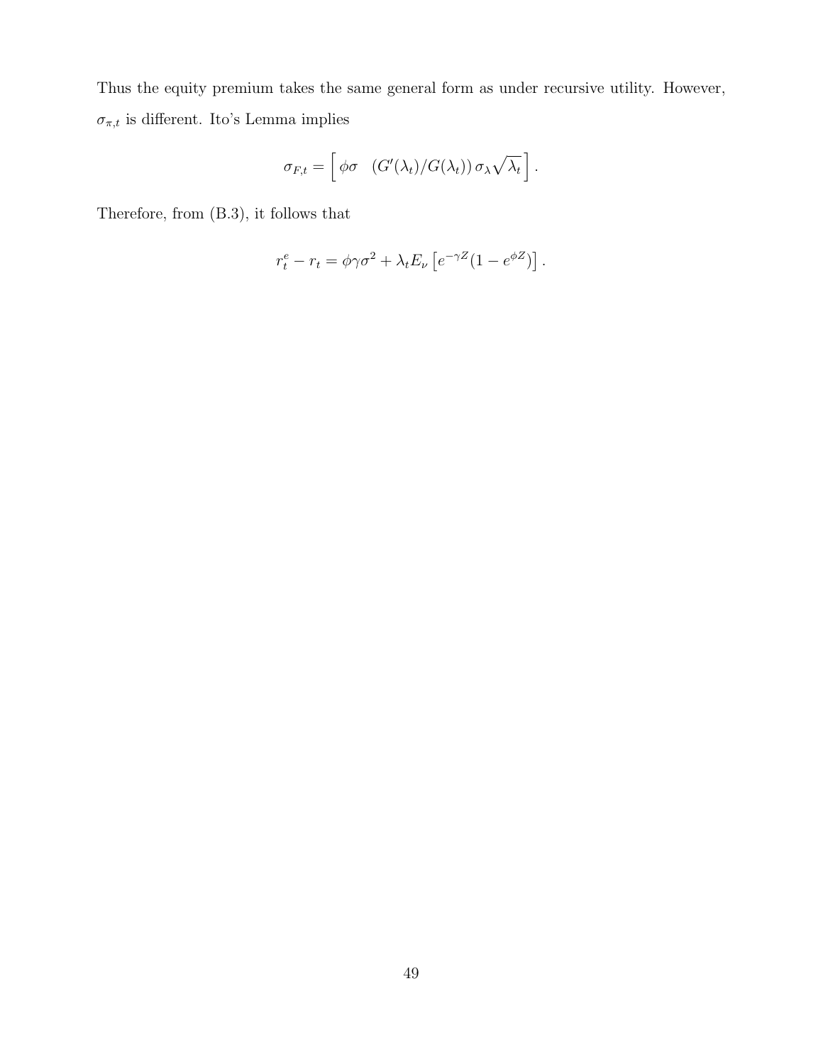Thus the equity premium takes the same general form as under recursive utility. However, $\sigma_{\pi,t}$ is different. Ito's Lemma implies

$$\sigma_{F,t} = \left[ \begin{array}{cc} \phi\sigma & \left(G'(\lambda_t)/G(\lambda_t)\right)\sigma_\lambda\sqrt{\lambda_t} \end{array} \right].$$

Therefore, from (B.3), it follows that

$$r_t^e - r_t = \phi\gamma\sigma^2 + \lambda_t E_\nu \left[ e^{-\gamma Z}(1 - e^{\phi Z}) \right].$$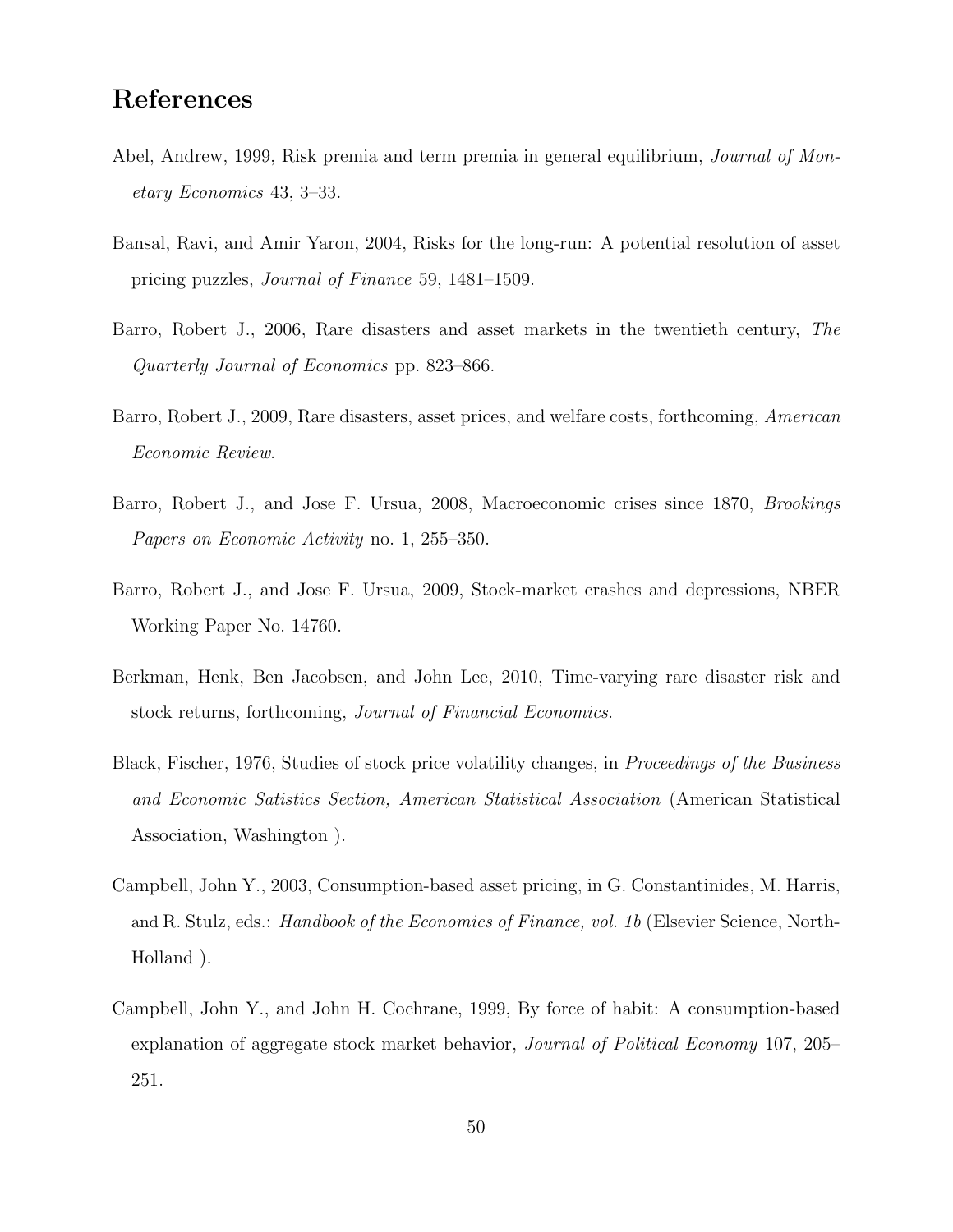## References

Abel, Andrew, 1999, Risk premia and term premia in general equilibrium, *Journal of Monetary Economics* 43, 3–33.

Bansal, Ravi, and Amir Yaron, 2004, Risks for the long-run: A potential resolution of asset pricing puzzles, *Journal of Finance* 59, 1481–1509.

Barro, Robert J., 2006, Rare disasters and asset markets in the twentieth century, *The Quarterly Journal of Economics* pp. 823–866.

Barro, Robert J., 2009, Rare disasters, asset prices, and welfare costs, forthcoming, *American Economic Review*.

Barro, Robert J., and Jose F. Ursua, 2008, Macroeconomic crises since 1870, *Brookings Papers on Economic Activity* no. 1, 255–350.

Barro, Robert J., and Jose F. Ursua, 2009, Stock-market crashes and depressions, NBER Working Paper No. 14760.

Berkman, Henk, Ben Jacobsen, and John Lee, 2010, Time-varying rare disaster risk and stock returns, forthcoming, *Journal of Financial Economics*.

Black, Fischer, 1976, Studies of stock price volatility changes, in *Proceedings of the Business and Economic Satistics Section, American Statistical Association* (American Statistical Association, Washington ).

Campbell, John Y., 2003, Consumption-based asset pricing, in G. Constantinides, M. Harris, and R. Stulz, eds.: *Handbook of the Economics of Finance, vol. 1b* (Elsevier Science, North-Holland ).

Campbell, John Y., and John H. Cochrane, 1999, By force of habit: A consumption-based explanation of aggregate stock market behavior, *Journal of Political Economy* 107, 205–251.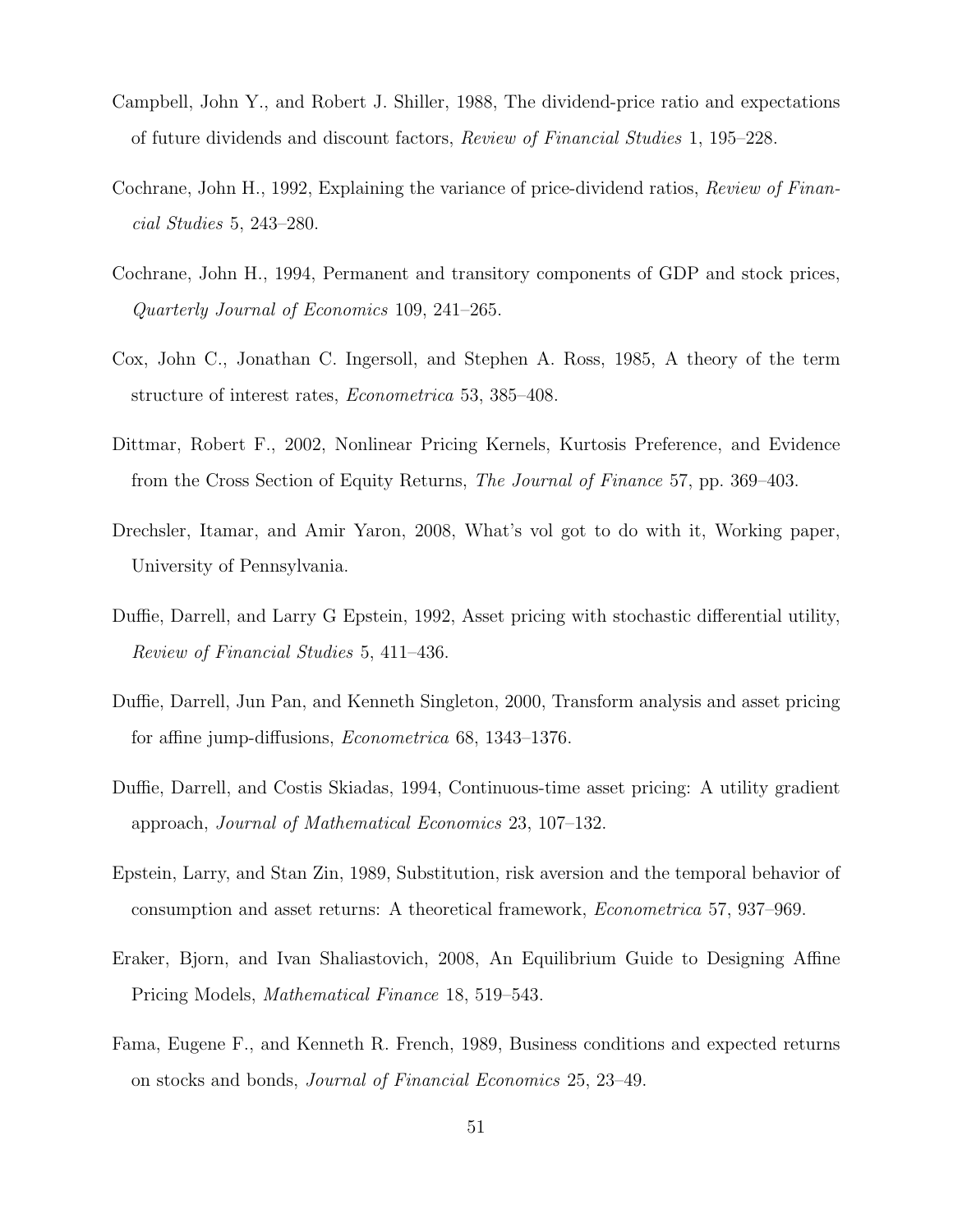Campbell, John Y., and Robert J. Shiller, 1988, The dividend-price ratio and expectations of future dividends and discount factors, *Review of Financial Studies* 1, 195–228.

Cochrane, John H., 1992, Explaining the variance of price-dividend ratios, *Review of Financial Studies* 5, 243–280.

Cochrane, John H., 1994, Permanent and transitory components of GDP and stock prices, *Quarterly Journal of Economics* 109, 241–265.

Cox, John C., Jonathan C. Ingersoll, and Stephen A. Ross, 1985, A theory of the term structure of interest rates, *Econometrica* 53, 385–408.

Dittmar, Robert F., 2002, Nonlinear Pricing Kernels, Kurtosis Preference, and Evidence from the Cross Section of Equity Returns, *The Journal of Finance* 57, pp. 369–403.

Drechsler, Itamar, and Amir Yaron, 2008, What's vol got to do with it, Working paper, University of Pennsylvania.

Duffie, Darrell, and Larry G Epstein, 1992, Asset pricing with stochastic differential utility, *Review of Financial Studies* 5, 411–436.

Duffie, Darrell, Jun Pan, and Kenneth Singleton, 2000, Transform analysis and asset pricing for affine jump-diffusions, *Econometrica* 68, 1343–1376.

Duffie, Darrell, and Costis Skiadas, 1994, Continuous-time asset pricing: A utility gradient approach, *Journal of Mathematical Economics* 23, 107–132.

Epstein, Larry, and Stan Zin, 1989, Substitution, risk aversion and the temporal behavior of consumption and asset returns: A theoretical framework, *Econometrica* 57, 937–969.

Eraker, Bjorn, and Ivan Shaliastovich, 2008, An Equilibrium Guide to Designing Affine Pricing Models, *Mathematical Finance* 18, 519–543.

Fama, Eugene F., and Kenneth R. French, 1989, Business conditions and expected returns on stocks and bonds, *Journal of Financial Economics* 25, 23–49.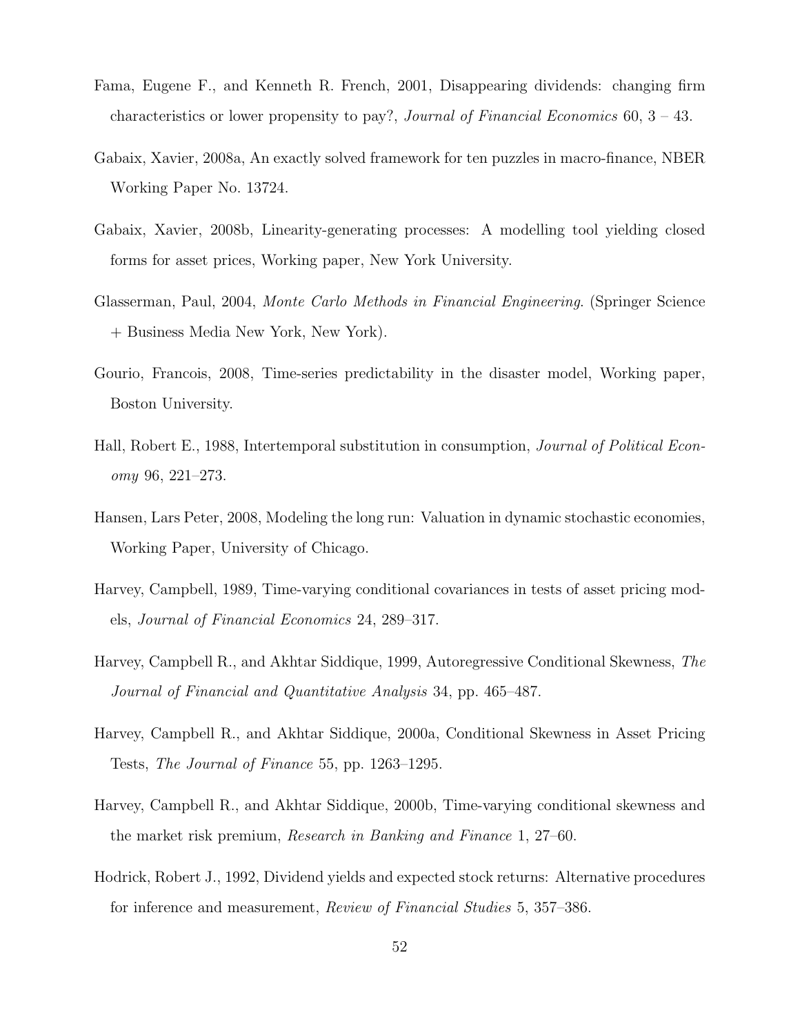Fama, Eugene F., and Kenneth R. French, 2001, Disappearing dividends: changing firm characteristics or lower propensity to pay?, *Journal of Financial Economics* 60, 3 – 43.

Gabaix, Xavier, 2008a, An exactly solved framework for ten puzzles in macro-finance, NBER Working Paper No. 13724.

Gabaix, Xavier, 2008b, Linearity-generating processes: A modelling tool yielding closed forms for asset prices, Working paper, New York University.

Glasserman, Paul, 2004, *Monte Carlo Methods in Financial Engineering*. (Springer Science + Business Media New York, New York).

Gourio, Francois, 2008, Time-series predictability in the disaster model, Working paper, Boston University.

Hall, Robert E., 1988, Intertemporal substitution in consumption, *Journal of Political Economy* 96, 221–273.

Hansen, Lars Peter, 2008, Modeling the long run: Valuation in dynamic stochastic economies, Working Paper, University of Chicago.

Harvey, Campbell, 1989, Time-varying conditional covariances in tests of asset pricing models, *Journal of Financial Economics* 24, 289–317.

Harvey, Campbell R., and Akhtar Siddique, 1999, Autoregressive Conditional Skewness, *The Journal of Financial and Quantitative Analysis* 34, pp. 465–487.

Harvey, Campbell R., and Akhtar Siddique, 2000a, Conditional Skewness in Asset Pricing Tests, *The Journal of Finance* 55, pp. 1263–1295.

Harvey, Campbell R., and Akhtar Siddique, 2000b, Time-varying conditional skewness and the market risk premium, *Research in Banking and Finance* 1, 27–60.

Hodrick, Robert J., 1992, Dividend yields and expected stock returns: Alternative procedures for inference and measurement, *Review of Financial Studies* 5, 357–386.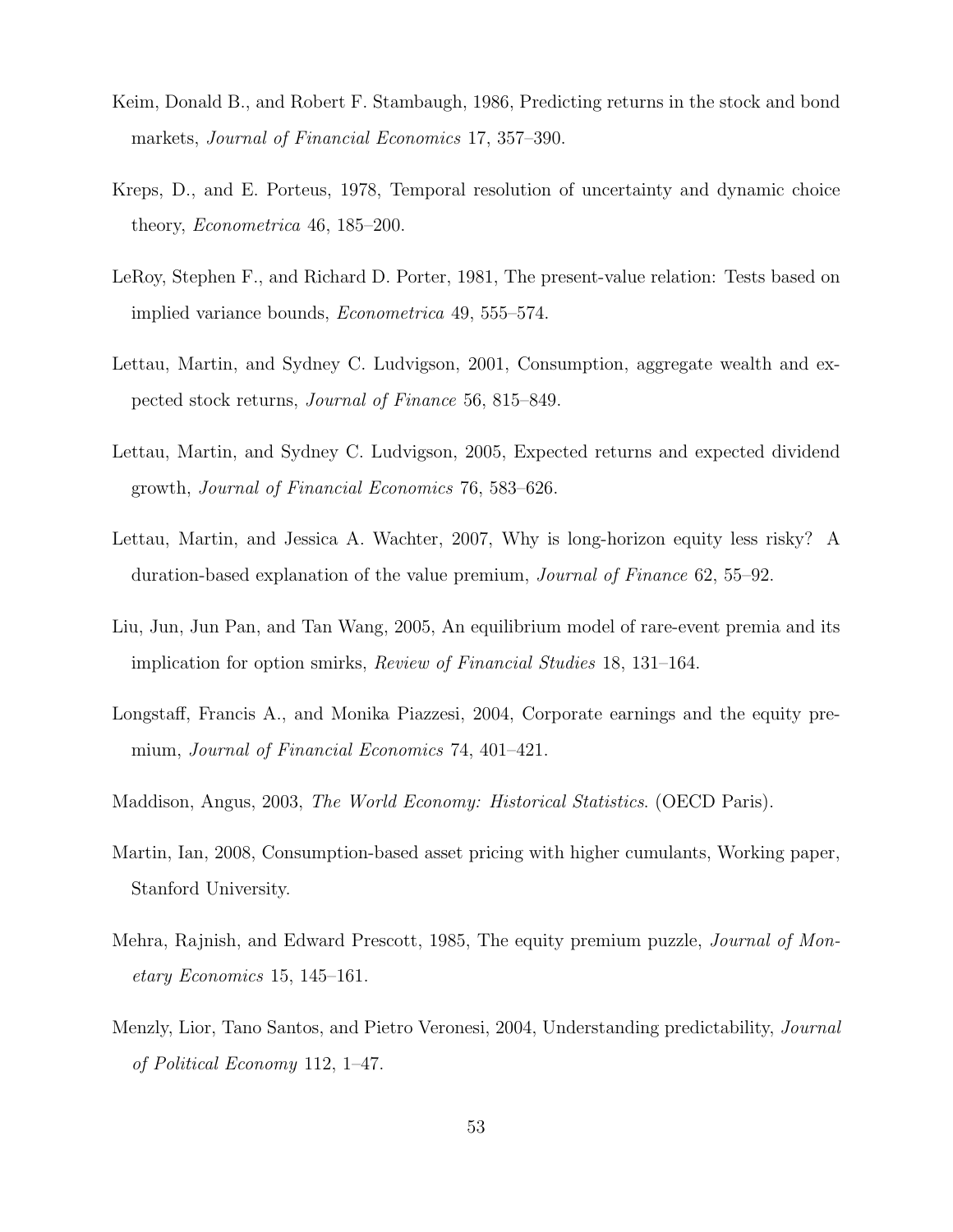Keim, Donald B., and Robert F. Stambaugh, 1986, Predicting returns in the stock and bond markets, *Journal of Financial Economics* 17, 357–390.

Kreps, D., and E. Porteus, 1978, Temporal resolution of uncertainty and dynamic choice theory, *Econometrica* 46, 185–200.

LeRoy, Stephen F., and Richard D. Porter, 1981, The present-value relation: Tests based on implied variance bounds, *Econometrica* 49, 555–574.

Lettau, Martin, and Sydney C. Ludvigson, 2001, Consumption, aggregate wealth and expected stock returns, *Journal of Finance* 56, 815–849.

Lettau, Martin, and Sydney C. Ludvigson, 2005, Expected returns and expected dividend growth, *Journal of Financial Economics* 76, 583–626.

Lettau, Martin, and Jessica A. Wachter, 2007, Why is long-horizon equity less risky? A duration-based explanation of the value premium, *Journal of Finance* 62, 55–92.

Liu, Jun, Jun Pan, and Tan Wang, 2005, An equilibrium model of rare-event premia and its implication for option smirks, *Review of Financial Studies* 18, 131–164.

Longstaff, Francis A., and Monika Piazzesi, 2004, Corporate earnings and the equity premium, *Journal of Financial Economics* 74, 401–421.

Maddison, Angus, 2003, *The World Economy: Historical Statistics*. (OECD Paris).

Martin, Ian, 2008, Consumption-based asset pricing with higher cumulants, Working paper, Stanford University.

Mehra, Rajnish, and Edward Prescott, 1985, The equity premium puzzle, *Journal of Monetary Economics* 15, 145–161.

Menzly, Lior, Tano Santos, and Pietro Veronesi, 2004, Understanding predictability, *Journal of Political Economy* 112, 1–47.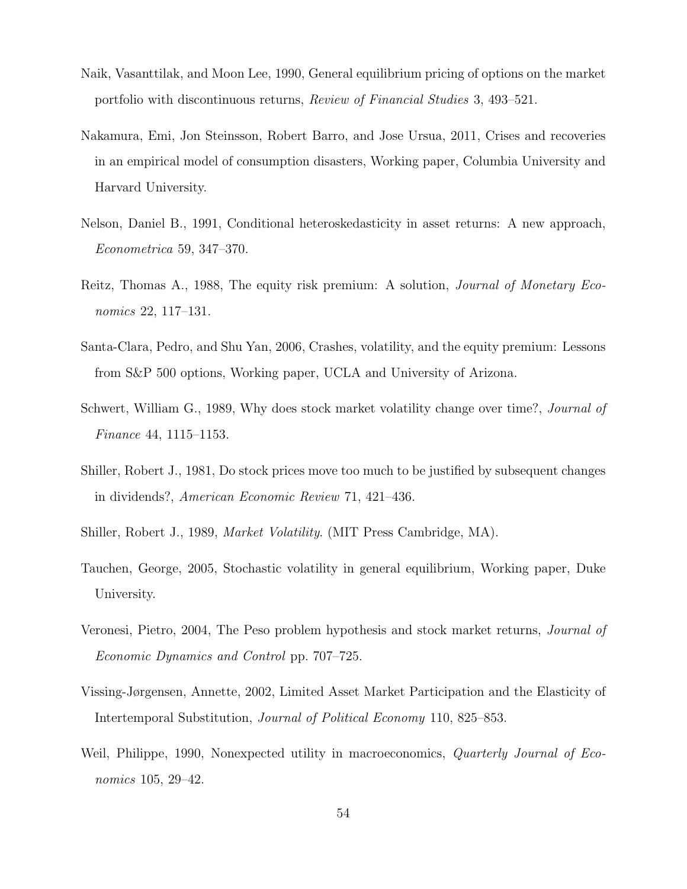Naik, Vasanttilak, and Moon Lee, 1990, General equilibrium pricing of options on the market portfolio with discontinuous returns, *Review of Financial Studies* 3, 493–521.

Nakamura, Emi, Jon Steinsson, Robert Barro, and Jose Ursua, 2011, Crises and recoveries in an empirical model of consumption disasters, Working paper, Columbia University and Harvard University.

Nelson, Daniel B., 1991, Conditional heteroskedasticity in asset returns: A new approach, *Econometrica* 59, 347–370.

Reitz, Thomas A., 1988, The equity risk premium: A solution, *Journal of Monetary Economics* 22, 117–131.

Santa-Clara, Pedro, and Shu Yan, 2006, Crashes, volatility, and the equity premium: Lessons from S&P 500 options, Working paper, UCLA and University of Arizona.

Schwert, William G., 1989, Why does stock market volatility change over time?, *Journal of Finance* 44, 1115–1153.

Shiller, Robert J., 1981, Do stock prices move too much to be justified by subsequent changes in dividends?, *American Economic Review* 71, 421–436.

Shiller, Robert J., 1989, *Market Volatility*. (MIT Press Cambridge, MA).

Tauchen, George, 2005, Stochastic volatility in general equilibrium, Working paper, Duke University.

Veronesi, Pietro, 2004, The Peso problem hypothesis and stock market returns, *Journal of Economic Dynamics and Control* pp. 707–725.

Vissing-Jørgensen, Annette, 2002, Limited Asset Market Participation and the Elasticity of Intertemporal Substitution, *Journal of Political Economy* 110, 825–853.

Weil, Philippe, 1990, Nonexpected utility in macroeconomics, *Quarterly Journal of Economics* 105, 29–42.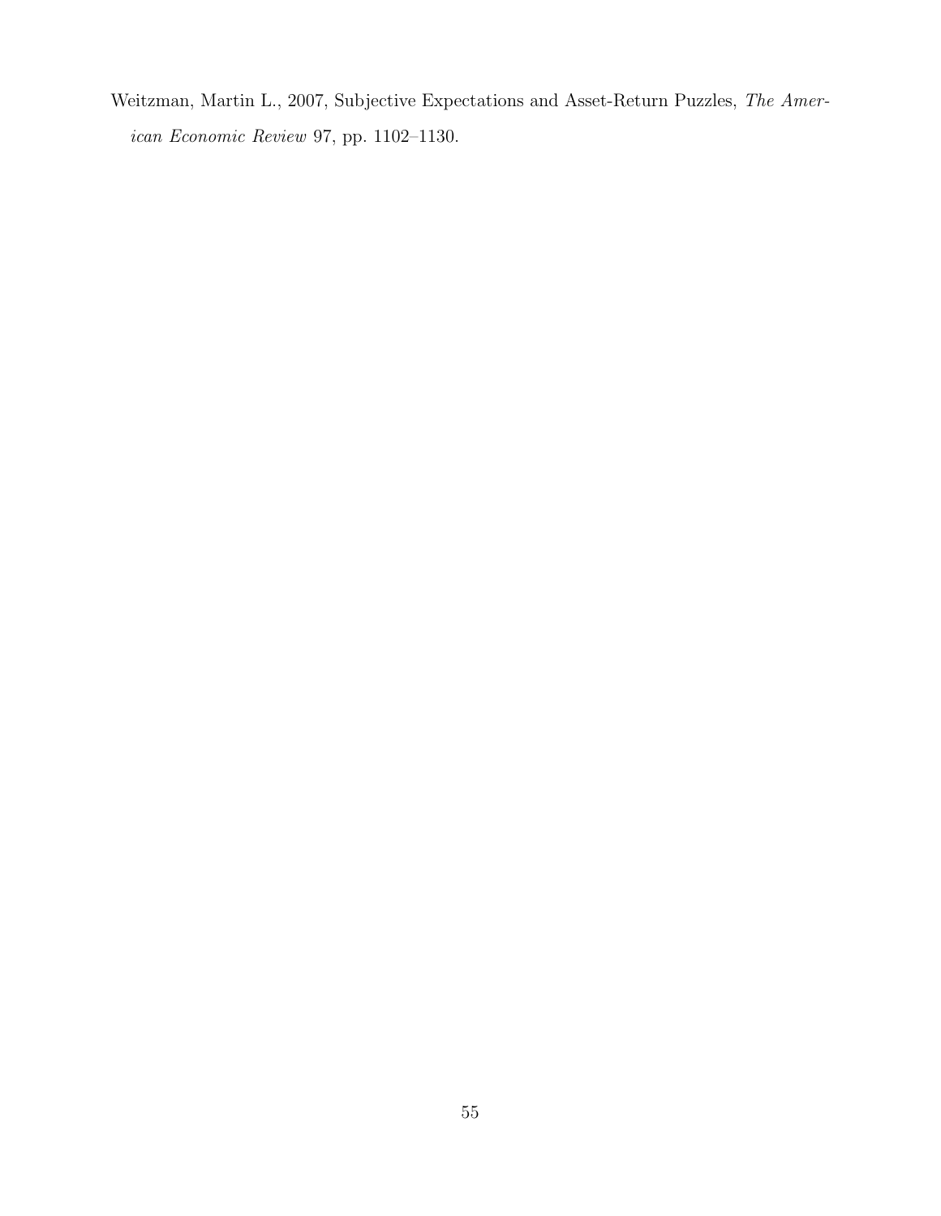Weitzman, Martin L., 2007, Subjective Expectations and Asset-Return Puzzles, *The American Economic Review* 97, pp. 1102–1130.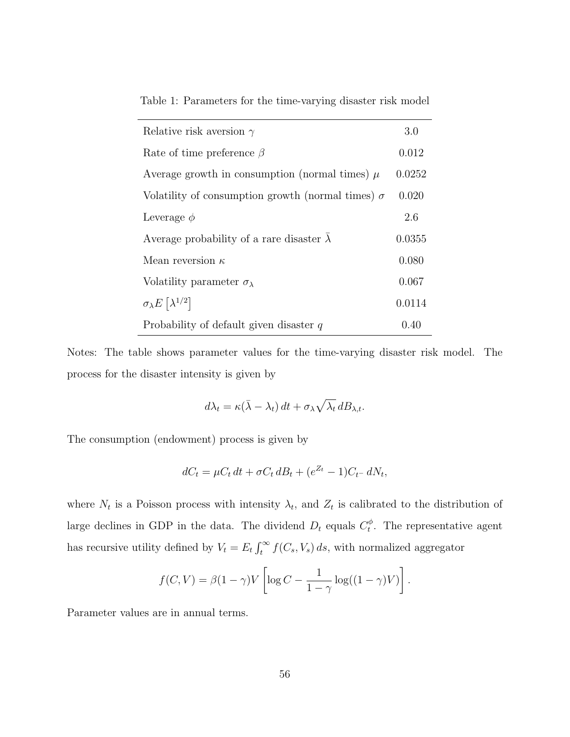Table 1: Parameters for the time-varying disaster risk model

| Parameter | Value |
|---|---|
| Relative risk aversion $\gamma$ | 3.0 |
| Rate of time preference $\beta$ | 0.012 |
| Average growth in consumption (normal times) $\mu$ | 0.0252 |
| Volatility of consumption growth (normal times) $\sigma$ | 0.020 |
| Leverage $\phi$ | 2.6 |
| Average probability of a rare disaster $\bar{\lambda}$ | 0.0355 |
| Mean reversion $\kappa$ | 0.080 |
| Volatility parameter $\sigma_\lambda$ | 0.067 |
| $\sigma_\lambda E\left[\lambda^{1/2}\right]$ | 0.0114 |
| Probability of default given disaster $q$ | 0.40 |

Notes: The table shows parameter values for the time-varying disaster risk model. The process for the disaster intensity is given by

$$d\lambda_t = \kappa(\bar{\lambda} - \lambda_t)\, dt + \sigma_\lambda \sqrt{\lambda_t}\, dB_{\lambda,t}.$$

The consumption (endowment) process is given by

$$dC_t = \mu C_t\, dt + \sigma C_t\, dB_t + (e^{Z_t} - 1)C_{t^-}\, dN_t,$$

where $N_t$ is a Poisson process with intensity $\lambda_t$, and $Z_t$ is calibrated to the distribution of large declines in GDP in the data. The dividend $D_t$ equals $C_t^\phi$. The representative agent has recursive utility defined by $V_t = E_t \int_t^\infty f(C_s, V_s)\, ds$, with normalized aggregator

$$f(C, V) = \beta(1-\gamma)V \left[\log C - \frac{1}{1-\gamma}\log((1-\gamma)V)\right].$$

Parameter values are in annual terms.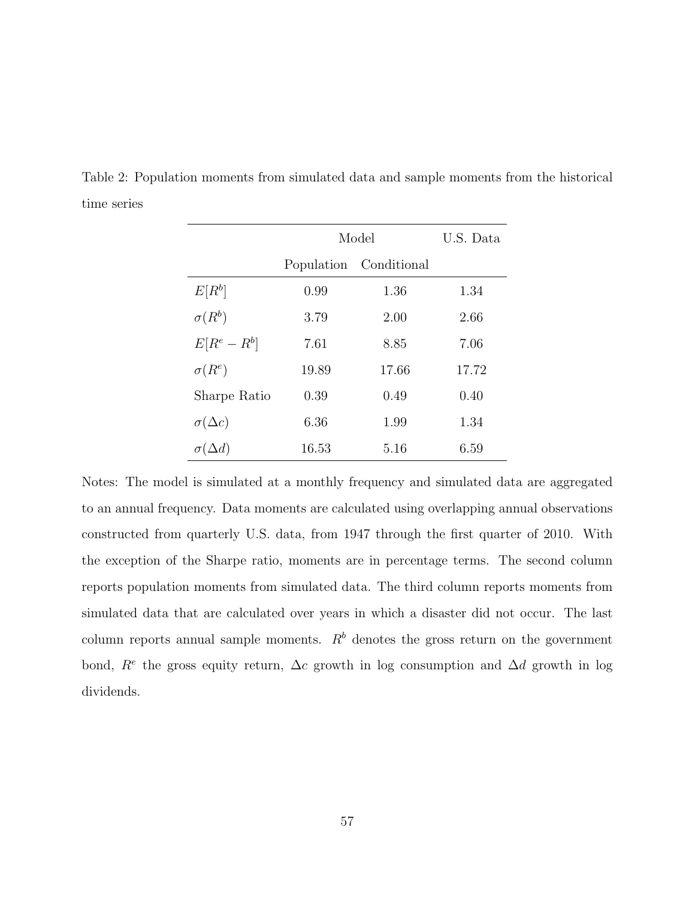Table 2: Population moments from simulated data and sample moments from the historical time series

| | Model | | U.S. Data |
|---|---|---|---|
| | Population | Conditional | |
| $E[R^b]$ | 0.99 | 1.36 | 1.34 |
| $\sigma(R^b)$ | 3.79 | 2.00 | 2.66 |
| $E[R^e - R^b]$ | 7.61 | 8.85 | 7.06 |
| $\sigma(R^e)$ | 19.89 | 17.66 | 17.72 |
| Sharpe Ratio | 0.39 | 0.49 | 0.40 |
| $\sigma(\Delta c)$ | 6.36 | 1.99 | 1.34 |
| $\sigma(\Delta d)$ | 16.53 | 5.16 | 6.59 |

Notes: The model is simulated at a monthly frequency and simulated data are aggregated to an annual frequency. Data moments are calculated using overlapping annual observations constructed from quarterly U.S. data, from 1947 through the first quarter of 2010. With the exception of the Sharpe ratio, moments are in percentage terms. The second column reports population moments from simulated data. The third column reports moments from simulated data that are calculated over years in which a disaster did not occur. The last column reports annual sample moments. $R^b$ denotes the gross return on the government bond, $R^e$ the gross equity return, $\Delta c$ growth in log consumption and $\Delta d$ growth in log dividends.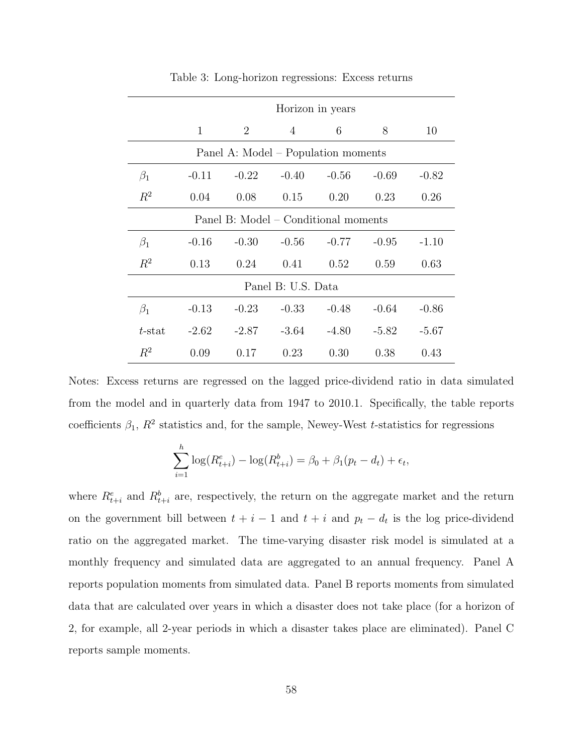Table 3: Long-horizon regressions: Excess returns

| | Horizon in years | | | | | |
|---|---|---|---|---|---|---|
| | 1 | 2 | 4 | 6 | 8 | 10 |
| Panel A: Model – Population moments | | | | | | |
| $\beta_1$ | -0.11 | -0.22 | -0.40 | -0.56 | -0.69 | -0.82 |
| $R^2$ | 0.04 | 0.08 | 0.15 | 0.20 | 0.23 | 0.26 |
| Panel B: Model – Conditional moments | | | | | | |
| $\beta_1$ | -0.16 | -0.30 | -0.56 | -0.77 | -0.95 | -1.10 |
| $R^2$ | 0.13 | 0.24 | 0.41 | 0.52 | 0.59 | 0.63 |
| Panel B: U.S. Data | | | | | | |
| $\beta_1$ | -0.13 | -0.23 | -0.33 | -0.48 | -0.64 | -0.86 |
| $t$-stat | -2.62 | -2.87 | -3.64 | -4.80 | -5.82 | -5.67 |
| $R^2$ | 0.09 | 0.17 | 0.23 | 0.30 | 0.38 | 0.43 |

Notes: Excess returns are regressed on the lagged price-dividend ratio in data simulated from the model and in quarterly data from 1947 to 2010.1. Specifically, the table reports coefficients $\beta_1$, $R^2$ statistics and, for the sample, Newey-West $t$-statistics for regressions

$$\sum_{i=1}^{h} \log(R^e_{t+i}) - \log(R^b_{t+i}) = \beta_0 + \beta_1(p_t - d_t) + \epsilon_t,$$

where $R^e_{t+i}$ and $R^b_{t+i}$ are, respectively, the return on the aggregate market and the return on the government bill between $t+i-1$ and $t+i$ and $p_t - d_t$ is the log price-dividend ratio on the aggregated market. The time-varying disaster risk model is simulated at a monthly frequency and simulated data are aggregated to an annual frequency. Panel A reports population moments from simulated data. Panel B reports moments from simulated data that are calculated over years in which a disaster does not take place (for a horizon of 2, for example, all 2-year periods in which a disaster takes place are eliminated). Panel C reports sample moments.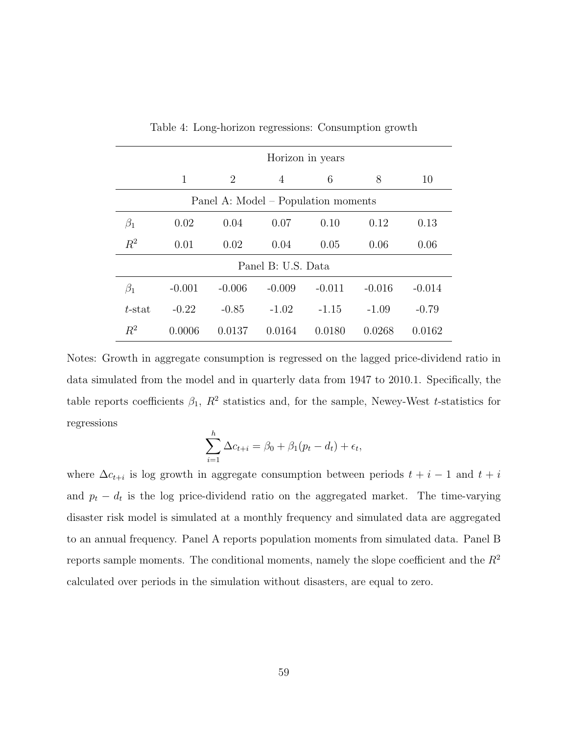Table 4: Long-horizon regressions: Consumption growth

| | Horizon in years | | | | | |
|---|---|---|---|---|---|---|
| | 1 | 2 | 4 | 6 | 8 | 10 |
| Panel A: Model – Population moments | | | | | | |
| $\beta_1$ | 0.02 | 0.04 | 0.07 | 0.10 | 0.12 | 0.13 |
| $R^2$ | 0.01 | 0.02 | 0.04 | 0.05 | 0.06 | 0.06 |
| Panel B: U.S. Data | | | | | | |
| $\beta_1$ | -0.001 | -0.006 | -0.009 | -0.011 | -0.016 | -0.014 |
| $t$-stat | -0.22 | -0.85 | -1.02 | -1.15 | -1.09 | -0.79 |
| $R^2$ | 0.0006 | 0.0137 | 0.0164 | 0.0180 | 0.0268 | 0.0162 |

Notes: Growth in aggregate consumption is regressed on the lagged price-dividend ratio in data simulated from the model and in quarterly data from 1947 to 2010.1. Specifically, the table reports coefficients $\beta_1$, $R^2$ statistics and, for the sample, Newey-West $t$-statistics for regressions

$$\sum_{i=1}^{h} \Delta c_{t+i} = \beta_0 + \beta_1 (p_t - d_t) + \epsilon_t,$$

where $\Delta c_{t+i}$ is log growth in aggregate consumption between periods $t+i-1$ and $t+i$ and $p_t - d_t$ is the log price-dividend ratio on the aggregated market. The time-varying disaster risk model is simulated at a monthly frequency and simulated data are aggregated to an annual frequency. Panel A reports population moments from simulated data. Panel B reports sample moments. The conditional moments, namely the slope coefficient and the $R^2$ calculated over periods in the simulation without disasters, are equal to zero.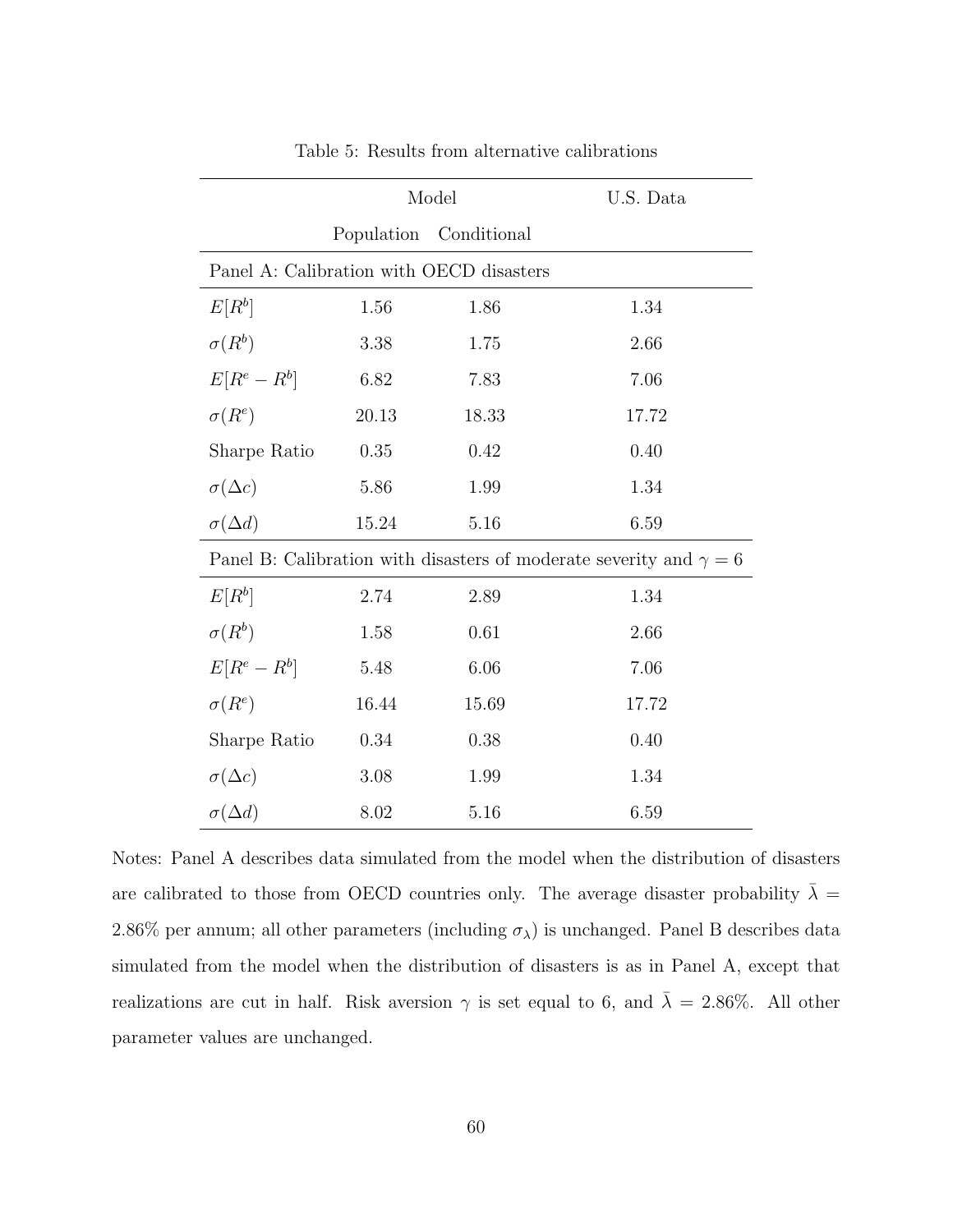Table 5: Results from alternative calibrations

| | Model | | U.S. Data |
|---|---|---|---|
| | Population | Conditional | |
| **Panel A: Calibration with OECD disasters** | | | |
| $E[R^b]$ | 1.56 | 1.86 | 1.34 |
| $\sigma(R^b)$ | 3.38 | 1.75 | 2.66 |
| $E[R^e - R^b]$ | 6.82 | 7.83 | 7.06 |
| $\sigma(R^e)$ | 20.13 | 18.33 | 17.72 |
| Sharpe Ratio | 0.35 | 0.42 | 0.40 |
| $\sigma(\Delta c)$ | 5.86 | 1.99 | 1.34 |
| $\sigma(\Delta d)$ | 15.24 | 5.16 | 6.59 |
| **Panel B: Calibration with disasters of moderate severity and $\gamma = 6$** | | | |
| $E[R^b]$ | 2.74 | 2.89 | 1.34 |
| $\sigma(R^b)$ | 1.58 | 0.61 | 2.66 |
| $E[R^e - R^b]$ | 5.48 | 6.06 | 7.06 |
| $\sigma(R^e)$ | 16.44 | 15.69 | 17.72 |
| Sharpe Ratio | 0.34 | 0.38 | 0.40 |
| $\sigma(\Delta c)$ | 3.08 | 1.99 | 1.34 |
| $\sigma(\Delta d)$ | 8.02 | 5.16 | 6.59 |

Notes: Panel A describes data simulated from the model when the distribution of disasters are calibrated to those from OECD countries only. The average disaster probability $\bar{\lambda} = 2.86\%$ per annum; all other parameters (including $\sigma_\lambda$) is unchanged. Panel B describes data simulated from the model when the distribution of disasters is as in Panel A, except that realizations are cut in half. Risk aversion $\gamma$ is set equal to 6, and $\bar{\lambda} = 2.86\%$. All other parameter values are unchanged.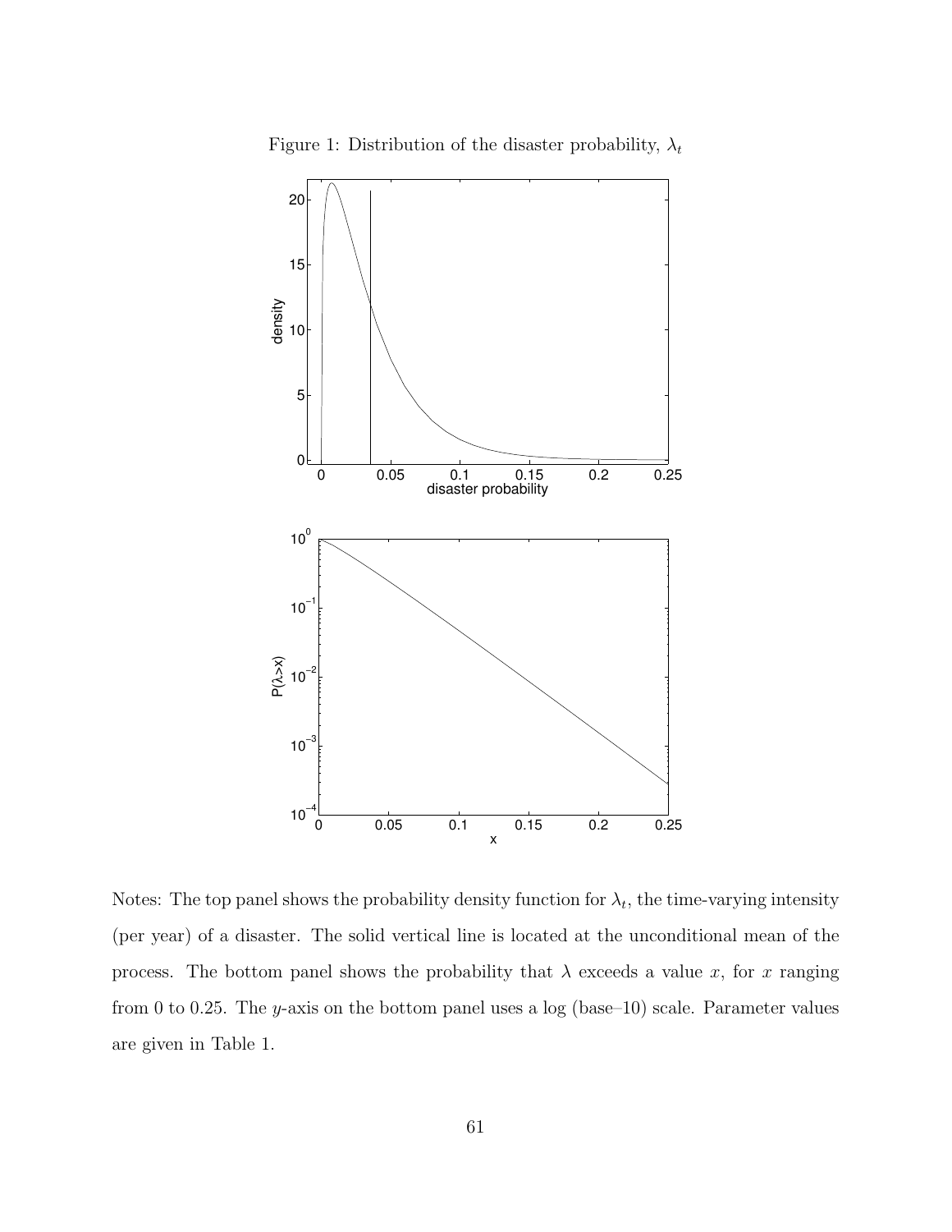Figure 1: Distribution of the disaster probability, $\lambda_t$

Notes: The top panel shows the probability density function for $\lambda_t$, the time-varying intensity (per year) of a disaster. The solid vertical line is located at the unconditional mean of the process. The bottom panel shows the probability that $\lambda$ exceeds a value $x$, for $x$ ranging from 0 to 0.25. The $y$-axis on the bottom panel uses a log (base–10) scale. Parameter values are given in Table 1.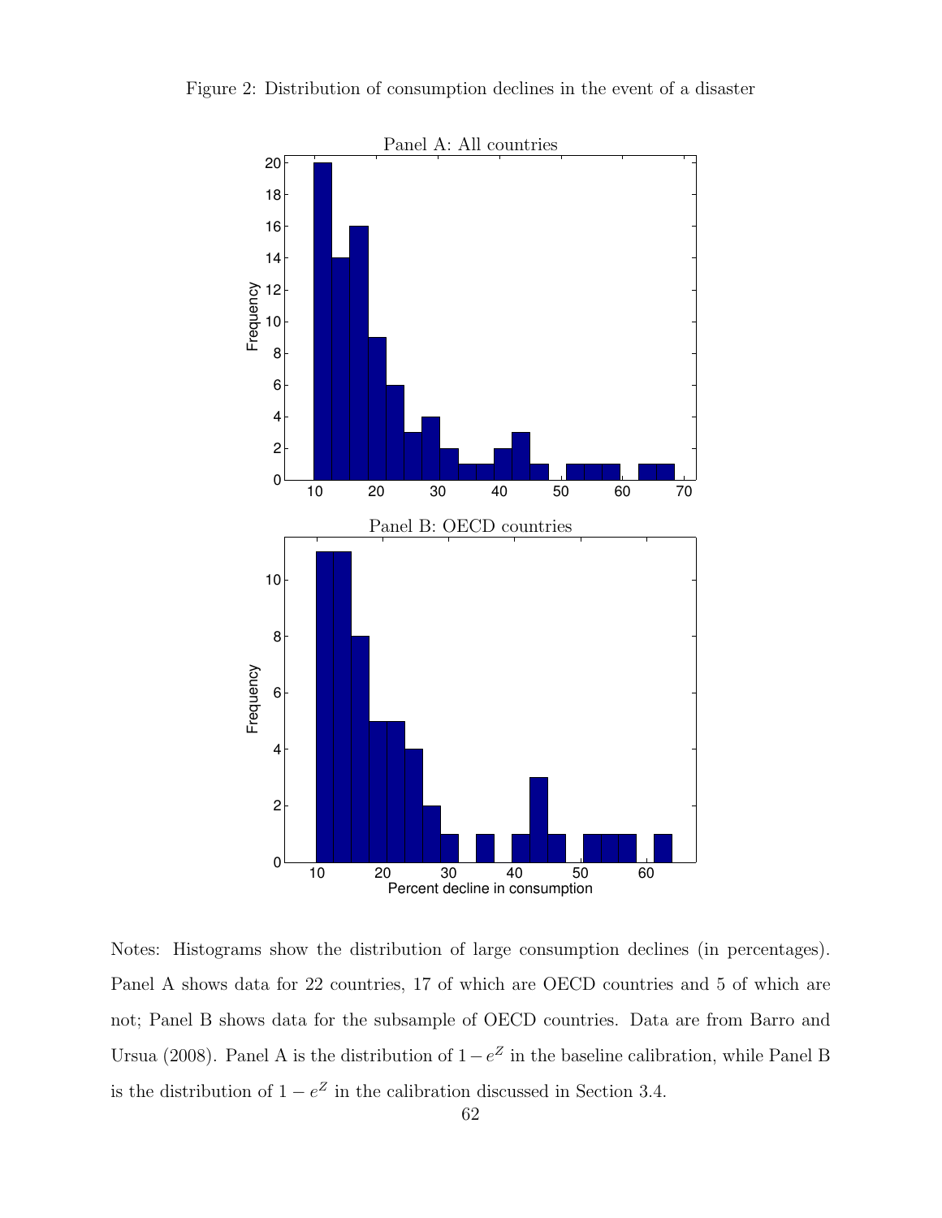Figure 2: Distribution of consumption declines in the event of a disaster

Panel A: All countries

Panel B: OECD countries

Notes: Histograms show the distribution of large consumption declines (in percentages). Panel A shows data for 22 countries, 17 of which are OECD countries and 5 of which are not; Panel B shows data for the subsample of OECD countries. Data are from Barro and Ursua (2008). Panel A is the distribution of $1 - e^Z$ in the baseline calibration, while Panel B is the distribution of $1 - e^Z$ in the calibration discussed in Section 3.4.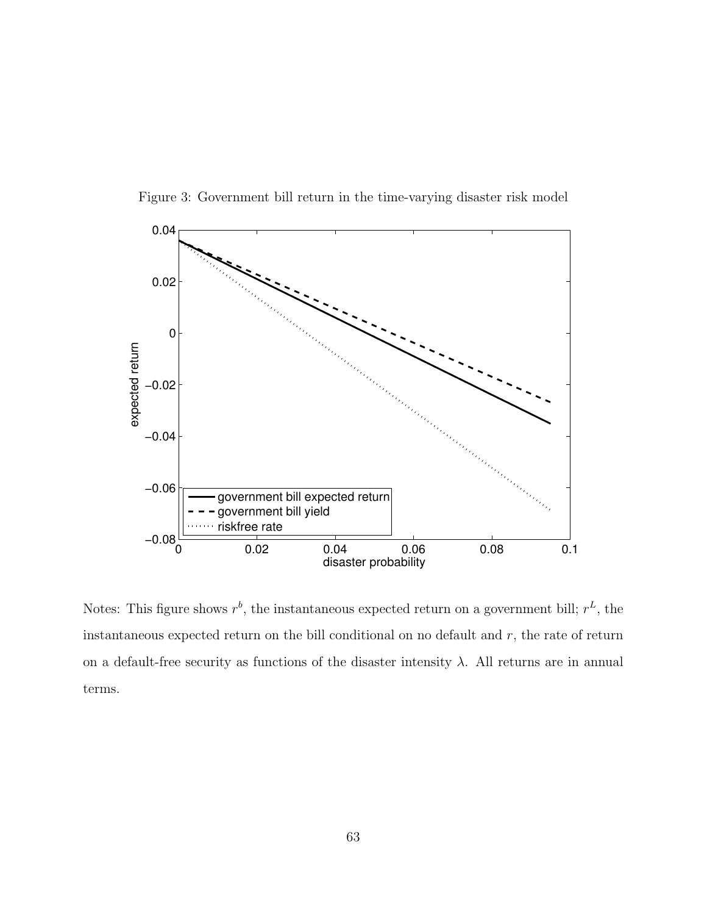Figure 3: Government bill return in the time-varying disaster risk model

Notes: This figure shows $r^b$, the instantaneous expected return on a government bill; $r^L$, the instantaneous expected return on the bill conditional on no default and $r$, the rate of return on a default-free security as functions of the disaster intensity $\lambda$. All returns are in annual terms.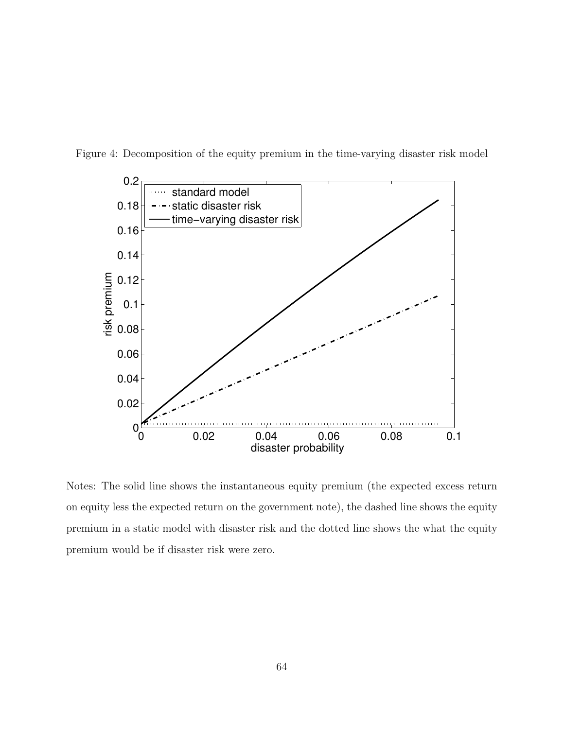Figure 4: Decomposition of the equity premium in the time-varying disaster risk model

Notes: The solid line shows the instantaneous equity premium (the expected excess return on equity less the expected return on the government note), the dashed line shows the equity premium in a static model with disaster risk and the dotted line shows the what the equity premium would be if disaster risk were zero.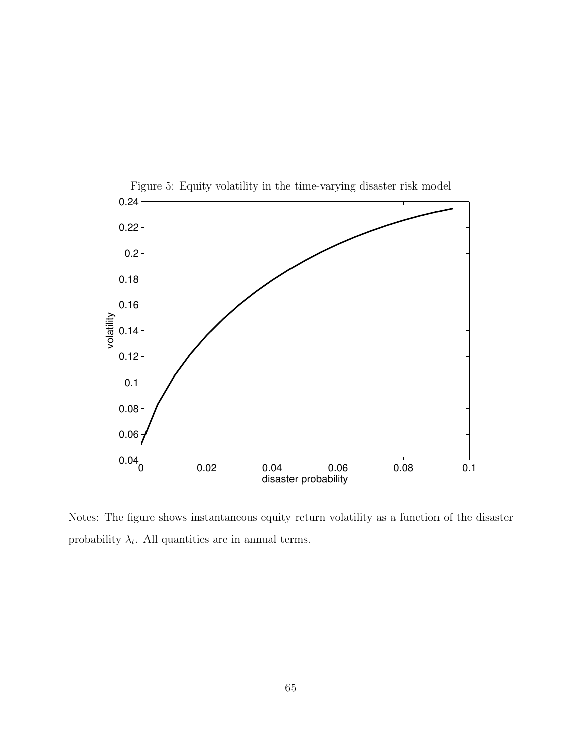Figure 5: Equity volatility in the time-varying disaster risk model

Notes: The figure shows instantaneous equity return volatility as a function of the disaster probability $\lambda_t$. All quantities are in annual terms.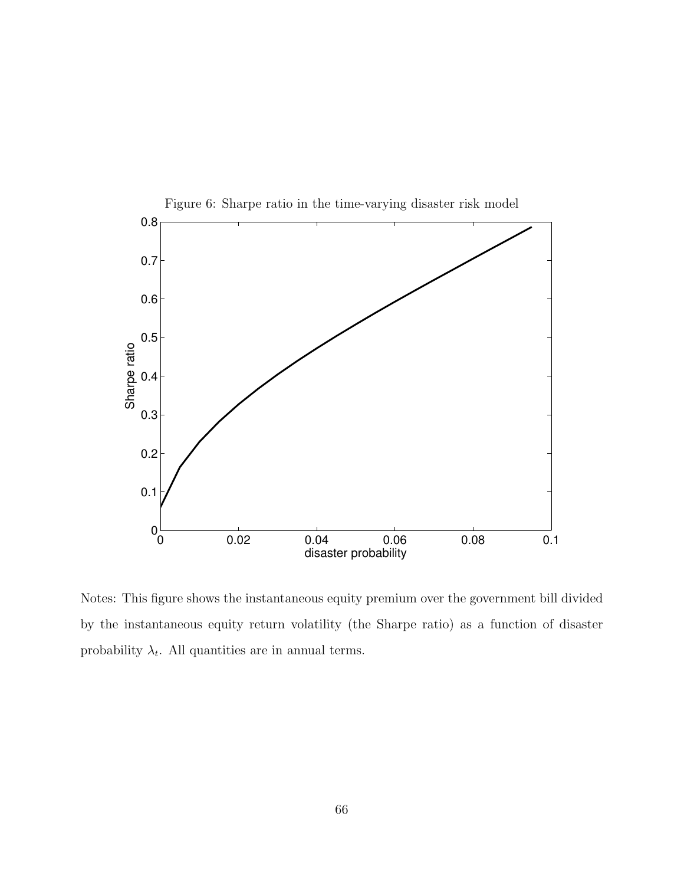Figure 6: Sharpe ratio in the time-varying disaster risk model

Notes: This figure shows the instantaneous equity premium over the government bill divided by the instantaneous equity return volatility (the Sharpe ratio) as a function of disaster probability $\lambda_t$. All quantities are in annual terms.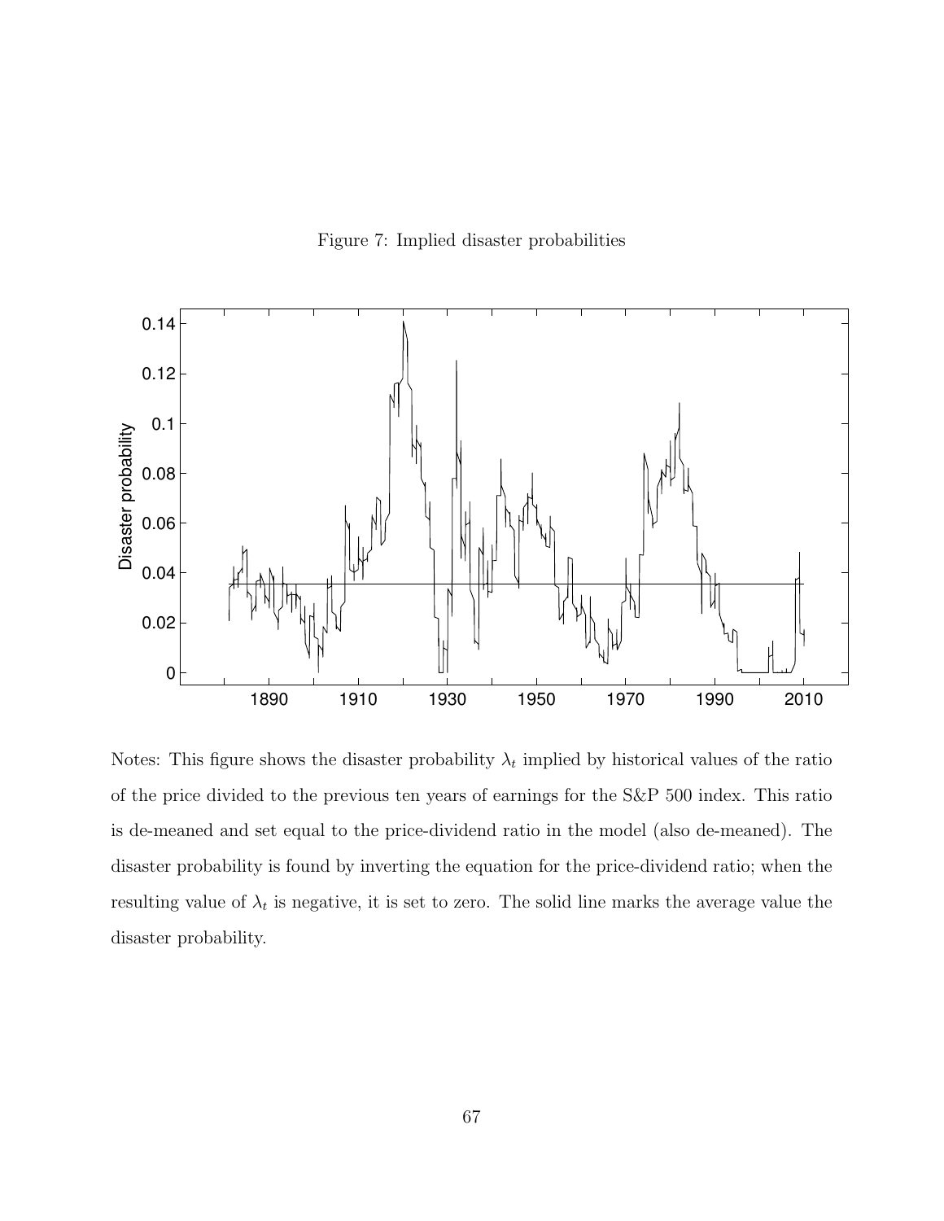Figure 7: Implied disaster probabilities

Disaster probability

0.14
0.12
0.1
0.08
0.06
0.04
0.02
0

1890 1910 1930 1950 1970 1990 2010

Notes: This figure shows the disaster probability $\lambda_t$ implied by historical values of the ratio of the price divided to the previous ten years of earnings for the S&P 500 index. This ratio is de-meaned and set equal to the price-dividend ratio in the model (also de-meaned). The disaster probability is found by inverting the equation for the price-dividend ratio; when the resulting value of $\lambda_t$ is negative, it is set to zero. The solid line marks the average value the disaster probability.